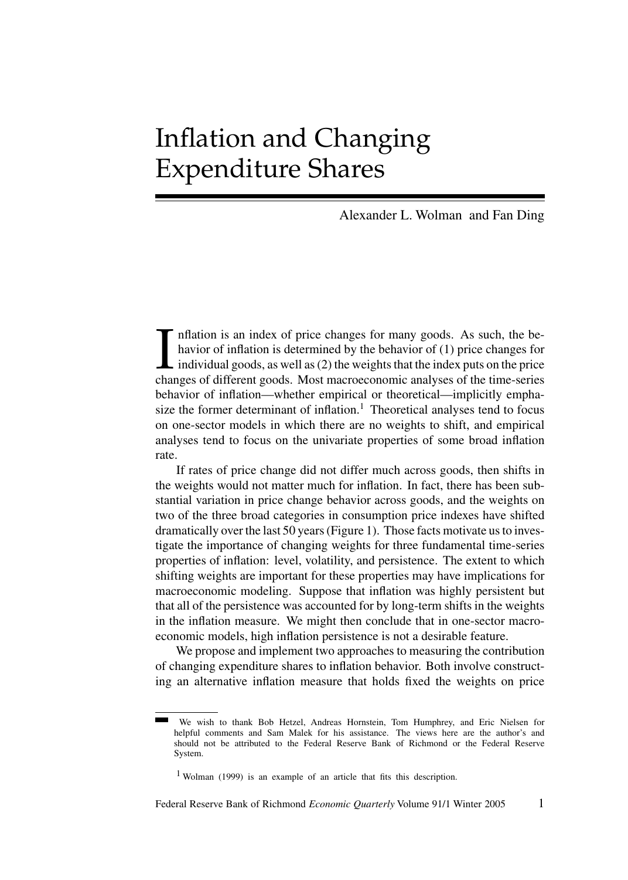# Inflation and Changing Expenditure Shares

Alexander L. Wolman and Fan Ding

Inflation is an index of price changes for many goods. As such, the behavior of inflation is determined by the behavior of (1) price changes for individual goods, as well as (2) the weights that the index puts on the price changes of different goods. Most macroeconomic analyses of the time-series behavior of inflation—whether empirical or theoretical—implicitly emphasize the former determinant of inflation.[1] Theoretical analyses tend to focus on one-sector models in which there are no weights to shift, and empirical analyses tend to focus on the univariate properties of some broad inflation rate.

If rates of price change did not differ much across goods, then shifts in the weights would not matter much for inflation. In fact, there has been substantial variation in price change behavior across goods, and the weights on two of the three broad categories in consumption price indexes have shifted dramatically over the last 50 years (Figure 1). Those facts motivate us to investigate the importance of changing weights for three fundamental time-series properties of inflation: level, volatility, and persistence. The extent to which shifting weights are important for these properties may have implications for macroeconomic modeling. Suppose that inflation was highly persistent but that all of the persistence was accounted for by long-term shifts in the weights in the inflation measure. We might then conclude that in one-sector macroeconomic models, high inflation persistence is not a desirable feature.

We propose and implement two approaches to measuring the contribution of changing expenditure shares to inflation behavior. Both involve constructing an alternative inflation measure that holds fixed the weights on price

We wish to thank Bob Hetzel, Andreas Hornstein, Tom Humphrey, and Eric Nielsen for helpful comments and Sam Malek for his assistance. The views here are the author's and should not be attributed to the Federal Reserve Bank of Richmond or the Federal Reserve System.

[1] Wolman (1999) is an example of an article that fits this description.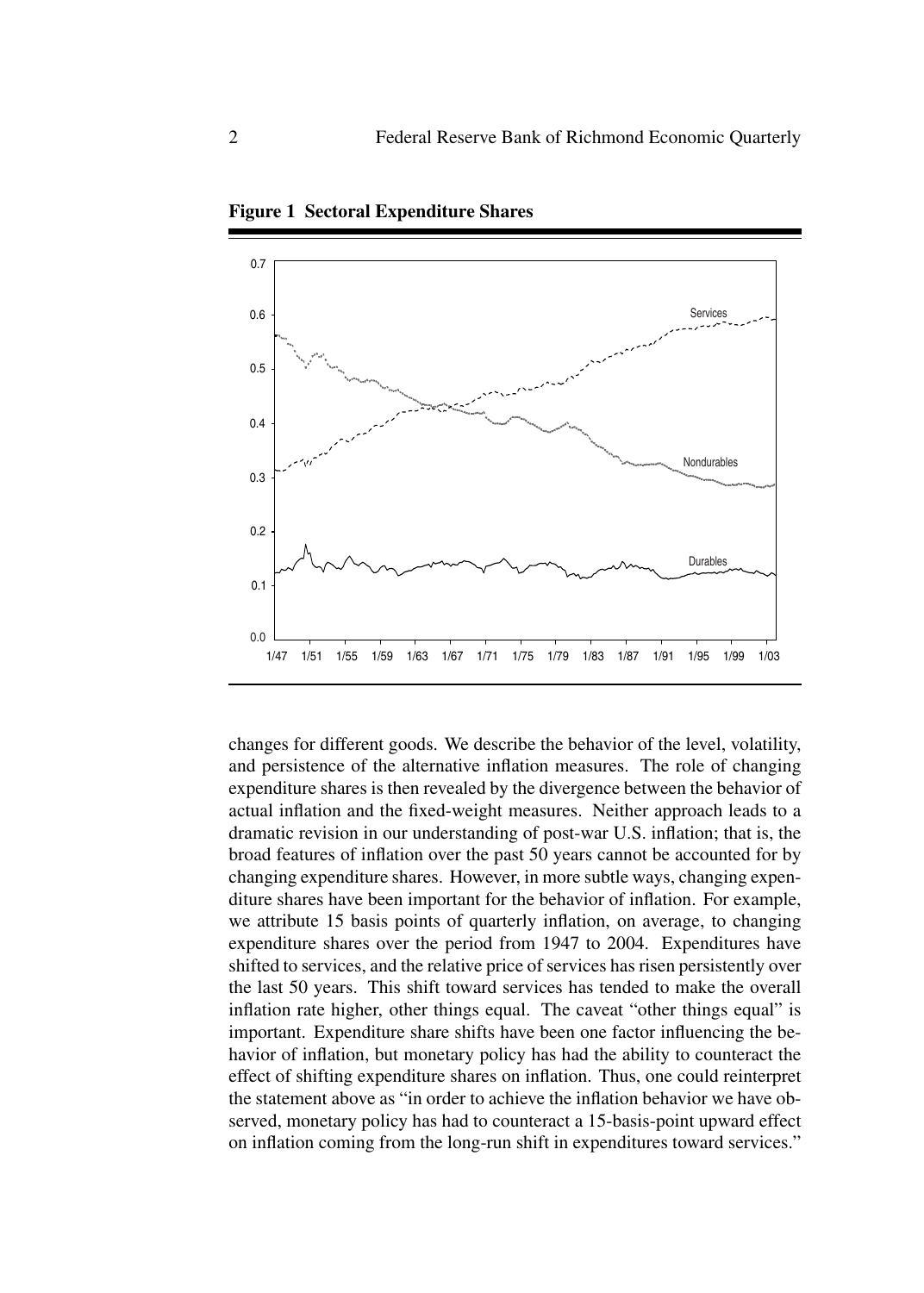**Figure 1 Sectoral Expenditure Shares**

changes for different goods. We describe the behavior of the level, volatility, and persistence of the alternative inflation measures. The role of changing expenditure shares is then revealed by the divergence between the behavior of actual inflation and the fixed-weight measures. Neither approach leads to a dramatic revision in our understanding of post-war U.S. inflation; that is, the broad features of inflation over the past 50 years cannot be accounted for by changing expenditure shares. However, in more subtle ways, changing expenditure shares have been important for the behavior of inflation. For example, we attribute 15 basis points of quarterly inflation, on average, to changing expenditure shares over the period from 1947 to 2004. Expenditures have shifted to services, and the relative price of services has risen persistently over the last 50 years. This shift toward services has tended to make the overall inflation rate higher, other things equal. The caveat "other things equal" is important. Expenditure share shifts have been one factor influencing the behavior of inflation, but monetary policy has had the ability to counteract the effect of shifting expenditure shares on inflation. Thus, one could reinterpret the statement above as "in order to achieve the inflation behavior we have observed, monetary policy has had to counteract a 15-basis-point upward effect on inflation coming from the long-run shift in expenditures toward services."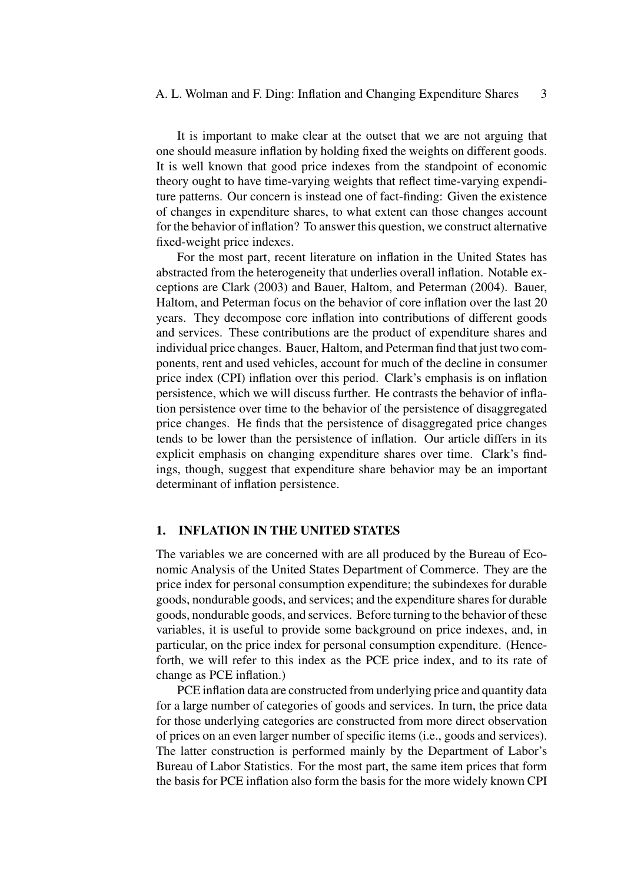It is important to make clear at the outset that we are not arguing that one should measure inflation by holding fixed the weights on different goods. It is well known that good price indexes from the standpoint of economic theory ought to have time-varying weights that reflect time-varying expenditure patterns. Our concern is instead one of fact-finding: Given the existence of changes in expenditure shares, to what extent can those changes account for the behavior of inflation? To answer this question, we construct alternative fixed-weight price indexes.

For the most part, recent literature on inflation in the United States has abstracted from the heterogeneity that underlies overall inflation. Notable exceptions are Clark (2003) and Bauer, Haltom, and Peterman (2004). Bauer, Haltom, and Peterman focus on the behavior of core inflation over the last 20 years. They decompose core inflation into contributions of different goods and services. These contributions are the product of expenditure shares and individual price changes. Bauer, Haltom, and Peterman find that just two components, rent and used vehicles, account for much of the decline in consumer price index (CPI) inflation over this period. Clark's emphasis is on inflation persistence, which we will discuss further. He contrasts the behavior of inflation persistence over time to the behavior of the persistence of disaggregated price changes. He finds that the persistence of disaggregated price changes tends to be lower than the persistence of inflation. Our article differs in its explicit emphasis on changing expenditure shares over time. Clark's findings, though, suggest that expenditure share behavior may be an important determinant of inflation persistence.

## 1. INFLATION IN THE UNITED STATES

The variables we are concerned with are all produced by the Bureau of Economic Analysis of the United States Department of Commerce. They are the price index for personal consumption expenditure; the subindexes for durable goods, nondurable goods, and services; and the expenditure shares for durable goods, nondurable goods, and services. Before turning to the behavior of these variables, it is useful to provide some background on price indexes, and, in particular, on the price index for personal consumption expenditure. (Henceforth, we will refer to this index as the PCE price index, and to its rate of change as PCE inflation.)

PCE inflation data are constructed from underlying price and quantity data for a large number of categories of goods and services. In turn, the price data for those underlying categories are constructed from more direct observation of prices on an even larger number of specific items (i.e., goods and services). The latter construction is performed mainly by the Department of Labor's Bureau of Labor Statistics. For the most part, the same item prices that form the basis for PCE inflation also form the basis for the more widely known CPI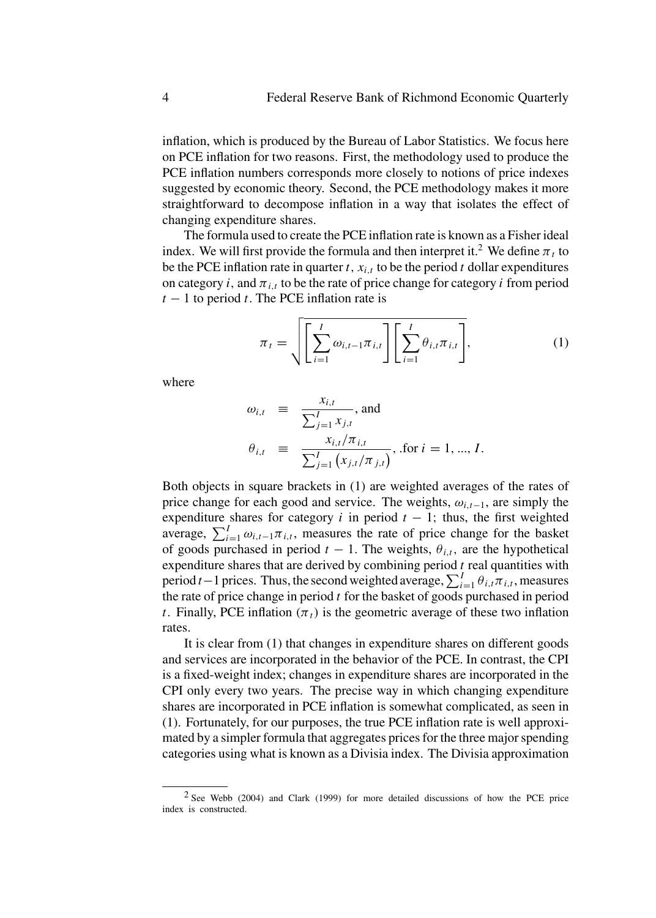inflation, which is produced by the Bureau of Labor Statistics. We focus here on PCE inflation for two reasons. First, the methodology used to produce the PCE inflation numbers corresponds more closely to notions of price indexes suggested by economic theory. Second, the PCE methodology makes it more straightforward to decompose inflation in a way that isolates the effect of changing expenditure shares.

The formula used to create the PCE inflation rate is known as a Fisher ideal index. We will first provide the formula and then interpret it.[2] We define $\pi_t$ to be the PCE inflation rate in quarter $t$, $x_{i,t}$ to be the period $t$ dollar expenditures on category $i$, and $\pi_{i,t}$ to be the rate of price change for category $i$ from period $t-1$ to period $t$. The PCE inflation rate is

$$\pi_t = \sqrt{\left[\sum_{i=1}^{I} \omega_{i,t-1}\pi_{i,t}\right]\left[\sum_{i=1}^{I} \theta_{i,t}\pi_{i,t}\right]}, \tag{1}$$

where

$$\begin{aligned} \omega_{i,t} &\equiv \frac{x_{i,t}}{\sum_{j=1}^{I} x_{j,t}}, \text{ and} \\ \theta_{i,t} &\equiv \frac{x_{i,t}/\pi_{i,t}}{\sum_{j=1}^{I}\left(x_{j,t}/\pi_{j,t}\right)}, \text{ .for } i = 1, ..., I. \end{aligned}$$

Both objects in square brackets in (1) are weighted averages of the rates of price change for each good and service. The weights, $\omega_{i,t-1}$, are simply the expenditure shares for category $i$ in period $t-1$; thus, the first weighted average, $\sum_{i=1}^{I} \omega_{i,t-1}\pi_{i,t}$, measures the rate of price change for the basket of goods purchased in period $t-1$. The weights, $\theta_{i,t}$, are the hypothetical expenditure shares that are derived by combining period $t$ real quantities with period $t-1$ prices. Thus, the second weighted average, $\sum_{i=1}^{I} \theta_{i,t}\pi_{i,t}$, measures the rate of price change in period $t$ for the basket of goods purchased in period $t$. Finally, PCE inflation ($\pi_t$) is the geometric average of these two inflation rates.

It is clear from (1) that changes in expenditure shares on different goods and services are incorporated in the behavior of the PCE. In contrast, the CPI is a fixed-weight index; changes in expenditure shares are incorporated in the CPI only every two years. The precise way in which changing expenditure shares are incorporated in PCE inflation is somewhat complicated, as seen in (1). Fortunately, for our purposes, the true PCE inflation rate is well approximated by a simpler formula that aggregates prices for the three major spending categories using what is known as a Divisia index. The Divisia approximation

---

[2] See Webb (2004) and Clark (1999) for more detailed discussions of how the PCE price index is constructed.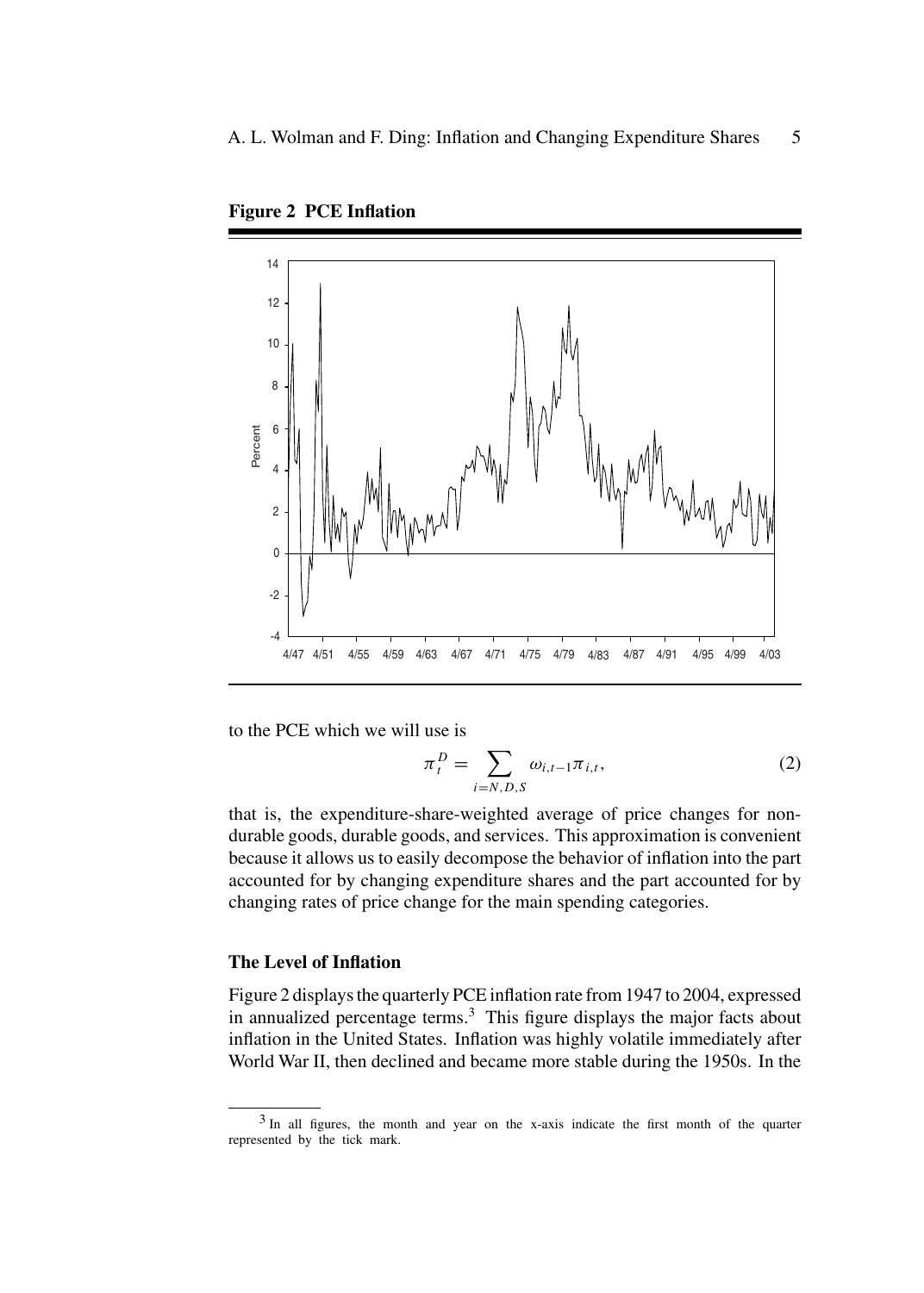**Figure 2 PCE Inflation**

to the PCE which we will use is

$$\pi_t^D = \sum_{i=N,D,S} \omega_{i,t-1}\pi_{i,t}, \tag{2}$$

that is, the expenditure-share-weighted average of price changes for nondurable goods, durable goods, and services. This approximation is convenient because it allows us to easily decompose the behavior of inflation into the part accounted for by changing expenditure shares and the part accounted for by changing rates of price change for the main spending categories.

### The Level of Inflation

Figure 2 displays the quarterly PCE inflation rate from 1947 to 2004, expressed in annualized percentage terms.[3] This figure displays the major facts about inflation in the United States. Inflation was highly volatile immediately after World War II, then declined and became more stable during the 1950s. In the

---

[3] In all figures, the month and year on the x-axis indicate the first month of the quarter represented by the tick mark.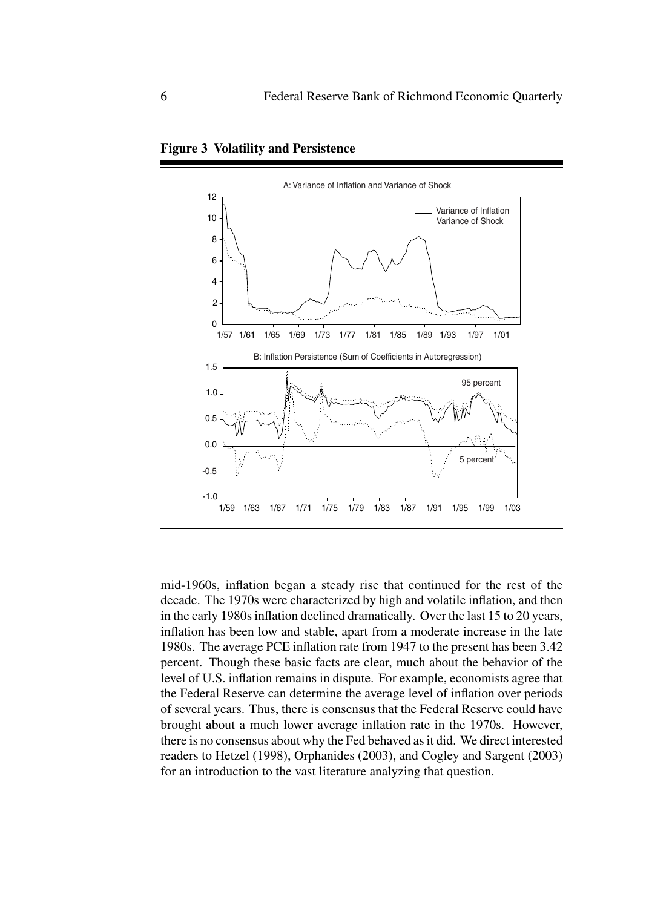**Figure 3 Volatility and Persistence**

mid-1960s, inflation began a steady rise that continued for the rest of the decade. The 1970s were characterized by high and volatile inflation, and then in the early 1980s inflation declined dramatically. Over the last 15 to 20 years, inflation has been low and stable, apart from a moderate increase in the late 1980s. The average PCE inflation rate from 1947 to the present has been 3.42 percent. Though these basic facts are clear, much about the behavior of the level of U.S. inflation remains in dispute. For example, economists agree that the Federal Reserve can determine the average level of inflation over periods of several years. Thus, there is consensus that the Federal Reserve could have brought about a much lower average inflation rate in the 1970s. However, there is no consensus about why the Fed behaved as it did. We direct interested readers to Hetzel (1998), Orphanides (2003), and Cogley and Sargent (2003) for an introduction to the vast literature analyzing that question.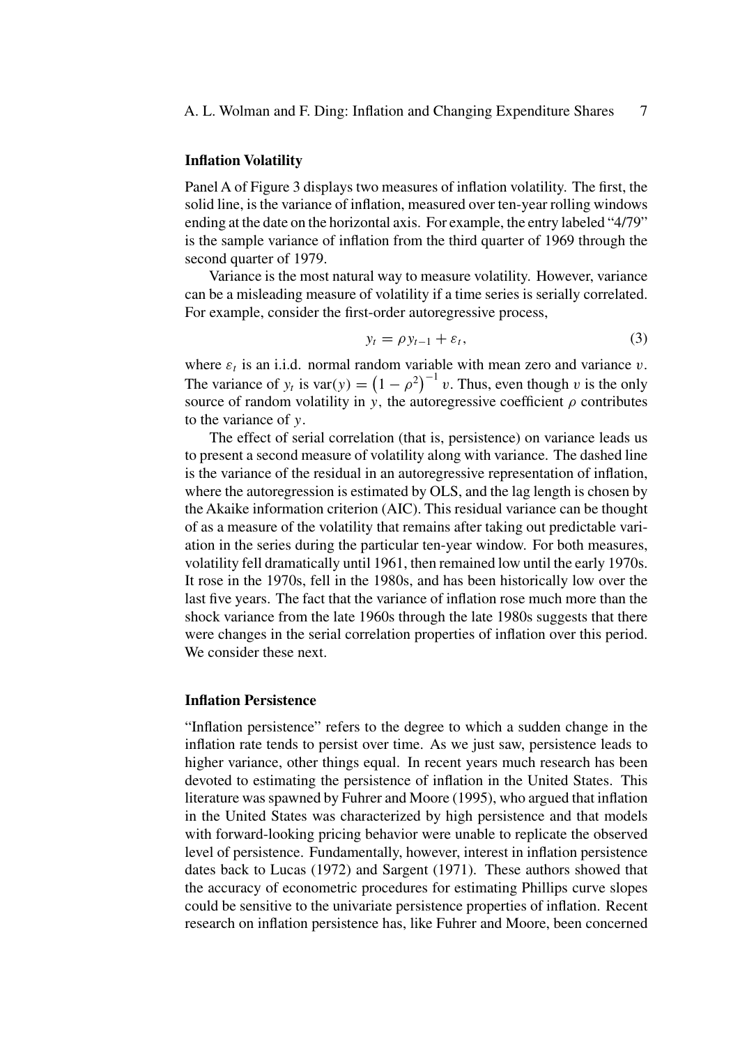### Inflation Volatility

Panel A of Figure 3 displays two measures of inflation volatility. The first, the solid line, is the variance of inflation, measured over ten-year rolling windows ending at the date on the horizontal axis. For example, the entry labeled "4/79" is the sample variance of inflation from the third quarter of 1969 through the second quarter of 1979.

Variance is the most natural way to measure volatility. However, variance can be a misleading measure of volatility if a time series is serially correlated. For example, consider the first-order autoregressive process,

$$y_t = \rho y_{t-1} + \varepsilon_t, \tag{3}$$

where $\varepsilon_t$ is an i.i.d. normal random variable with mean zero and variance $v$. The variance of $y_t$ is $\text{var}(y) = \left(1 - \rho^2\right)^{-1} v$. Thus, even though $v$ is the only source of random volatility in $y$, the autoregressive coefficient $\rho$ contributes to the variance of $y$.

The effect of serial correlation (that is, persistence) on variance leads us to present a second measure of volatility along with variance. The dashed line is the variance of the residual in an autoregressive representation of inflation, where the autoregression is estimated by OLS, and the lag length is chosen by the Akaike information criterion (AIC). This residual variance can be thought of as a measure of the volatility that remains after taking out predictable variation in the series during the particular ten-year window. For both measures, volatility fell dramatically until 1961, then remained low until the early 1970s. It rose in the 1970s, fell in the 1980s, and has been historically low over the last five years. The fact that the variance of inflation rose much more than the shock variance from the late 1960s through the late 1980s suggests that there were changes in the serial correlation properties of inflation over this period. We consider these next.

### Inflation Persistence

"Inflation persistence" refers to the degree to which a sudden change in the inflation rate tends to persist over time. As we just saw, persistence leads to higher variance, other things equal. In recent years much research has been devoted to estimating the persistence of inflation in the United States. This literature was spawned by Fuhrer and Moore (1995), who argued that inflation in the United States was characterized by high persistence and that models with forward-looking pricing behavior were unable to replicate the observed level of persistence. Fundamentally, however, interest in inflation persistence dates back to Lucas (1972) and Sargent (1971). These authors showed that the accuracy of econometric procedures for estimating Phillips curve slopes could be sensitive to the univariate persistence properties of inflation. Recent research on inflation persistence has, like Fuhrer and Moore, been concerned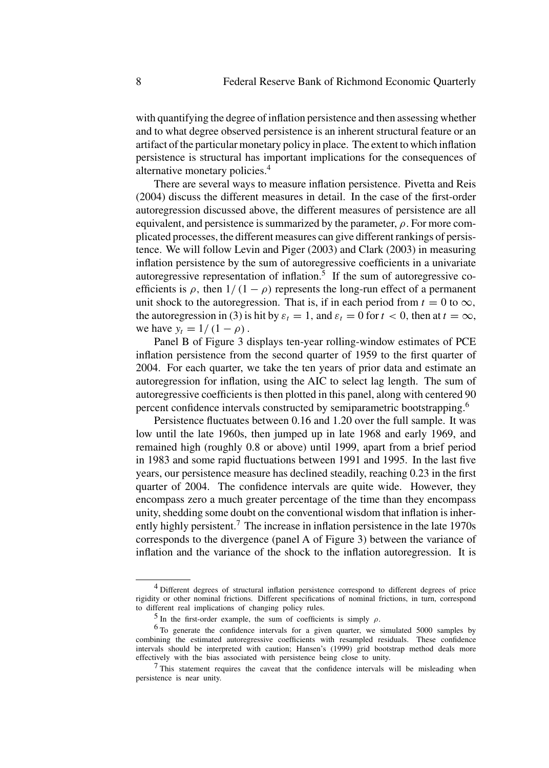with quantifying the degree of inflation persistence and then assessing whether and to what degree observed persistence is an inherent structural feature or an artifact of the particular monetary policy in place. The extent to which inflation persistence is structural has important implications for the consequences of alternative monetary policies.[4]

There are several ways to measure inflation persistence. Pivetta and Reis (2004) discuss the different measures in detail. In the case of the first-order autoregression discussed above, the different measures of persistence are all equivalent, and persistence is summarized by the parameter, $\rho$. For more complicated processes, the different measures can give different rankings of persistence. We will follow Levin and Piger (2003) and Clark (2003) in measuring inflation persistence by the sum of autoregressive coefficients in a univariate autoregressive representation of inflation.[5] If the sum of autoregressive coefficients is $\rho$, then $1/(1-\rho)$ represents the long-run effect of a permanent unit shock to the autoregression. That is, if in each period from $t = 0$ to $\infty$, the autoregression in (3) is hit by $\varepsilon_t = 1$, and $\varepsilon_t = 0$ for $t < 0$, then at $t = \infty$, we have $y_t = 1/(1-\rho)$.

Panel B of Figure 3 displays ten-year rolling-window estimates of PCE inflation persistence from the second quarter of 1959 to the first quarter of 2004. For each quarter, we take the ten years of prior data and estimate an autoregression for inflation, using the AIC to select lag length. The sum of autoregressive coefficients is then plotted in this panel, along with centered 90 percent confidence intervals constructed by semiparametric bootstrapping.[6]

Persistence fluctuates between 0.16 and 1.20 over the full sample. It was low until the late 1960s, then jumped up in late 1968 and early 1969, and remained high (roughly 0.8 or above) until 1999, apart from a brief period in 1983 and some rapid fluctuations between 1991 and 1995. In the last five years, our persistence measure has declined steadily, reaching 0.23 in the first quarter of 2004. The confidence intervals are quite wide. However, they encompass zero a much greater percentage of the time than they encompass unity, shedding some doubt on the conventional wisdom that inflation is inherently highly persistent.[7] The increase in inflation persistence in the late 1970s corresponds to the divergence (panel A of Figure 3) between the variance of inflation and the variance of the shock to the inflation autoregression. It is

---

[4] Different degrees of structural inflation persistence correspond to different degrees of price rigidity or other nominal frictions. Different specifications of nominal frictions, in turn, correspond to different real implications of changing policy rules.

[5] In the first-order example, the sum of coefficients is simply $\rho$.

[6] To generate the confidence intervals for a given quarter, we simulated 5000 samples by combining the estimated autoregressive coefficients with resampled residuals. These confidence intervals should be interpreted with caution; Hansen's (1999) grid bootstrap method deals more effectively with the bias associated with persistence being close to unity.

[7] This statement requires the caveat that the confidence intervals will be misleading when persistence is near unity.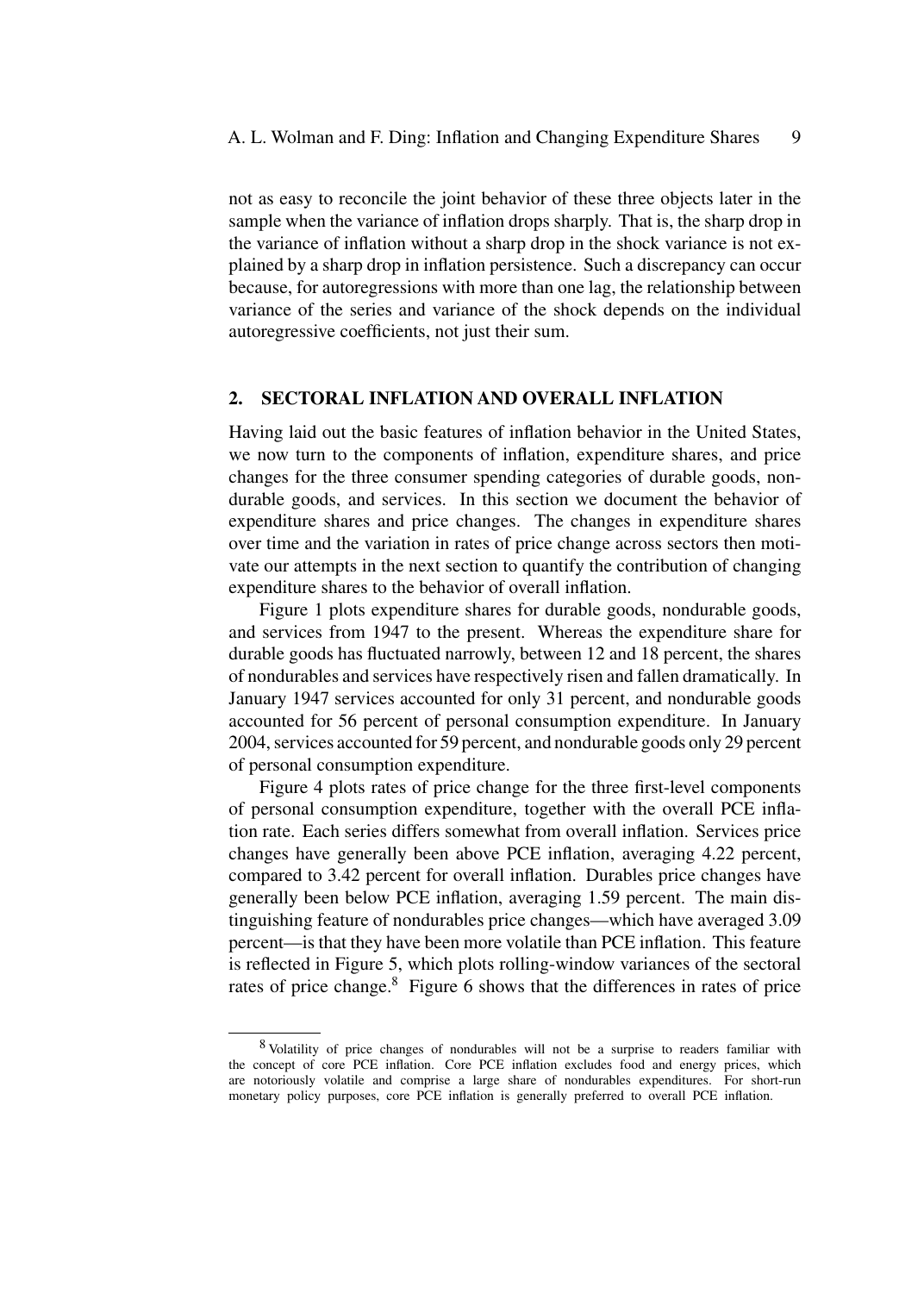not as easy to reconcile the joint behavior of these three objects later in the sample when the variance of inflation drops sharply. That is, the sharp drop in the variance of inflation without a sharp drop in the shock variance is not explained by a sharp drop in inflation persistence. Such a discrepancy can occur because, for autoregressions with more than one lag, the relationship between variance of the series and variance of the shock depends on the individual autoregressive coefficients, not just their sum.

## 2. SECTORAL INFLATION AND OVERALL INFLATION

Having laid out the basic features of inflation behavior in the United States, we now turn to the components of inflation, expenditure shares, and price changes for the three consumer spending categories of durable goods, nondurable goods, and services. In this section we document the behavior of expenditure shares and price changes. The changes in expenditure shares over time and the variation in rates of price change across sectors then motivate our attempts in the next section to quantify the contribution of changing expenditure shares to the behavior of overall inflation.

Figure 1 plots expenditure shares for durable goods, nondurable goods, and services from 1947 to the present. Whereas the expenditure share for durable goods has fluctuated narrowly, between 12 and 18 percent, the shares of nondurables and services have respectively risen and fallen dramatically. In January 1947 services accounted for only 31 percent, and nondurable goods accounted for 56 percent of personal consumption expenditure. In January 2004, services accounted for 59 percent, and nondurable goods only 29 percent of personal consumption expenditure.

Figure 4 plots rates of price change for the three first-level components of personal consumption expenditure, together with the overall PCE inflation rate. Each series differs somewhat from overall inflation. Services price changes have generally been above PCE inflation, averaging 4.22 percent, compared to 3.42 percent for overall inflation. Durables price changes have generally been below PCE inflation, averaging 1.59 percent. The main distinguishing feature of nondurables price changes—which have averaged 3.09 percent—is that they have been more volatile than PCE inflation. This feature is reflected in Figure 5, which plots rolling-window variances of the sectoral rates of price change.[8] Figure 6 shows that the differences in rates of price

---

[8] Volatility of price changes of nondurables will not be a surprise to readers familiar with the concept of core PCE inflation. Core PCE inflation excludes food and energy prices, which are notoriously volatile and comprise a large share of nondurables expenditures. For short-run monetary policy purposes, core PCE inflation is generally preferred to overall PCE inflation.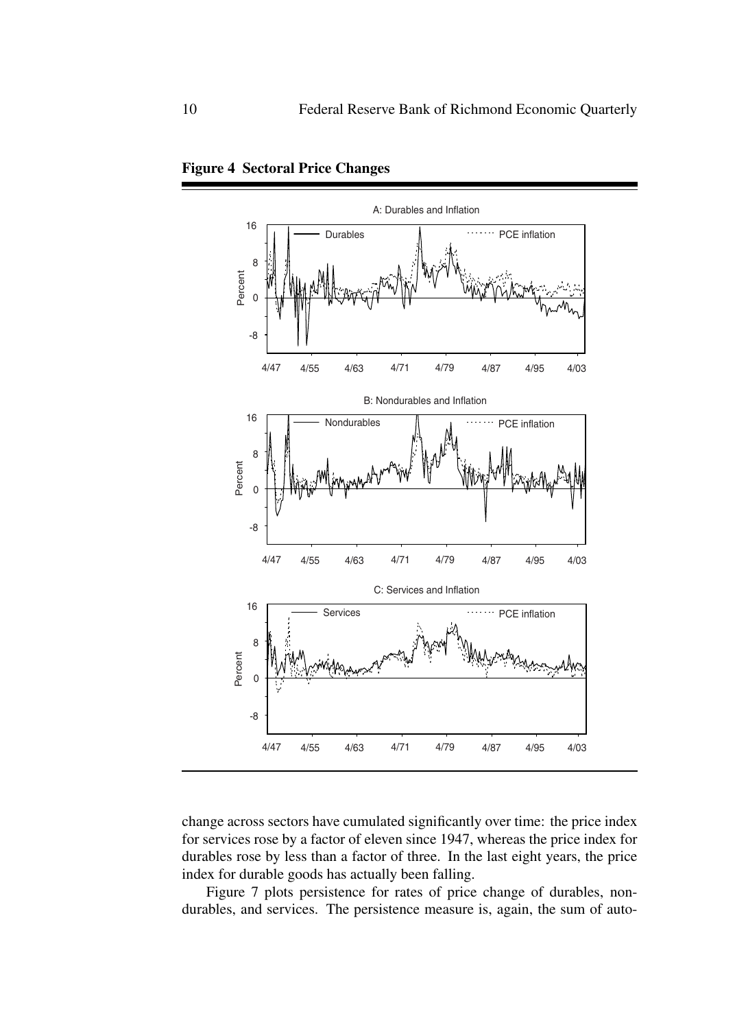**Figure 4 Sectoral Price Changes**

change across sectors have cumulated significantly over time: the price index for services rose by a factor of eleven since 1947, whereas the price index for durables rose by less than a factor of three. In the last eight years, the price index for durable goods has actually been falling.

Figure 7 plots persistence for rates of price change of durables, nondurables, and services. The persistence measure is, again, the sum of auto-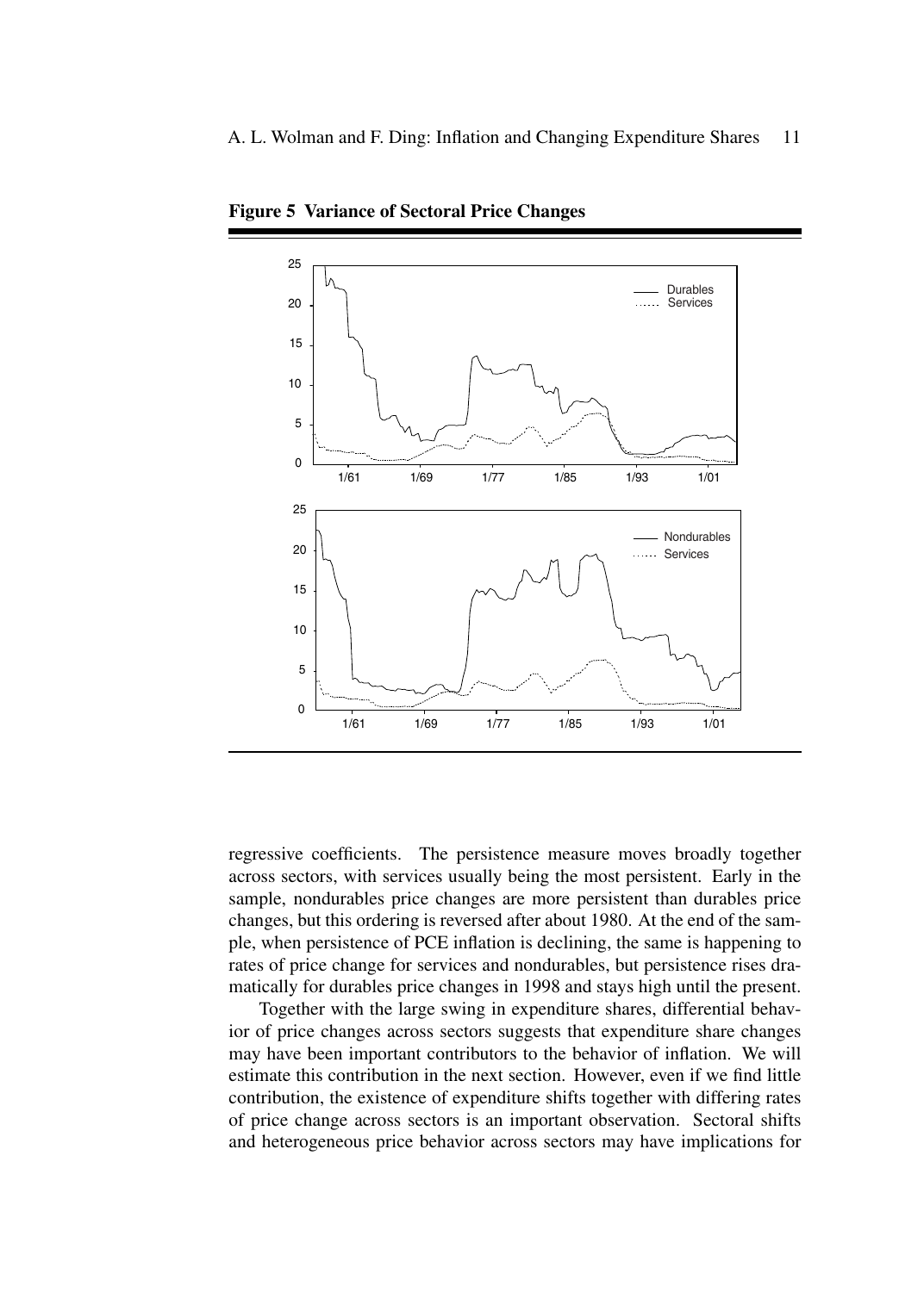**Figure 5 Variance of Sectoral Price Changes**

regressive coefficients. The persistence measure moves broadly together across sectors, with services usually being the most persistent. Early in the sample, nondurables price changes are more persistent than durables price changes, but this ordering is reversed after about 1980. At the end of the sample, when persistence of PCE inflation is declining, the same is happening to rates of price change for services and nondurables, but persistence rises dramatically for durables price changes in 1998 and stays high until the present.

Together with the large swing in expenditure shares, differential behavior of price changes across sectors suggests that expenditure share changes may have been important contributors to the behavior of inflation. We will estimate this contribution in the next section. However, even if we find little contribution, the existence of expenditure shifts together with differing rates of price change across sectors is an important observation. Sectoral shifts and heterogeneous price behavior across sectors may have implications for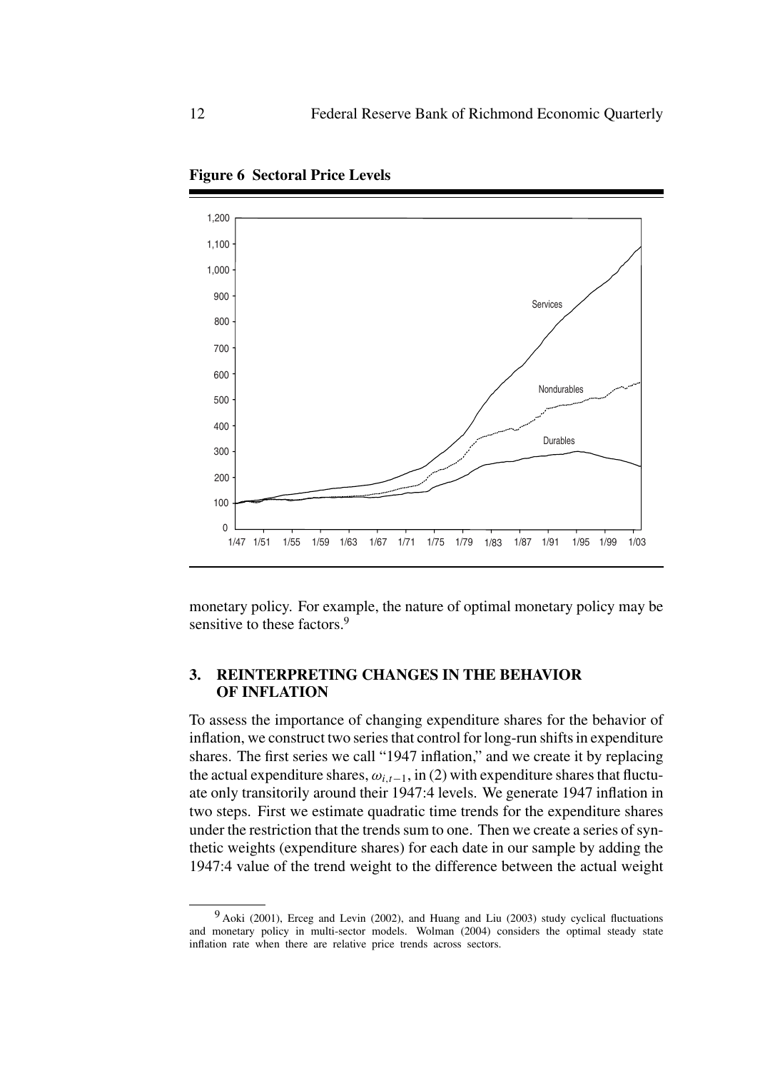**Figure 6 Sectoral Price Levels**

monetary policy. For example, the nature of optimal monetary policy may be sensitive to these factors.[9]

## 3. REINTERPRETING CHANGES IN THE BEHAVIOR OF INFLATION

To assess the importance of changing expenditure shares for the behavior of inflation, we construct two series that control for long-run shifts in expenditure shares. The first series we call "1947 inflation," and we create it by replacing the actual expenditure shares, $\omega_{i,t-1}$, in (2) with expenditure shares that fluctuate only transitorily around their 1947:4 levels. We generate 1947 inflation in two steps. First we estimate quadratic time trends for the expenditure shares under the restriction that the trends sum to one. Then we create a series of synthetic weights (expenditure shares) for each date in our sample by adding the 1947:4 value of the trend weight to the difference between the actual weight

[9] Aoki (2001), Erceg and Levin (2002), and Huang and Liu (2003) study cyclical fluctuations and monetary policy in multi-sector models. Wolman (2004) considers the optimal steady state inflation rate when there are relative price trends across sectors.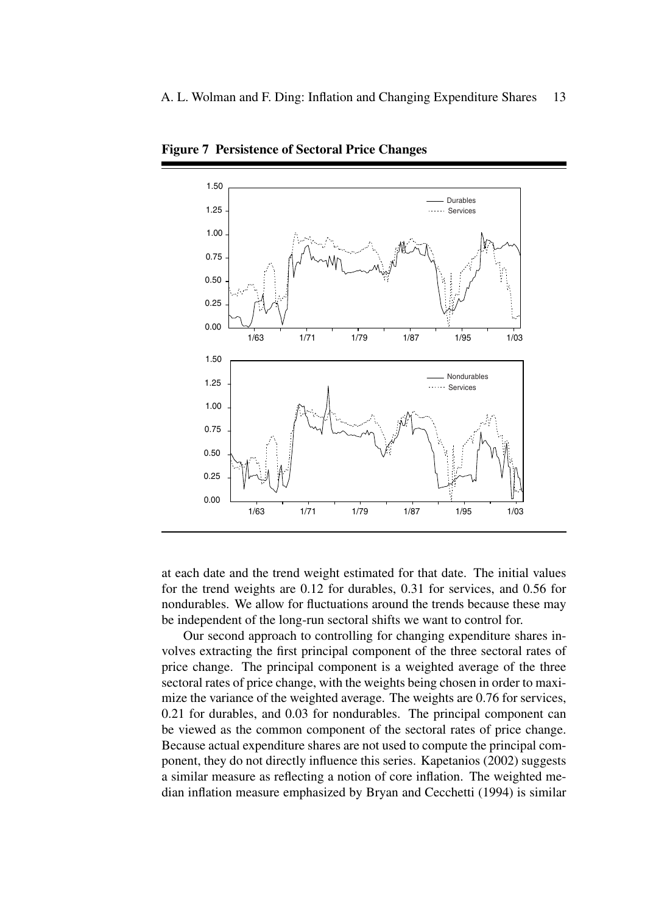**Figure 7 Persistence of Sectoral Price Changes**

at each date and the trend weight estimated for that date. The initial values for the trend weights are 0.12 for durables, 0.31 for services, and 0.56 for nondurables. We allow for fluctuations around the trends because these may be independent of the long-run sectoral shifts we want to control for.

Our second approach to controlling for changing expenditure shares involves extracting the first principal component of the three sectoral rates of price change. The principal component is a weighted average of the three sectoral rates of price change, with the weights being chosen in order to maximize the variance of the weighted average. The weights are 0.76 for services, 0.21 for durables, and 0.03 for nondurables. The principal component can be viewed as the common component of the sectoral rates of price change. Because actual expenditure shares are not used to compute the principal component, they do not directly influence this series. Kapetanios (2002) suggests a similar measure as reflecting a notion of core inflation. The weighted median inflation measure emphasized by Bryan and Cecchetti (1994) is similar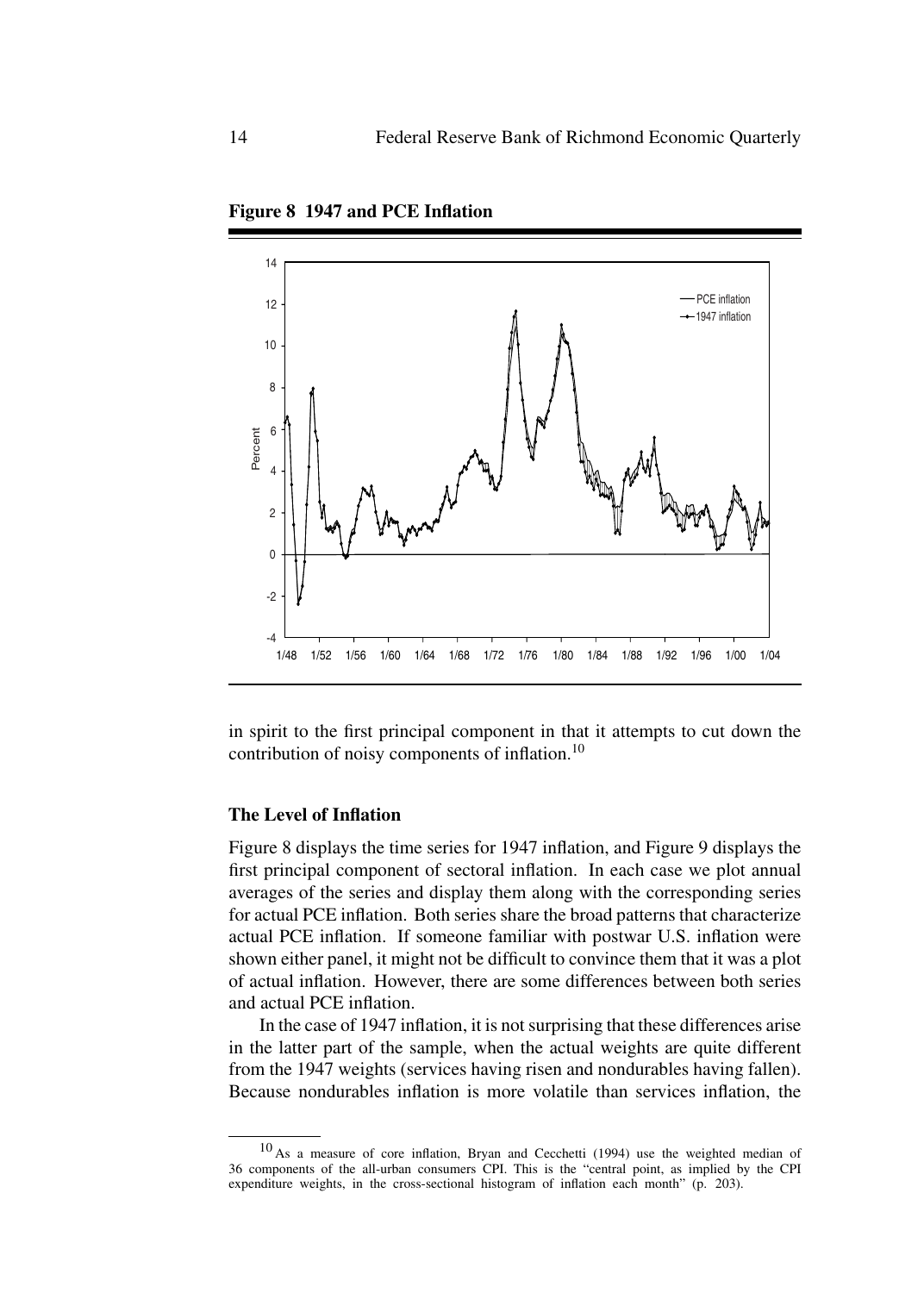**Figure 8 1947 and PCE Inflation**

in spirit to the first principal component in that it attempts to cut down the contribution of noisy components of inflation.[10]

### The Level of Inflation

Figure 8 displays the time series for 1947 inflation, and Figure 9 displays the first principal component of sectoral inflation. In each case we plot annual averages of the series and display them along with the corresponding series for actual PCE inflation. Both series share the broad patterns that characterize actual PCE inflation. If someone familiar with postwar U.S. inflation were shown either panel, it might not be difficult to convince them that it was a plot of actual inflation. However, there are some differences between both series and actual PCE inflation.

In the case of 1947 inflation, it is not surprising that these differences arise in the latter part of the sample, when the actual weights are quite different from the 1947 weights (services having risen and nondurables having fallen). Because nondurables inflation is more volatile than services inflation, the

[10] As a measure of core inflation, Bryan and Cecchetti (1994) use the weighted median of 36 components of the all-urban consumers CPI. This is the "central point, as implied by the CPI expenditure weights, in the cross-sectional histogram of inflation each month" (p. 203).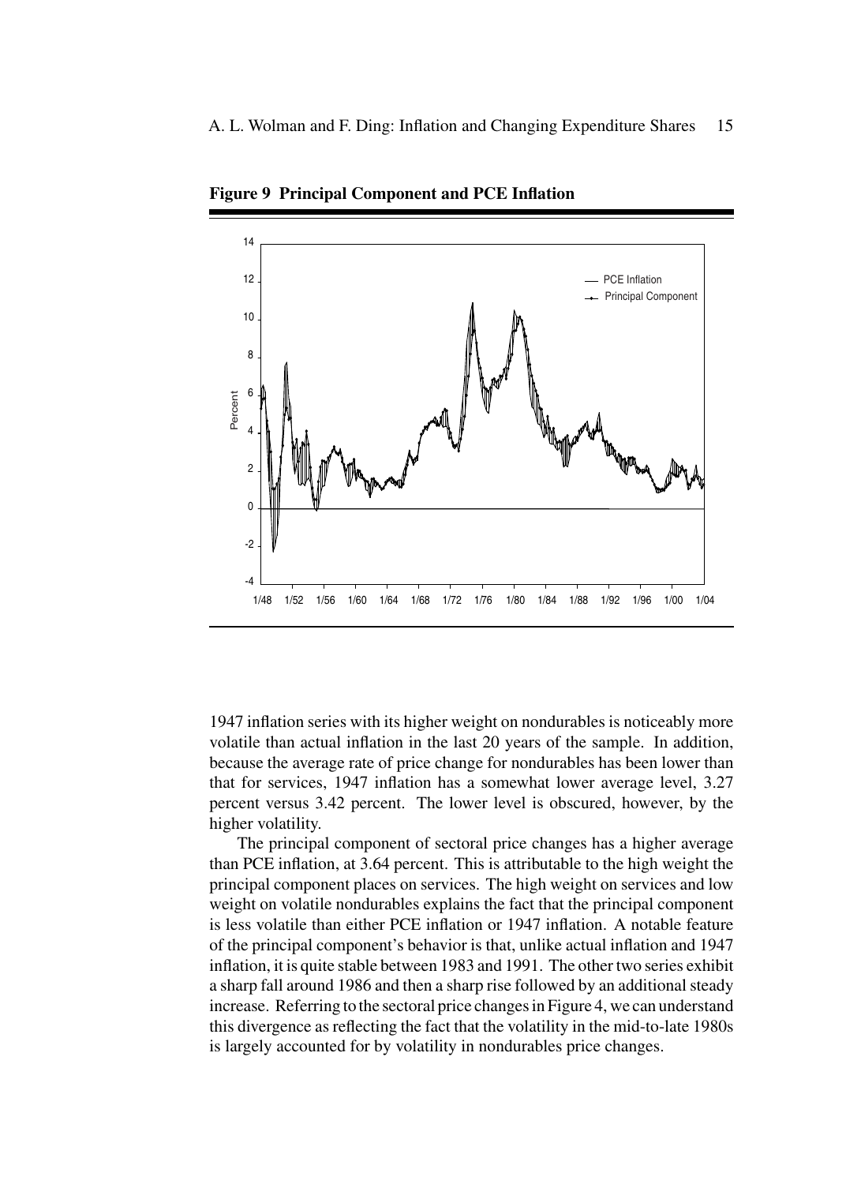**Figure 9 Principal Component and PCE Inflation**

1947 inflation series with its higher weight on nondurables is noticeably more volatile than actual inflation in the last 20 years of the sample. In addition, because the average rate of price change for nondurables has been lower than that for services, 1947 inflation has a somewhat lower average level, 3.27 percent versus 3.42 percent. The lower level is obscured, however, by the higher volatility.

The principal component of sectoral price changes has a higher average than PCE inflation, at 3.64 percent. This is attributable to the high weight the principal component places on services. The high weight on services and low weight on volatile nondurables explains the fact that the principal component is less volatile than either PCE inflation or 1947 inflation. A notable feature of the principal component's behavior is that, unlike actual inflation and 1947 inflation, it is quite stable between 1983 and 1991. The other two series exhibit a sharp fall around 1986 and then a sharp rise followed by an additional steady increase. Referring to the sectoral price changes in Figure 4, we can understand this divergence as reflecting the fact that the volatility in the mid-to-late 1980s is largely accounted for by volatility in nondurables price changes.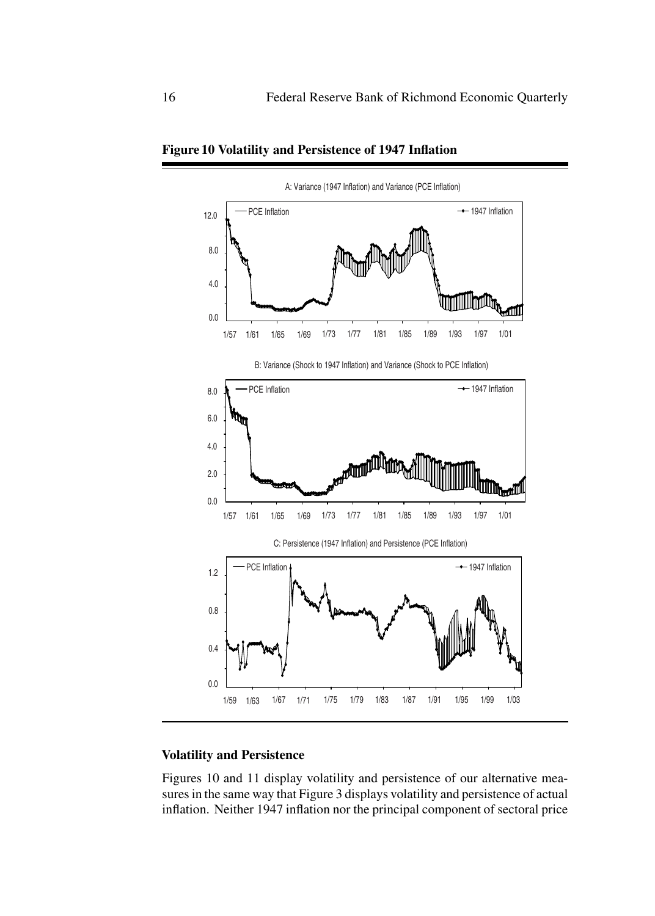**Figure 10 Volatility and Persistence of 1947 Inflation**

A: Variance (1947 Inflation) and Variance (PCE Inflation)

B: Variance (Shock to 1947 Inflation) and Variance (Shock to PCE Inflation)

C: Persistence (1947 Inflation) and Persistence (PCE Inflation)

### Volatility and Persistence

Figures 10 and 11 display volatility and persistence of our alternative measures in the same way that Figure 3 displays volatility and persistence of actual inflation. Neither 1947 inflation nor the principal component of sectoral price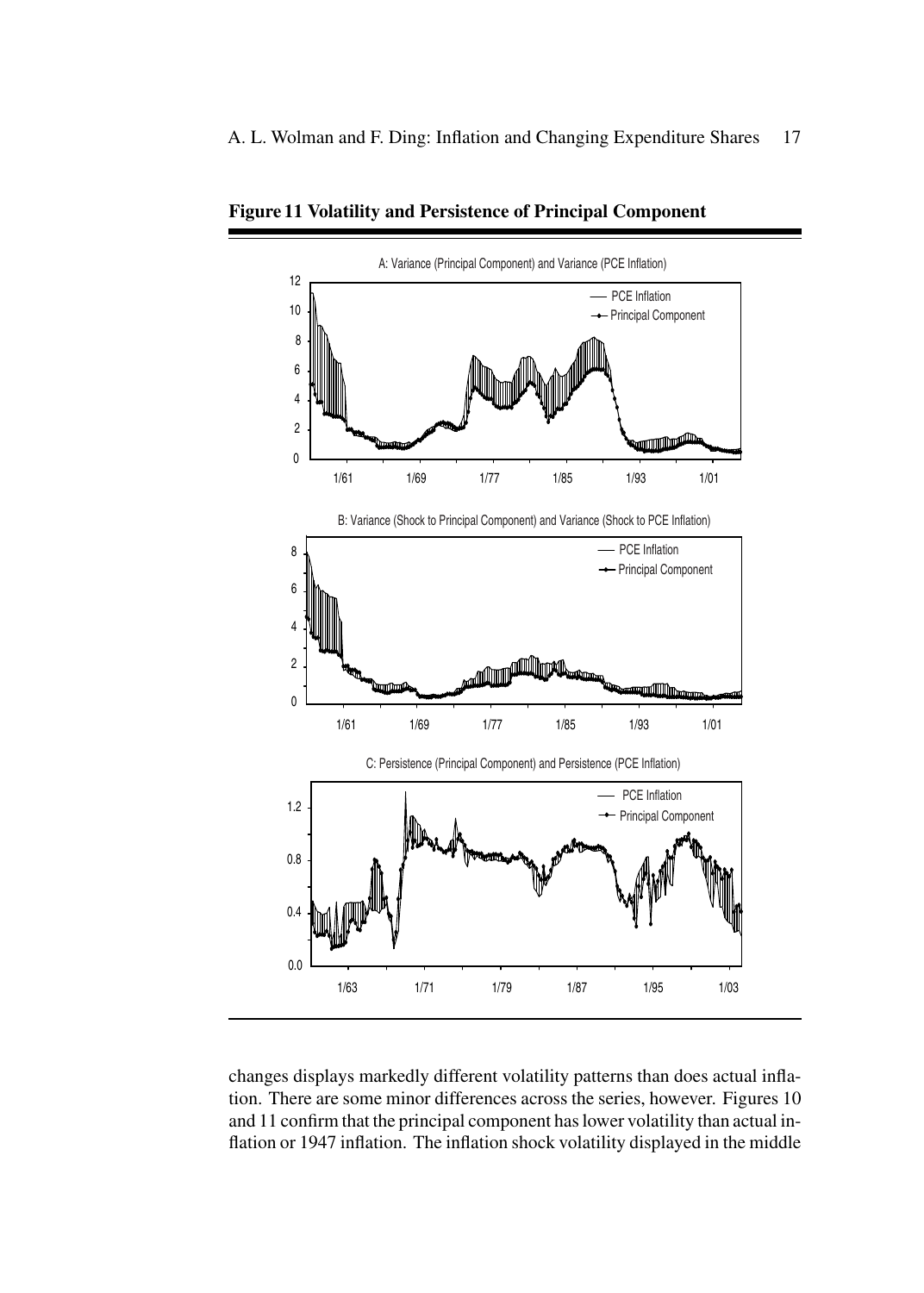**Figure 11 Volatility and Persistence of Principal Component**

A: Variance (Principal Component) and Variance (PCE Inflation)

B: Variance (Shock to Principal Component) and Variance (Shock to PCE Inflation)

C: Persistence (Principal Component) and Persistence (PCE Inflation)

changes displays markedly different volatility patterns than does actual inflation. There are some minor differences across the series, however. Figures 10 and 11 confirm that the principal component has lower volatility than actual inflation or 1947 inflation. The inflation shock volatility displayed in the middle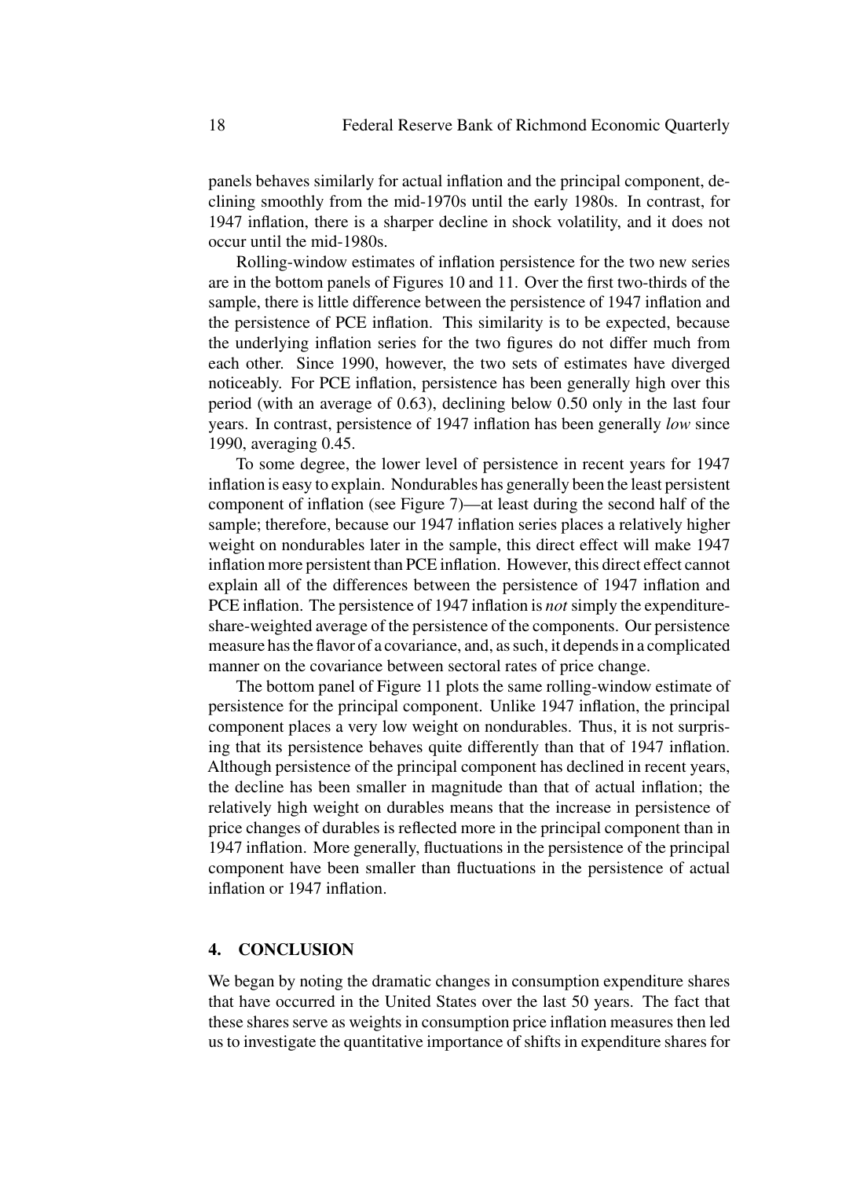panels behaves similarly for actual inflation and the principal component, declining smoothly from the mid-1970s until the early 1980s. In contrast, for 1947 inflation, there is a sharper decline in shock volatility, and it does not occur until the mid-1980s.

Rolling-window estimates of inflation persistence for the two new series are in the bottom panels of Figures 10 and 11. Over the first two-thirds of the sample, there is little difference between the persistence of 1947 inflation and the persistence of PCE inflation. This similarity is to be expected, because the underlying inflation series for the two figures do not differ much from each other. Since 1990, however, the two sets of estimates have diverged noticeably. For PCE inflation, persistence has been generally high over this period (with an average of 0.63), declining below 0.50 only in the last four years. In contrast, persistence of 1947 inflation has been generally *low* since 1990, averaging 0.45.

To some degree, the lower level of persistence in recent years for 1947 inflation is easy to explain. Nondurables has generally been the least persistent component of inflation (see Figure 7)—at least during the second half of the sample; therefore, because our 1947 inflation series places a relatively higher weight on nondurables later in the sample, this direct effect will make 1947 inflation more persistent than PCE inflation. However, this direct effect cannot explain all of the differences between the persistence of 1947 inflation and PCE inflation. The persistence of 1947 inflation is *not* simply the expenditure-share-weighted average of the persistence of the components. Our persistence measure has the flavor of a covariance, and, as such, it depends in a complicated manner on the covariance between sectoral rates of price change.

The bottom panel of Figure 11 plots the same rolling-window estimate of persistence for the principal component. Unlike 1947 inflation, the principal component places a very low weight on nondurables. Thus, it is not surprising that its persistence behaves quite differently than that of 1947 inflation. Although persistence of the principal component has declined in recent years, the decline has been smaller in magnitude than that of actual inflation; the relatively high weight on durables means that the increase in persistence of price changes of durables is reflected more in the principal component than in 1947 inflation. More generally, fluctuations in the persistence of the principal component have been smaller than fluctuations in the persistence of actual inflation or 1947 inflation.

## 4. CONCLUSION

We began by noting the dramatic changes in consumption expenditure shares that have occurred in the United States over the last 50 years. The fact that these shares serve as weights in consumption price inflation measures then led us to investigate the quantitative importance of shifts in expenditure shares for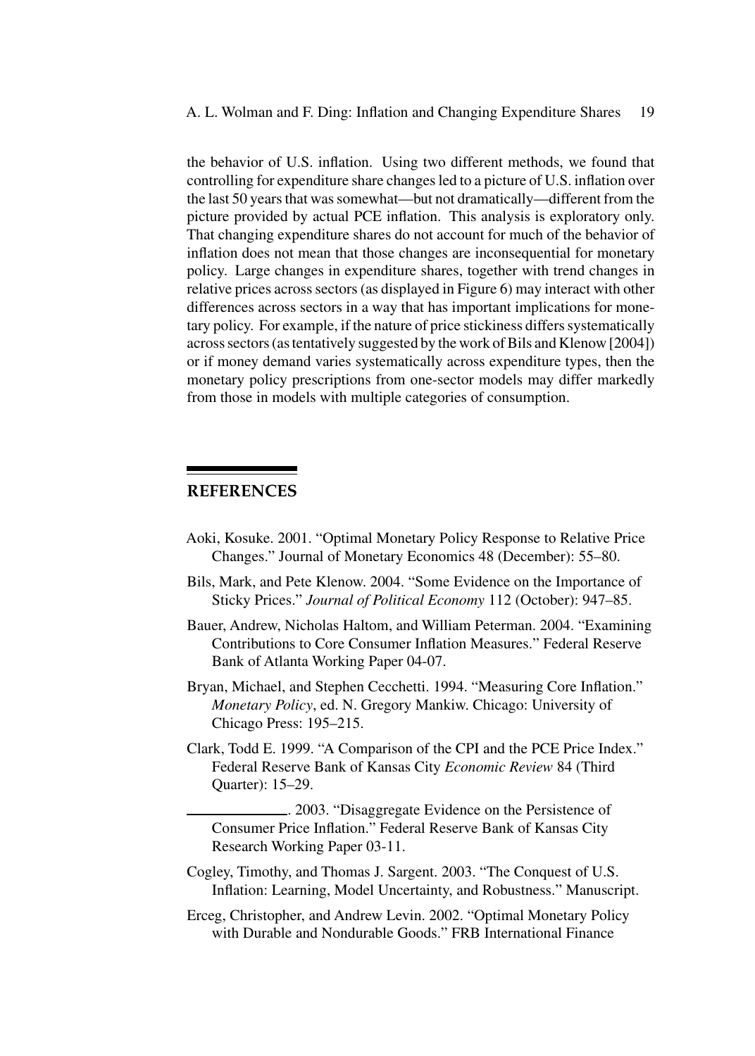the behavior of U.S. inflation. Using two different methods, we found that controlling for expenditure share changes led to a picture of U.S. inflation over the last 50 years that was somewhat—but not dramatically—different from the picture provided by actual PCE inflation. This analysis is exploratory only. That changing expenditure shares do not account for much of the behavior of inflation does not mean that those changes are inconsequential for monetary policy. Large changes in expenditure shares, together with trend changes in relative prices across sectors (as displayed in Figure 6) may interact with other differences across sectors in a way that has important implications for monetary policy. For example, if the nature of price stickiness differs systematically across sectors (as tentatively suggested by the work of Bils and Klenow [2004]) or if money demand varies systematically across expenditure types, then the monetary policy prescriptions from one-sector models may differ markedly from those in models with multiple categories of consumption.

## REFERENCES

Aoki, Kosuke. 2001. "Optimal Monetary Policy Response to Relative Price Changes." Journal of Monetary Economics 48 (December): 55–80.

Bils, Mark, and Pete Klenow. 2004. "Some Evidence on the Importance of Sticky Prices." *Journal of Political Economy* 112 (October): 947–85.

Bauer, Andrew, Nicholas Haltom, and William Peterman. 2004. "Examining Contributions to Core Consumer Inflation Measures." Federal Reserve Bank of Atlanta Working Paper 04-07.

Bryan, Michael, and Stephen Cecchetti. 1994. "Measuring Core Inflation." *Monetary Policy*, ed. N. Gregory Mankiw. Chicago: University of Chicago Press: 195–215.

Clark, Todd E. 1999. "A Comparison of the CPI and the PCE Price Index." Federal Reserve Bank of Kansas City *Economic Review* 84 (Third Quarter): 15–29.

\_\_\_\_\_\_\_\_\_\_. 2003. "Disaggregate Evidence on the Persistence of Consumer Price Inflation." Federal Reserve Bank of Kansas City Research Working Paper 03-11.

Cogley, Timothy, and Thomas J. Sargent. 2003. "The Conquest of U.S. Inflation: Learning, Model Uncertainty, and Robustness." Manuscript.

Erceg, Christopher, and Andrew Levin. 2002. "Optimal Monetary Policy with Durable and Nondurable Goods." FRB International Finance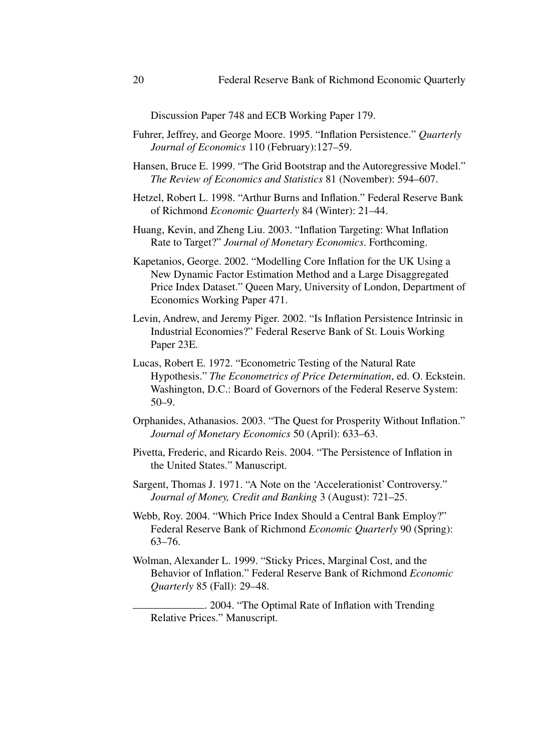Discussion Paper 748 and ECB Working Paper 179.

Fuhrer, Jeffrey, and George Moore. 1995. "Inflation Persistence." *Quarterly Journal of Economics* 110 (February):127–59.

Hansen, Bruce E. 1999. "The Grid Bootstrap and the Autoregressive Model." *The Review of Economics and Statistics* 81 (November): 594–607.

Hetzel, Robert L. 1998. "Arthur Burns and Inflation." Federal Reserve Bank of Richmond *Economic Quarterly* 84 (Winter): 21–44.

Huang, Kevin, and Zheng Liu. 2003. "Inflation Targeting: What Inflation Rate to Target?" *Journal of Monetary Economics*. Forthcoming.

Kapetanios, George. 2002. "Modelling Core Inflation for the UK Using a New Dynamic Factor Estimation Method and a Large Disaggregated Price Index Dataset." Queen Mary, University of London, Department of Economics Working Paper 471.

Levin, Andrew, and Jeremy Piger. 2002. "Is Inflation Persistence Intrinsic in Industrial Economies?" Federal Reserve Bank of St. Louis Working Paper 23E.

Lucas, Robert E. 1972. "Econometric Testing of the Natural Rate Hypothesis." *The Econometrics of Price Determination*, ed. O. Eckstein. Washington, D.C.: Board of Governors of the Federal Reserve System: 50–9.

Orphanides, Athanasios. 2003. "The Quest for Prosperity Without Inflation." *Journal of Monetary Economics* 50 (April): 633–63.

Pivetta, Frederic, and Ricardo Reis. 2004. "The Persistence of Inflation in the United States." Manuscript.

Sargent, Thomas J. 1971. "A Note on the 'Accelerationist' Controversy." *Journal of Money, Credit and Banking* 3 (August): 721–25.

Webb, Roy. 2004. "Which Price Index Should a Central Bank Employ?" Federal Reserve Bank of Richmond *Economic Quarterly* 90 (Spring): 63–76.

Wolman, Alexander L. 1999. "Sticky Prices, Marginal Cost, and the Behavior of Inflation." Federal Reserve Bank of Richmond *Economic Quarterly* 85 (Fall): 29–48.

\_\_\_\_\_\_\_\_\_\_\_\_\_. 2004. "The Optimal Rate of Inflation with Trending Relative Prices." Manuscript.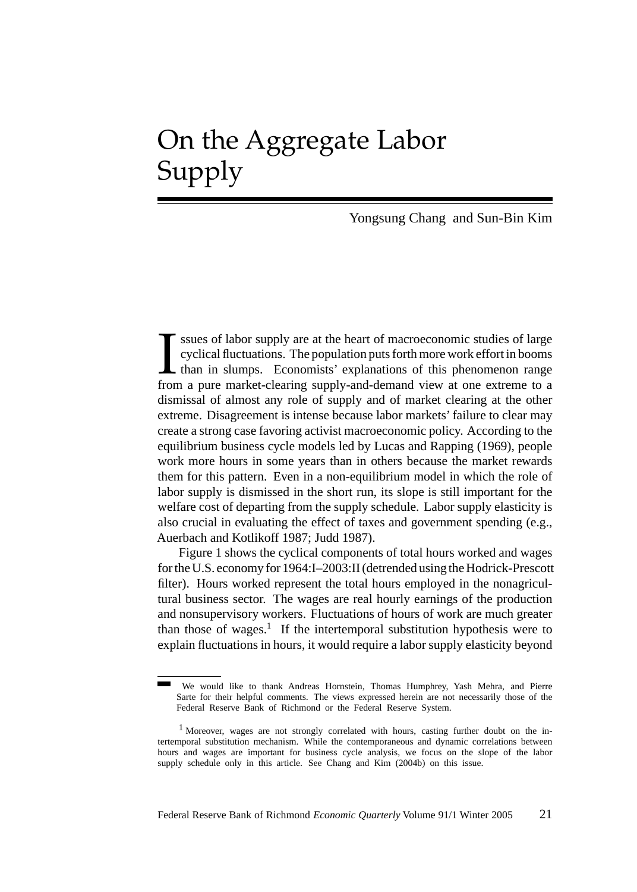# On the Aggregate Labor Supply

Yongsung Chang and Sun-Bin Kim

Issues of labor supply are at the heart of macroeconomic studies of large cyclical fluctuations. The population puts forth more work effort in booms than in slumps. Economists' explanations of this phenomenon range from a pure market-clearing supply-and-demand view at one extreme to a dismissal of almost any role of supply and of market clearing at the other extreme. Disagreement is intense because labor markets' failure to clear may create a strong case favoring activist macroeconomic policy. According to the equilibrium business cycle models led by Lucas and Rapping (1969), people work more hours in some years than in others because the market rewards them for this pattern. Even in a non-equilibrium model in which the role of labor supply is dismissed in the short run, its slope is still important for the welfare cost of departing from the supply schedule. Labor supply elasticity is also crucial in evaluating the effect of taxes and government spending (e.g., Auerbach and Kotlikoff 1987; Judd 1987).

Figure 1 shows the cyclical components of total hours worked and wages for the U.S. economy for 1964:I–2003:II (detrended using the Hodrick-Prescott filter). Hours worked represent the total hours employed in the nonagricultural business sector. The wages are real hourly earnings of the production and nonsupervisory workers. Fluctuations of hours of work are much greater than those of wages.[1] If the intertemporal substitution hypothesis were to explain fluctuations in hours, it would require a labor supply elasticity beyond

---

We would like to thank Andreas Hornstein, Thomas Humphrey, Yash Mehra, and Pierre Sarte for their helpful comments. The views expressed herein are not necessarily those of the Federal Reserve Bank of Richmond or the Federal Reserve System.

[1] Moreover, wages are not strongly correlated with hours, casting further doubt on the intertemporal substitution mechanism. While the contemporaneous and dynamic correlations between hours and wages are important for business cycle analysis, we focus on the slope of the labor supply schedule only in this article. See Chang and Kim (2004b) on this issue.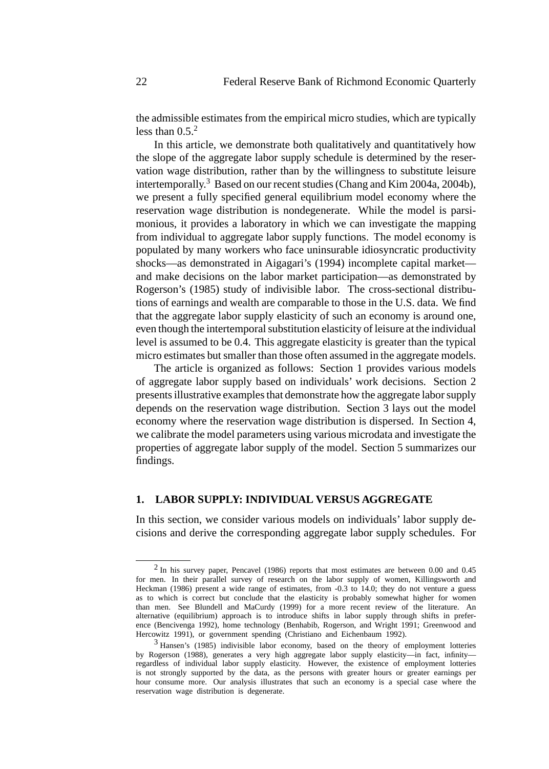the admissible estimates from the empirical micro studies, which are typically less than 0.5.[2]

In this article, we demonstrate both qualitatively and quantitatively how the slope of the aggregate labor supply schedule is determined by the reservation wage distribution, rather than by the willingness to substitute leisure intertemporally.[3] Based on our recent studies (Chang and Kim 2004a, 2004b), we present a fully specified general equilibrium model economy where the reservation wage distribution is nondegenerate. While the model is parsimonious, it provides a laboratory in which we can investigate the mapping from individual to aggregate labor supply functions. The model economy is populated by many workers who face uninsurable idiosyncratic productivity shocks—as demonstrated in Aigagari's (1994) incomplete capital market—and make decisions on the labor market participation—as demonstrated by Rogerson's (1985) study of indivisible labor. The cross-sectional distributions of earnings and wealth are comparable to those in the U.S. data. We find that the aggregate labor supply elasticity of such an economy is around one, even though the intertemporal substitution elasticity of leisure at the individual level is assumed to be 0.4. This aggregate elasticity is greater than the typical micro estimates but smaller than those often assumed in the aggregate models.

The article is organized as follows: Section 1 provides various models of aggregate labor supply based on individuals' work decisions. Section 2 presents illustrative examples that demonstrate how the aggregate labor supply depends on the reservation wage distribution. Section 3 lays out the model economy where the reservation wage distribution is dispersed. In Section 4, we calibrate the model parameters using various microdata and investigate the properties of aggregate labor supply of the model. Section 5 summarizes our findings.

## 1. LABOR SUPPLY: INDIVIDUAL VERSUS AGGREGATE

In this section, we consider various models on individuals' labor supply decisions and derive the corresponding aggregate labor supply schedules. For

---

[2] In his survey paper, Pencavel (1986) reports that most estimates are between 0.00 and 0.45 for men. In their parallel survey of research on the labor supply of women, Killingsworth and Heckman (1986) present a wide range of estimates, from -0.3 to 14.0; they do not venture a guess as to which is correct but conclude that the elasticity is probably somewhat higher for women than men. See Blundell and MaCurdy (1999) for a more recent review of the literature. An alternative (equilibrium) approach is to introduce shifts in labor supply through shifts in preference (Bencivenga 1992), home technology (Benhabib, Rogerson, and Wright 1991; Greenwood and Hercowitz 1991), or government spending (Christiano and Eichenbaum 1992).

[3] Hansen's (1985) indivisible labor economy, based on the theory of employment lotteries by Rogerson (1988), generates a very high aggregate labor supply elasticity—in fact, infinity—regardless of individual labor supply elasticity. However, the existence of employment lotteries is not strongly supported by the data, as the persons with greater hours or greater earnings per hour consume more. Our analysis illustrates that such an economy is a special case where the reservation wage distribution is degenerate.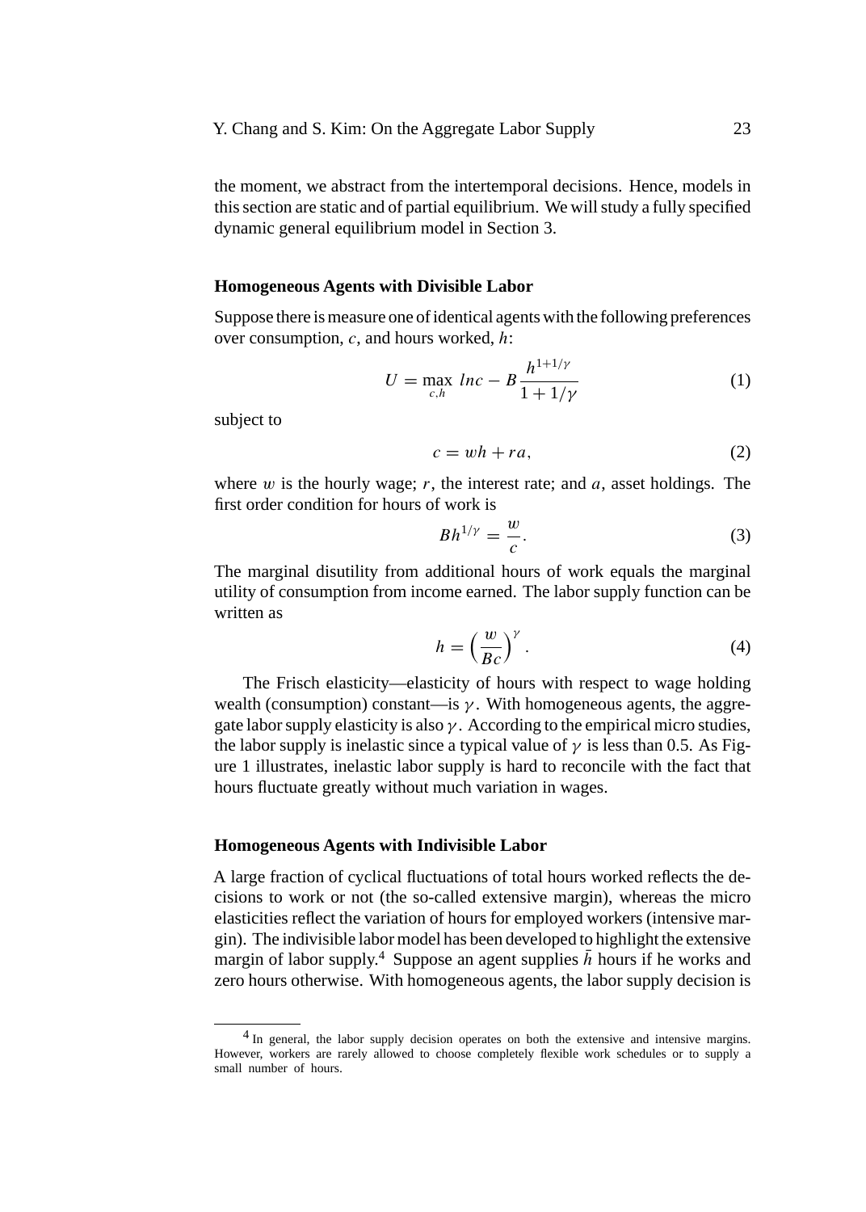the moment, we abstract from the intertemporal decisions. Hence, models in this section are static and of partial equilibrium. We will study a fully specified dynamic general equilibrium model in Section 3.

### Homogeneous Agents with Divisible Labor

Suppose there is measure one of identical agents with the following preferences over consumption, $c$, and hours worked, $h$:

$$U = \max_{c,h} \; lnc - B\frac{h^{1+1/\gamma}}{1+1/\gamma} \tag{1}$$

subject to

$$c = wh + ra, \tag{2}$$

where $w$ is the hourly wage; $r$, the interest rate; and $a$, asset holdings. The first order condition for hours of work is

$$Bh^{1/\gamma} = \frac{w}{c}. \tag{3}$$

The marginal disutility from additional hours of work equals the marginal utility of consumption from income earned. The labor supply function can be written as

$$h = \left(\frac{w}{Bc}\right)^{\gamma}. \tag{4}$$

The Frisch elasticity—elasticity of hours with respect to wage holding wealth (consumption) constant—is $\gamma$. With homogeneous agents, the aggregate labor supply elasticity is also $\gamma$. According to the empirical micro studies, the labor supply is inelastic since a typical value of $\gamma$ is less than 0.5. As Figure 1 illustrates, inelastic labor supply is hard to reconcile with the fact that hours fluctuate greatly without much variation in wages.

### Homogeneous Agents with Indivisible Labor

A large fraction of cyclical fluctuations of total hours worked reflects the decisions to work or not (the so-called extensive margin), whereas the micro elasticities reflect the variation of hours for employed workers (intensive margin). The indivisible labor model has been developed to highlight the extensive margin of labor supply.[4] Suppose an agent supplies $\bar{h}$ hours if he works and zero hours otherwise. With homogeneous agents, the labor supply decision is

[4] In general, the labor supply decision operates on both the extensive and intensive margins. However, workers are rarely allowed to choose completely flexible work schedules or to supply a small number of hours.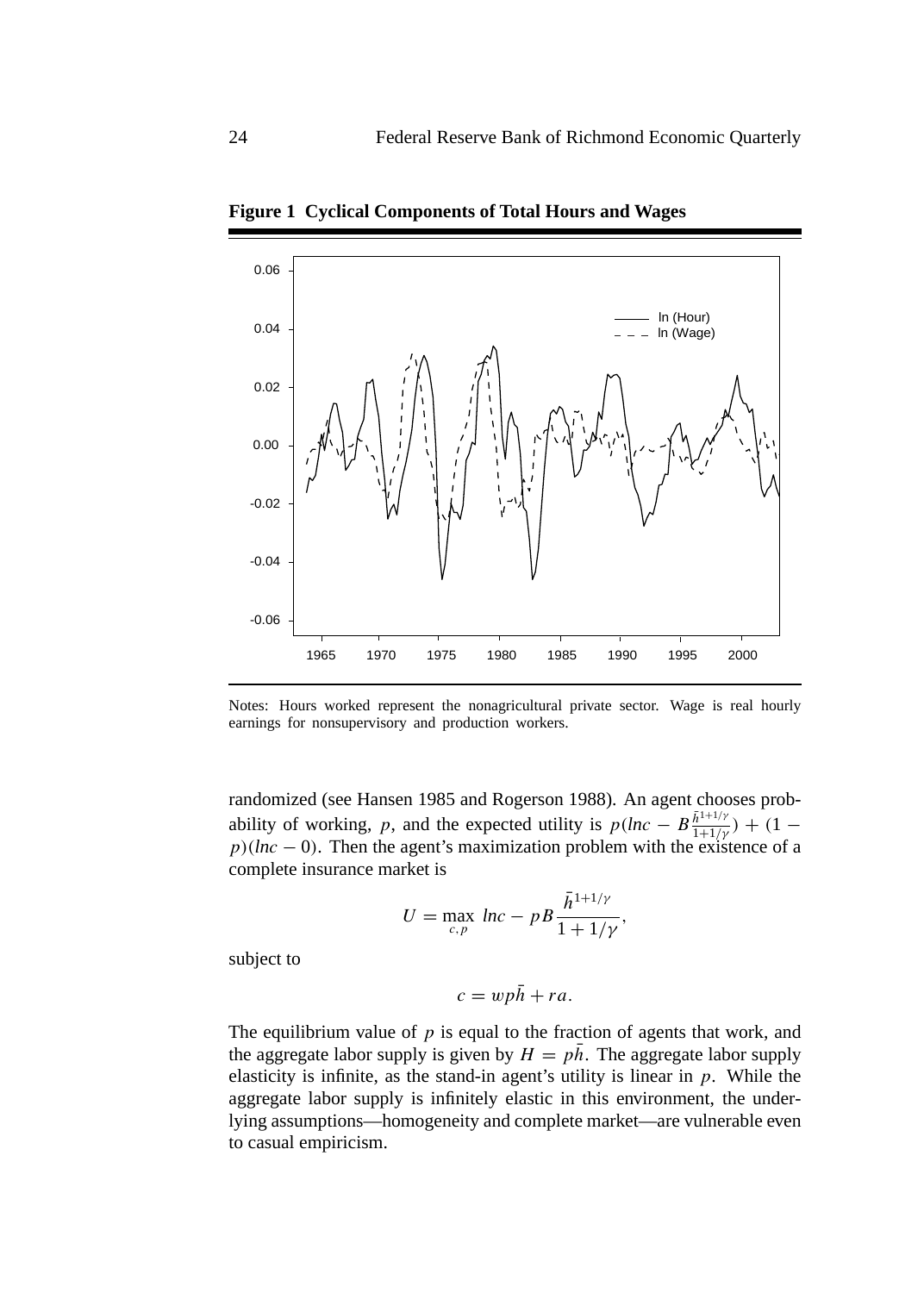**Figure 1 Cyclical Components of Total Hours and Wages**

Notes: Hours worked represent the nonagricultural private sector. Wage is real hourly earnings for nonsupervisory and production workers.

randomized (see Hansen 1985 and Rogerson 1988). An agent chooses probability of working, $p$, and the expected utility is $p(\ln c - B\frac{\bar{h}^{1+1/\gamma}}{1+1/\gamma}) + (1 - p)(\ln c - 0)$. Then the agent's maximization problem with the existence of a complete insurance market is

$$U = \max_{c,p} \ln c - pB\frac{\bar{h}^{1+1/\gamma}}{1+1/\gamma},$$

subject to

$$c = wp\bar{h} + ra.$$

The equilibrium value of $p$ is equal to the fraction of agents that work, and the aggregate labor supply is given by $H = p\bar{h}$. The aggregate labor supply elasticity is infinite, as the stand-in agent's utility is linear in $p$. While the aggregate labor supply is infinitely elastic in this environment, the underlying assumptions—homogeneity and complete market—are vulnerable even to casual empiricism.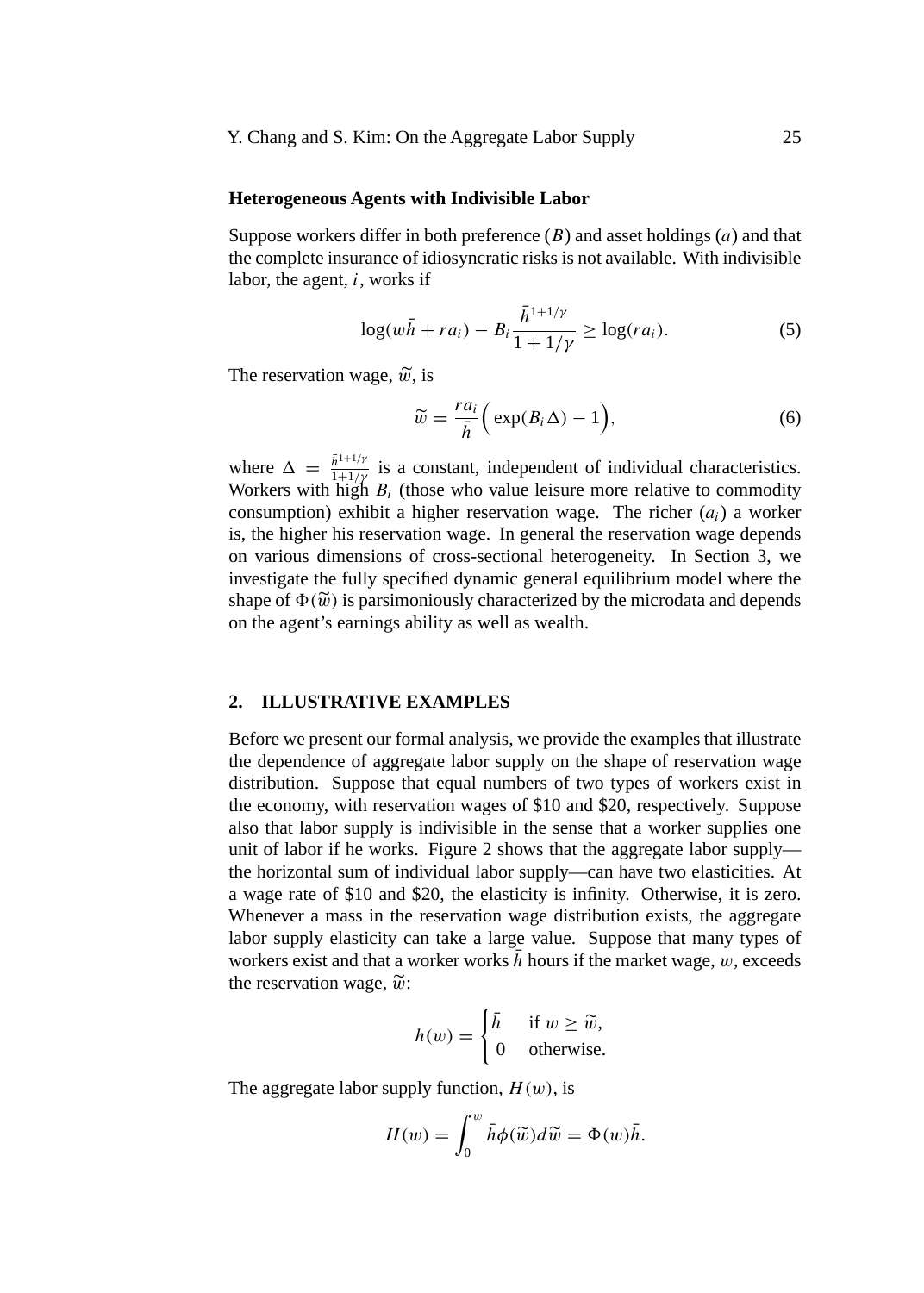**Heterogeneous Agents with Indivisible Labor**

Suppose workers differ in both preference ($B$) and asset holdings ($a$) and that the complete insurance of idiosyncratic risks is not available. With indivisible labor, the agent, $i$, works if

$$\log(w\bar{h} + ra_i) - B_i \frac{\bar{h}^{1+1/\gamma}}{1+1/\gamma} \geq \log(ra_i). \tag{5}$$

The reservation wage, $\widetilde{w}$, is

$$\widetilde{w} = \frac{ra_i}{\bar{h}}\Big(\exp(B_i\Delta) - 1\Big), \tag{6}$$

where $\Delta = \frac{\bar{h}^{1+1/\gamma}}{1+1/\gamma}$ is a constant, independent of individual characteristics. Workers with high $B_i$ (those who value leisure more relative to commodity consumption) exhibit a higher reservation wage. The richer ($a_i$) a worker is, the higher his reservation wage. In general the reservation wage depends on various dimensions of cross-sectional heterogeneity. In Section 3, we investigate the fully specified dynamic general equilibrium model where the shape of $\Phi(\widetilde{w})$ is parsimoniously characterized by the microdata and depends on the agent's earnings ability as well as wealth.

## 2. ILLUSTRATIVE EXAMPLES

Before we present our formal analysis, we provide the examples that illustrate the dependence of aggregate labor supply on the shape of reservation wage distribution. Suppose that equal numbers of two types of workers exist in the economy, with reservation wages of \$10 and \$20, respectively. Suppose also that labor supply is indivisible in the sense that a worker supplies one unit of labor if he works. Figure 2 shows that the aggregate labor supply—the horizontal sum of individual labor supply—can have two elasticities. At a wage rate of \$10 and \$20, the elasticity is infinity. Otherwise, it is zero. Whenever a mass in the reservation wage distribution exists, the aggregate labor supply elasticity can take a large value. Suppose that many types of workers exist and that a worker works $\bar{h}$ hours if the market wage, $w$, exceeds the reservation wage, $\widetilde{w}$:

$$h(w) = \begin{cases} \bar{h} & \text{if } w \geq \widetilde{w}, \\ 0 & \text{otherwise.} \end{cases}$$

The aggregate labor supply function, $H(w)$, is

$$H(w) = \int_0^w \bar{h}\phi(\widetilde{w})d\widetilde{w} = \Phi(w)\bar{h}.$$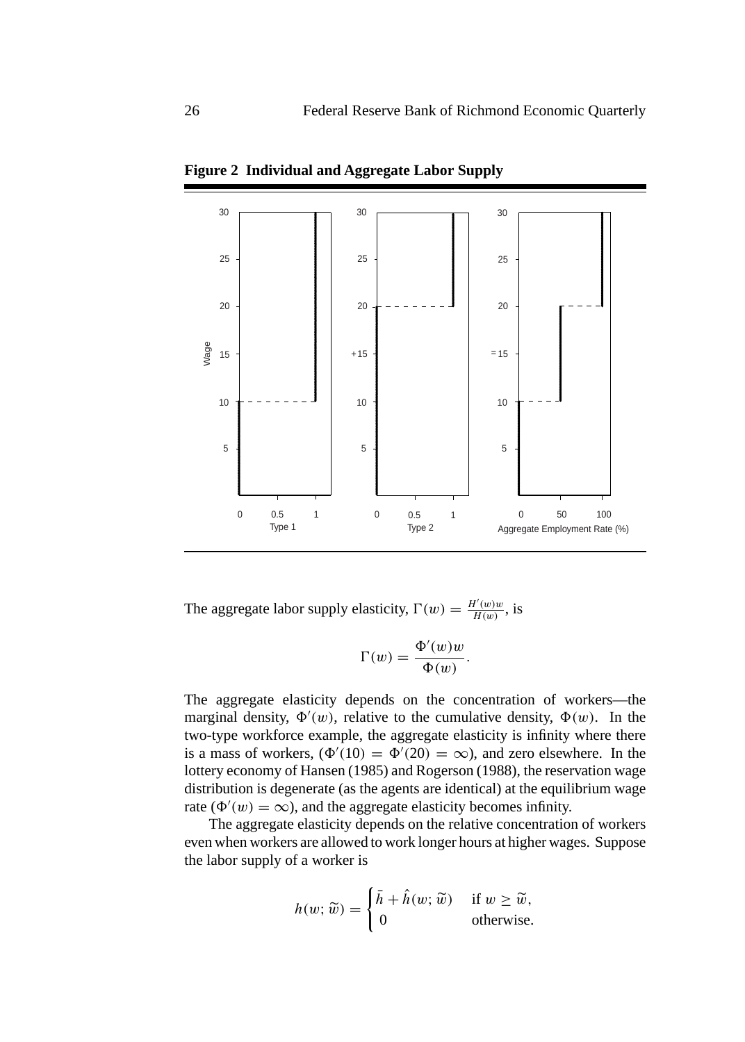**Figure 2 Individual and Aggregate Labor Supply**

The aggregate labor supply elasticity, $\Gamma(w) = \frac{H'(w)w}{H(w)}$, is

$$\Gamma(w) = \frac{\Phi'(w)w}{\Phi(w)}.$$

The aggregate elasticity depends on the concentration of workers—the marginal density, $\Phi'(w)$, relative to the cumulative density, $\Phi(w)$. In the two-type workforce example, the aggregate elasticity is infinity where there is a mass of workers, ($\Phi'(10) = \Phi'(20) = \infty$), and zero elsewhere. In the lottery economy of Hansen (1985) and Rogerson (1988), the reservation wage distribution is degenerate (as the agents are identical) at the equilibrium wage rate ($\Phi'(w) = \infty$), and the aggregate elasticity becomes infinity.

The aggregate elasticity depends on the relative concentration of workers even when workers are allowed to work longer hours at higher wages. Suppose the labor supply of a worker is

$$h(w; \widetilde{w}) = \begin{cases} \bar{h} + \hat{h}(w; \widetilde{w}) & \text{if } w \geq \widetilde{w}, \\ 0 & \text{otherwise.} \end{cases}$$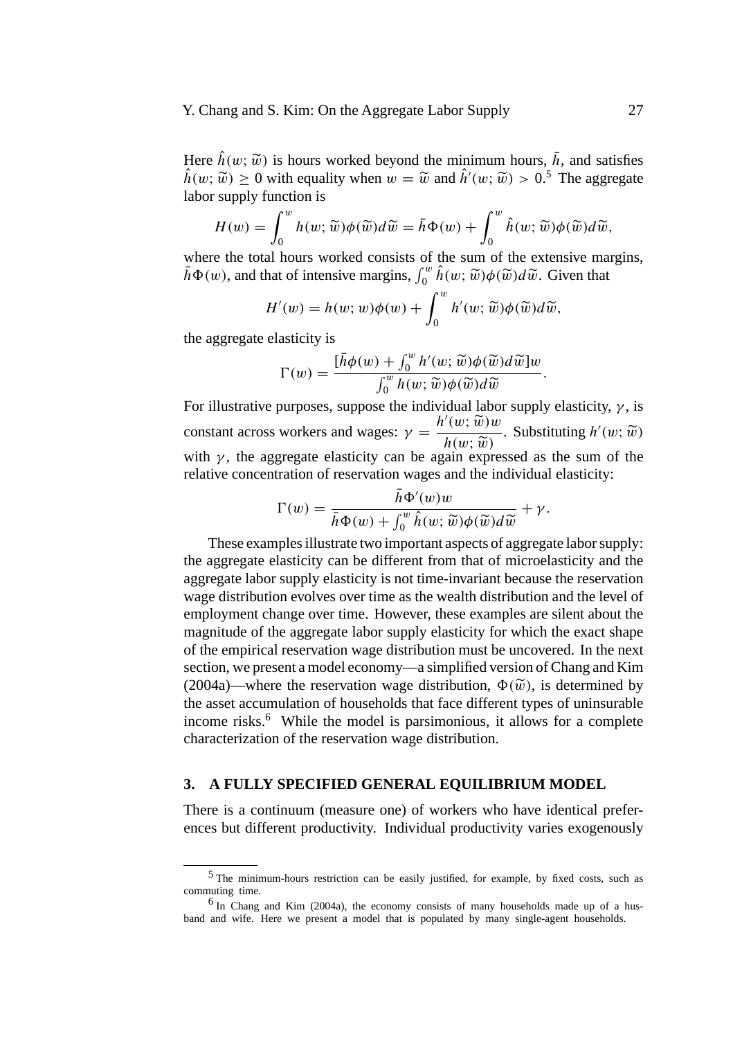Here $\hat{h}(w; \widetilde{w})$ is hours worked beyond the minimum hours, $\bar{h}$, and satisfies $\hat{h}(w; \widetilde{w}) \geq 0$ with equality when $w = \widetilde{w}$ and $\hat{h}'(w; \widetilde{w}) > 0$.[5] The aggregate labor supply function is

$$H(w) = \int_0^w h(w; \widetilde{w})\phi(\widetilde{w})d\widetilde{w} = \bar{h}\Phi(w) + \int_0^w \hat{h}(w; \widetilde{w})\phi(\widetilde{w})d\widetilde{w},$$

where the total hours worked consists of the sum of the extensive margins, $\bar{h}\Phi(w)$, and that of intensive margins, $\int_0^w \hat{h}(w; \widetilde{w})\phi(\widetilde{w})d\widetilde{w}$. Given that

$$H'(w) = h(w; w)\phi(w) + \int_0^w h'(w; \widetilde{w})\phi(\widetilde{w})d\widetilde{w},$$

the aggregate elasticity is

$$\Gamma(w) = \frac{[\bar{h}\phi(w) + \int_0^w h'(w; \widetilde{w})\phi(\widetilde{w})d\widetilde{w}]w}{\int_0^w h(w; \widetilde{w})\phi(\widetilde{w})d\widetilde{w}}.$$

For illustrative purposes, suppose the individual labor supply elasticity, $\gamma$, is constant across workers and wages: $\gamma = \dfrac{h'(w; \widetilde{w})w}{h(w; \widetilde{w})}$. Substituting $h'(w; \widetilde{w})$ with $\gamma$, the aggregate elasticity can be again expressed as the sum of the relative concentration of reservation wages and the individual elasticity:

$$\Gamma(w) = \frac{\bar{h}\Phi'(w)w}{\bar{h}\Phi(w) + \int_0^w \hat{h}(w; \widetilde{w})\phi(\widetilde{w})d\widetilde{w}} + \gamma.$$

These examples illustrate two important aspects of aggregate labor supply: the aggregate elasticity can be different from that of microelasticity and the aggregate labor supply elasticity is not time-invariant because the reservation wage distribution evolves over time as the wealth distribution and the level of employment change over time. However, these examples are silent about the magnitude of the aggregate labor supply elasticity for which the exact shape of the empirical reservation wage distribution must be uncovered. In the next section, we present a model economy—a simplified version of Chang and Kim (2004a)—where the reservation wage distribution, $\Phi(\widetilde{w})$, is determined by the asset accumulation of households that face different types of uninsurable income risks.[6] While the model is parsimonious, it allows for a complete characterization of the reservation wage distribution.

## 3. A FULLY SPECIFIED GENERAL EQUILIBRIUM MODEL

There is a continuum (measure one) of workers who have identical preferences but different productivity. Individual productivity varies exogenously

[5] The minimum-hours restriction can be easily justified, for example, by fixed costs, such as commuting time.

[6] In Chang and Kim (2004a), the economy consists of many households made up of a husband and wife. Here we present a model that is populated by many single-agent households.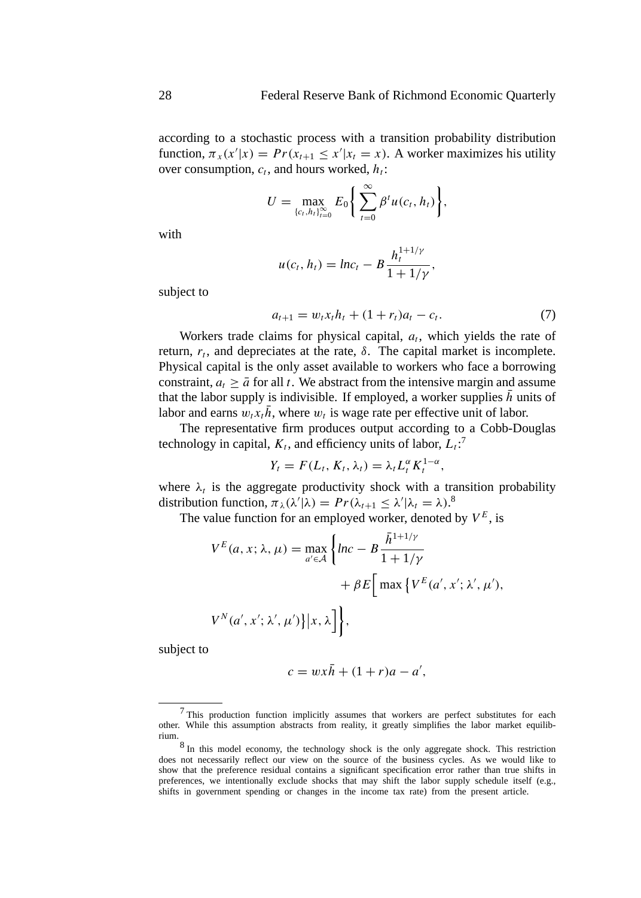according to a stochastic process with a transition probability distribution function, $\pi_x(x'|x) = Pr(x_{t+1} \leq x'|x_t = x)$. A worker maximizes his utility over consumption, $c_t$, and hours worked, $h_t$:

$$U = \max_{\{c_t, h_t\}_{t=0}^{\infty}} E_0 \left\{ \sum_{t=0}^{\infty} \beta^t u(c_t, h_t) \right\},$$

with

$$u(c_t, h_t) = lnc_t - B \frac{h_t^{1+1/\gamma}}{1 + 1/\gamma},$$

subject to

$$a_{t+1} = w_t x_t h_t + (1 + r_t) a_t - c_t. \tag{7}$$

Workers trade claims for physical capital, $a_t$, which yields the rate of return, $r_t$, and depreciates at the rate, $\delta$. The capital market is incomplete. Physical capital is the only asset available to workers who face a borrowing constraint, $a_t \geq \bar{a}$ for all $t$. We abstract from the intensive margin and assume that the labor supply is indivisible. If employed, a worker supplies $\bar{h}$ units of labor and earns $w_t x_t \bar{h}$, where $w_t$ is wage rate per effective unit of labor.

The representative firm produces output according to a Cobb-Douglas technology in capital, $K_t$, and efficiency units of labor, $L_t$:[7]

$$Y_t = F(L_t, K_t, \lambda_t) = \lambda_t L_t^{\alpha} K_t^{1-\alpha},$$

where $\lambda_t$ is the aggregate productivity shock with a transition probability distribution function, $\pi_\lambda(\lambda'|\lambda) = Pr(\lambda_{t+1} \leq \lambda'|\lambda_t = \lambda)$.[8]

The value function for an employed worker, denoted by $V^E$, is

$$V^E(a, x; \lambda, \mu) = \max_{a' \in \mathcal{A}} \left\{ lnc - B \frac{\bar{h}^{1+1/\gamma}}{1 + 1/\gamma} + \beta E \Big[ \max \left\{ V^E(a', x'; \lambda', \mu'), V^N(a', x'; \lambda', \mu') \right\} \big| x, \lambda \Big] \right\},$$

subject to

$$c = wx\bar{h} + (1 + r)a - a',$$

---

[7] This production function implicitly assumes that workers are perfect substitutes for each other. While this assumption abstracts from reality, it greatly simplifies the labor market equilibrium.

[8] In this model economy, the technology shock is the only aggregate shock. This restriction does not necessarily reflect our view on the source of the business cycles. As we would like to show that the preference residual contains a significant specification error rather than true shifts in preferences, we intentionally exclude shocks that may shift the labor supply schedule itself (e.g., shifts in government spending or changes in the income tax rate) from the present article.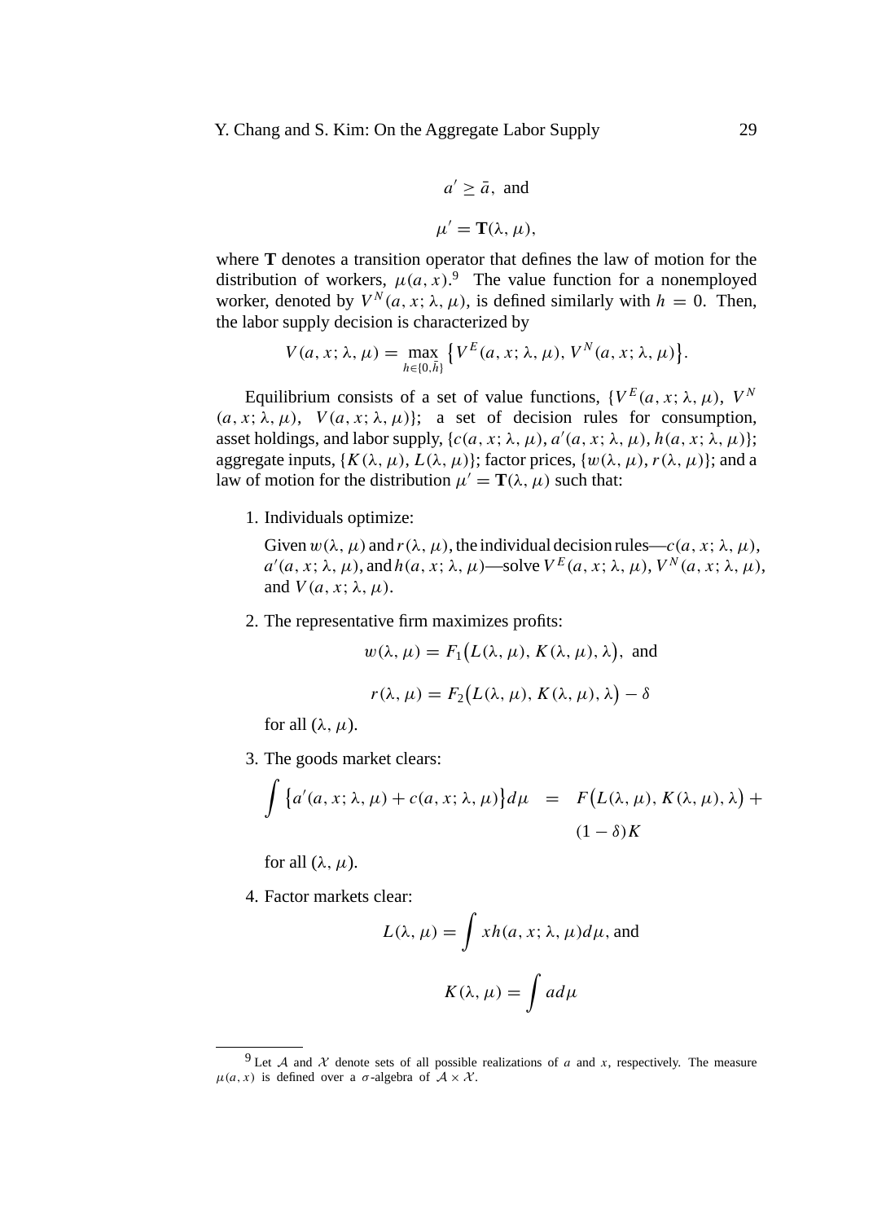$$a' \geq \bar{a}, \text{ and}$$

$$\mu' = \mathbf{T}(\lambda, \mu),$$

where $\mathbf{T}$ denotes a transition operator that defines the law of motion for the distribution of workers, $\mu(a, x)$.[9] The value function for a nonemployed worker, denoted by $V^N(a, x; \lambda, \mu)$, is defined similarly with $h = 0$. Then, the labor supply decision is characterized by

$$V(a, x; \lambda, \mu) = \max_{h \in \{0, \bar{h}\}} \left\{ V^E(a, x; \lambda, \mu), V^N(a, x; \lambda, \mu) \right\}.$$

Equilibrium consists of a set of value functions, $\{V^E(a, x; \lambda, \mu), V^N(a, x; \lambda, \mu), V(a, x; \lambda, \mu)\}$; a set of decision rules for consumption, asset holdings, and labor supply, $\{c(a, x; \lambda, \mu), a'(a, x; \lambda, \mu), h(a, x; \lambda, \mu)\}$; aggregate inputs, $\{K(\lambda, \mu), L(\lambda, \mu)\}$; factor prices, $\{w(\lambda, \mu), r(\lambda, \mu)\}$; and a law of motion for the distribution $\mu' = \mathbf{T}(\lambda, \mu)$ such that:

1. Individuals optimize:

   Given $w(\lambda, \mu)$ and $r(\lambda, \mu)$, the individual decision rules—$c(a, x; \lambda, \mu)$, $a'(a, x; \lambda, \mu)$, and $h(a, x; \lambda, \mu)$—solve $V^E(a, x; \lambda, \mu)$, $V^N(a, x; \lambda, \mu)$, and $V(a, x; \lambda, \mu)$.

2. The representative firm maximizes profits:

   $$w(\lambda, \mu) = F_1\big(L(\lambda, \mu), K(\lambda, \mu), \lambda\big), \text{ and}$$

   $$r(\lambda, \mu) = F_2\big(L(\lambda, \mu), K(\lambda, \mu), \lambda\big) - \delta$$

   for all $(\lambda, \mu)$.

3. The goods market clears:

   $$\int \left\{a'(a, x; \lambda, \mu) + c(a, x; \lambda, \mu)\right\} d\mu = F\big(L(\lambda, \mu), K(\lambda, \mu), \lambda\big) + (1 - \delta)K$$

   for all $(\lambda, \mu)$.

4. Factor markets clear:

   $$L(\lambda, \mu) = \int x h(a, x; \lambda, \mu) d\mu, \text{ and}$$

   $$K(\lambda, \mu) = \int a \, d\mu$$

[9] Let $\mathcal{A}$ and $\mathcal{X}$ denote sets of all possible realizations of $a$ and $x$, respectively. The measure $\mu(a, x)$ is defined over a $\sigma$-algebra of $\mathcal{A} \times \mathcal{X}$.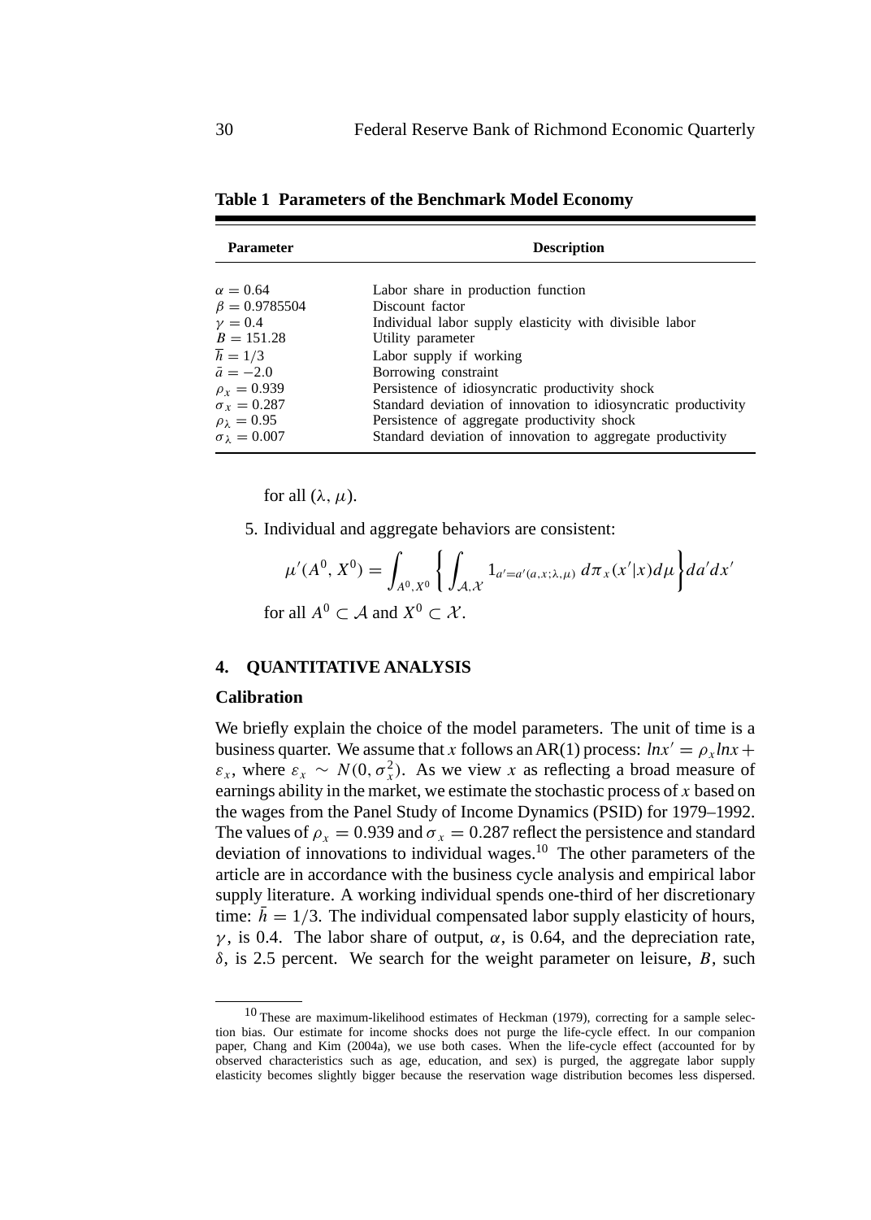**Table 1 Parameters of the Benchmark Model Economy**

| Parameter | Description |
|---|---|
| $\alpha = 0.64$ | Labor share in production function |
| $\beta = 0.9785504$ | Discount factor |
| $\gamma = 0.4$ | Individual labor supply elasticity with divisible labor |
| $B = 151.28$ | Utility parameter |
| $\bar{h} = 1/3$ | Labor supply if working |
| $\bar{a} = -2.0$ | Borrowing constraint |
| $\rho_x = 0.939$ | Persistence of idiosyncratic productivity shock |
| $\sigma_x = 0.287$ | Standard deviation of innovation to idiosyncratic productivity |
| $\rho_\lambda = 0.95$ | Persistence of aggregate productivity shock |
| $\sigma_\lambda = 0.007$ | Standard deviation of innovation to aggregate productivity |

for all $(\lambda, \mu)$.

5. Individual and aggregate behaviors are consistent:

$$\mu'(A^0, X^0) = \int_{A^0, X^0} \left\{ \int_{\mathcal{A}, \mathcal{X}} 1_{a'=a'(a,x;\lambda,\mu)} \, d\pi_x(x'|x) d\mu \right\} da' dx'$$

for all $A^0 \subset \mathcal{A}$ and $X^0 \subset \mathcal{X}$.

## 4. QUANTITATIVE ANALYSIS

### Calibration

We briefly explain the choice of the model parameters. The unit of time is a business quarter. We assume that $x$ follows an AR(1) process: $ln x' = \rho_x ln x + \varepsilon_x$, where $\varepsilon_x \sim N(0, \sigma_x^2)$. As we view $x$ as reflecting a broad measure of earnings ability in the market, we estimate the stochastic process of $x$ based on the wages from the Panel Study of Income Dynamics (PSID) for 1979–1992. The values of $\rho_x = 0.939$ and $\sigma_x = 0.287$ reflect the persistence and standard deviation of innovations to individual wages.[10] The other parameters of the article are in accordance with the business cycle analysis and empirical labor supply literature. A working individual spends one-third of her discretionary time: $\bar{h} = 1/3$. The individual compensated labor supply elasticity of hours, $\gamma$, is 0.4. The labor share of output, $\alpha$, is 0.64, and the depreciation rate, $\delta$, is 2.5 percent. We search for the weight parameter on leisure, $B$, such

[10] These are maximum-likelihood estimates of Heckman (1979), correcting for a sample selection bias. Our estimate for income shocks does not purge the life-cycle effect. In our companion paper, Chang and Kim (2004a), we use both cases. When the life-cycle effect (accounted for by observed characteristics such as age, education, and sex) is purged, the aggregate labor supply elasticity becomes slightly bigger because the reservation wage distribution becomes less dispersed.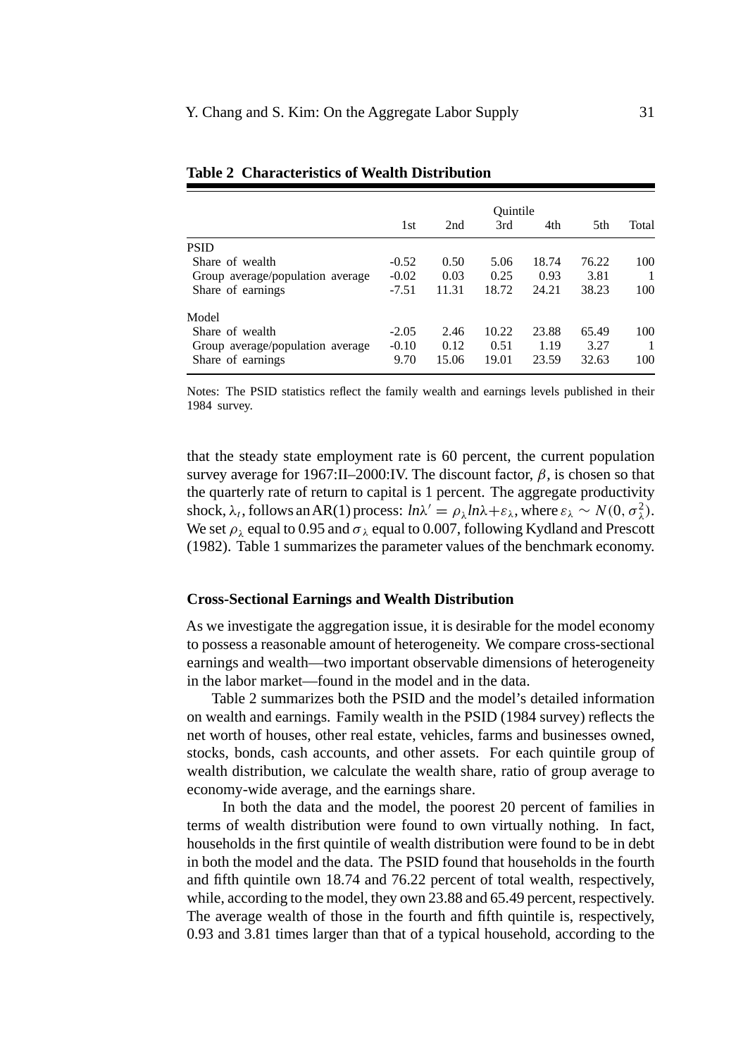**Table 2 Characteristics of Wealth Distribution**

| | Quintile | | | | | |
|---|---|---|---|---|---|---|
| | 1st | 2nd | 3rd | 4th | 5th | Total |
| PSID | | | | | | |
| Share of wealth | -0.52 | 0.50 | 5.06 | 18.74 | 76.22 | 100 |
| Group average/population average | -0.02 | 0.03 | 0.25 | 0.93 | 3.81 | 1 |
| Share of earnings | -7.51 | 11.31 | 18.72 | 24.21 | 38.23 | 100 |
| Model | | | | | | |
| Share of wealth | -2.05 | 2.46 | 10.22 | 23.88 | 65.49 | 100 |
| Group average/population average | -0.10 | 0.12 | 0.51 | 1.19 | 3.27 | 1 |
| Share of earnings | 9.70 | 15.06 | 19.01 | 23.59 | 32.63 | 100 |

Notes: The PSID statistics reflect the family wealth and earnings levels published in their 1984 survey.

that the steady state employment rate is 60 percent, the current population survey average for 1967:II–2000:IV. The discount factor, $\beta$, is chosen so that the quarterly rate of return to capital is 1 percent. The aggregate productivity shock, $\lambda_t$, follows an AR(1) process: $ln\lambda' = \rho_\lambda ln\lambda + \varepsilon_\lambda$, where $\varepsilon_\lambda \sim N(0, \sigma_\lambda^2)$. We set $\rho_\lambda$ equal to 0.95 and $\sigma_\lambda$ equal to 0.007, following Kydland and Prescott (1982). Table 1 summarizes the parameter values of the benchmark economy.

### Cross-Sectional Earnings and Wealth Distribution

As we investigate the aggregation issue, it is desirable for the model economy to possess a reasonable amount of heterogeneity. We compare cross-sectional earnings and wealth—two important observable dimensions of heterogeneity in the labor market—found in the model and in the data.

Table 2 summarizes both the PSID and the model's detailed information on wealth and earnings. Family wealth in the PSID (1984 survey) reflects the net worth of houses, other real estate, vehicles, farms and businesses owned, stocks, bonds, cash accounts, and other assets. For each quintile group of wealth distribution, we calculate the wealth share, ratio of group average to economy-wide average, and the earnings share.

In both the data and the model, the poorest 20 percent of families in terms of wealth distribution were found to own virtually nothing. In fact, households in the first quintile of wealth distribution were found to be in debt in both the model and the data. The PSID found that households in the fourth and fifth quintile own 18.74 and 76.22 percent of total wealth, respectively, while, according to the model, they own 23.88 and 65.49 percent, respectively. The average wealth of those in the fourth and fifth quintile is, respectively, 0.93 and 3.81 times larger than that of a typical household, according to the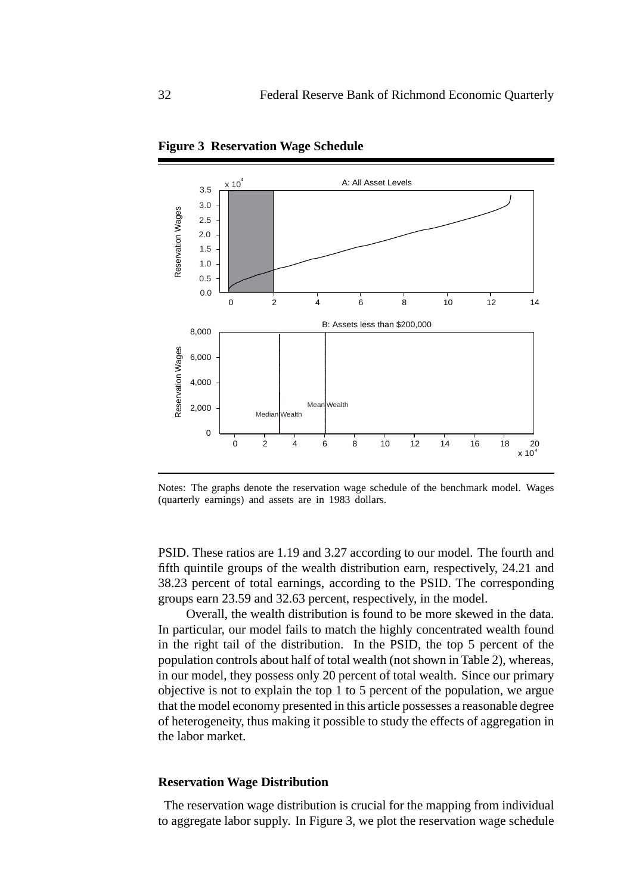**Figure 3 Reservation Wage Schedule**

Notes: The graphs denote the reservation wage schedule of the benchmark model. Wages (quarterly earnings) and assets are in 1983 dollars.

PSID. These ratios are 1.19 and 3.27 according to our model. The fourth and fifth quintile groups of the wealth distribution earn, respectively, 24.21 and 38.23 percent of total earnings, according to the PSID. The corresponding groups earn 23.59 and 32.63 percent, respectively, in the model.

Overall, the wealth distribution is found to be more skewed in the data. In particular, our model fails to match the highly concentrated wealth found in the right tail of the distribution. In the PSID, the top 5 percent of the population controls about half of total wealth (not shown in Table 2), whereas, in our model, they possess only 20 percent of total wealth. Since our primary objective is not to explain the top 1 to 5 percent of the population, we argue that the model economy presented in this article possesses a reasonable degree of heterogeneity, thus making it possible to study the effects of aggregation in the labor market.

### Reservation Wage Distribution

The reservation wage distribution is crucial for the mapping from individual to aggregate labor supply. In Figure 3, we plot the reservation wage schedule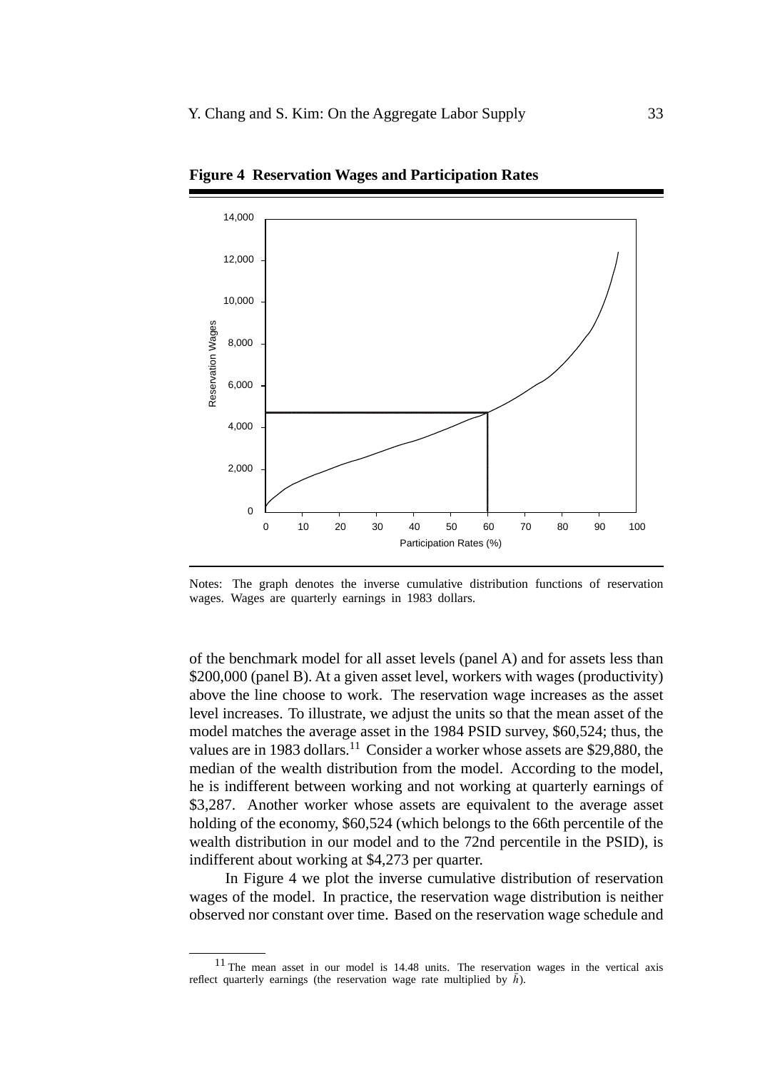**Figure 4 Reservation Wages and Participation Rates**

Notes: The graph denotes the inverse cumulative distribution functions of reservation wages. Wages are quarterly earnings in 1983 dollars.

of the benchmark model for all asset levels (panel A) and for assets less than \$200,000 (panel B). At a given asset level, workers with wages (productivity) above the line choose to work. The reservation wage increases as the asset level increases. To illustrate, we adjust the units so that the mean asset of the model matches the average asset in the 1984 PSID survey, \$60,524; thus, the values are in 1983 dollars.[11] Consider a worker whose assets are \$29,880, the median of the wealth distribution from the model. According to the model, he is indifferent between working and not working at quarterly earnings of \$3,287. Another worker whose assets are equivalent to the average asset holding of the economy, \$60,524 (which belongs to the 66th percentile of the wealth distribution in our model and to the 72nd percentile in the PSID), is indifferent about working at \$4,273 per quarter.

In Figure 4 we plot the inverse cumulative distribution of reservation wages of the model. In practice, the reservation wage distribution is neither observed nor constant over time. Based on the reservation wage schedule and

[11] The mean asset in our model is 14.48 units. The reservation wages in the vertical axis reflect quarterly earnings (the reservation wage rate multiplied by $\bar{h}$).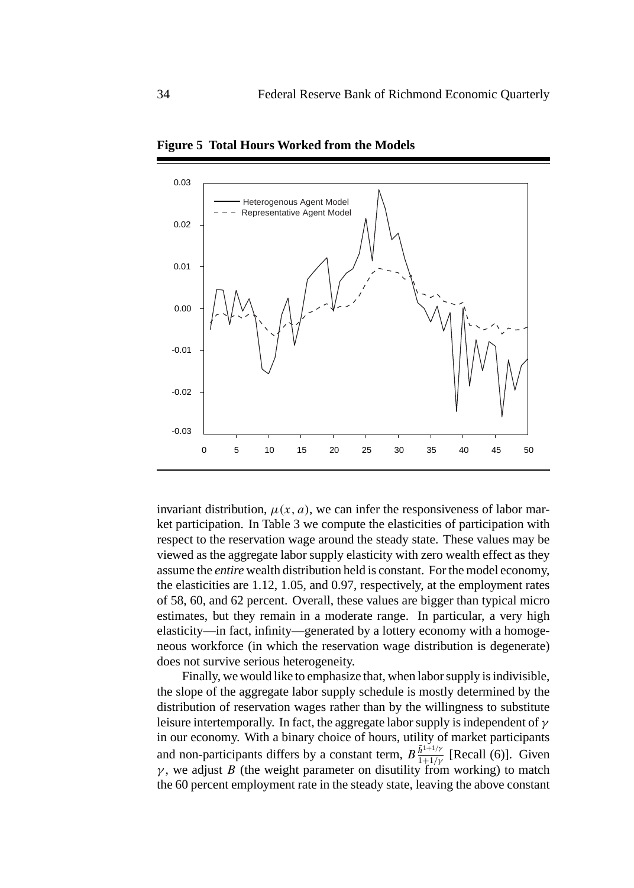**Figure 5 Total Hours Worked from the Models**

invariant distribution, $\mu(x, a)$, we can infer the responsiveness of labor market participation. In Table 3 we compute the elasticities of participation with respect to the reservation wage around the steady state. These values may be viewed as the aggregate labor supply elasticity with zero wealth effect as they assume the *entire* wealth distribution held is constant. For the model economy, the elasticities are 1.12, 1.05, and 0.97, respectively, at the employment rates of 58, 60, and 62 percent. Overall, these values are bigger than typical micro estimates, but they remain in a moderate range. In particular, a very high elasticity—in fact, infinity—generated by a lottery economy with a homogeneous workforce (in which the reservation wage distribution is degenerate) does not survive serious heterogeneity.

Finally, we would like to emphasize that, when labor supply is indivisible, the slope of the aggregate labor supply schedule is mostly determined by the distribution of reservation wages rather than by the willingness to substitute leisure intertemporally. In fact, the aggregate labor supply is independent of $\gamma$ in our economy. With a binary choice of hours, utility of market participants and non-participants differs by a constant term, $B\frac{\bar{h}^{1+1/\gamma}}{1+1/\gamma}$ [Recall (6)]. Given $\gamma$, we adjust $B$ (the weight parameter on disutility from working) to match the 60 percent employment rate in the steady state, leaving the above constant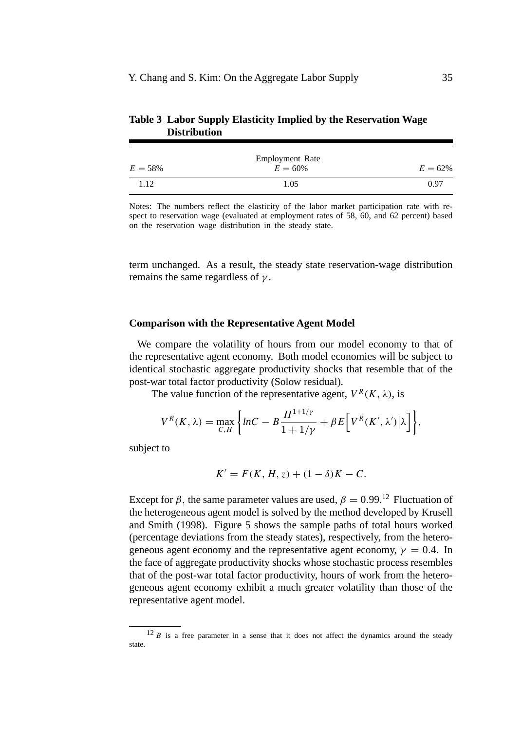**Table 3 Labor Supply Elasticity Implied by the Reservation Wage Distribution**

| Employment Rate | | |
|---|---|---|
| $E = 58\%$ | $E = 60\%$ | $E = 62\%$ |
| 1.12 | 1.05 | 0.97 |

Notes: The numbers reflect the elasticity of the labor market participation rate with respect to reservation wage (evaluated at employment rates of 58, 60, and 62 percent) based on the reservation wage distribution in the steady state.

term unchanged. As a result, the steady state reservation-wage distribution remains the same regardless of $\gamma$.

### Comparison with the Representative Agent Model

We compare the volatility of hours from our model economy to that of the representative agent economy. Both model economies will be subject to identical stochastic aggregate productivity shocks that resemble that of the post-war total factor productivity (Solow residual).

The value function of the representative agent, $V^R(K, \lambda)$, is

$$V^R(K, \lambda) = \max_{C,H} \left\{ lnC - B\frac{H^{1+1/\gamma}}{1+1/\gamma} + \beta E\Big[ V^R(K', \lambda') \big| \lambda \Big] \right\},$$

subject to

$$K' = F(K, H, z) + (1 - \delta)K - C.$$

Except for $\beta$, the same parameter values are used, $\beta = 0.99$.[12] Fluctuation of the heterogeneous agent model is solved by the method developed by Krusell and Smith (1998). Figure 5 shows the sample paths of total hours worked (percentage deviations from the steady states), respectively, from the heterogeneous agent economy and the representative agent economy, $\gamma = 0.4$. In the face of aggregate productivity shocks whose stochastic process resembles that of the post-war total factor productivity, hours of work from the heterogeneous agent economy exhibit a much greater volatility than those of the representative agent model.

[12] $B$ is a free parameter in a sense that it does not affect the dynamics around the steady state.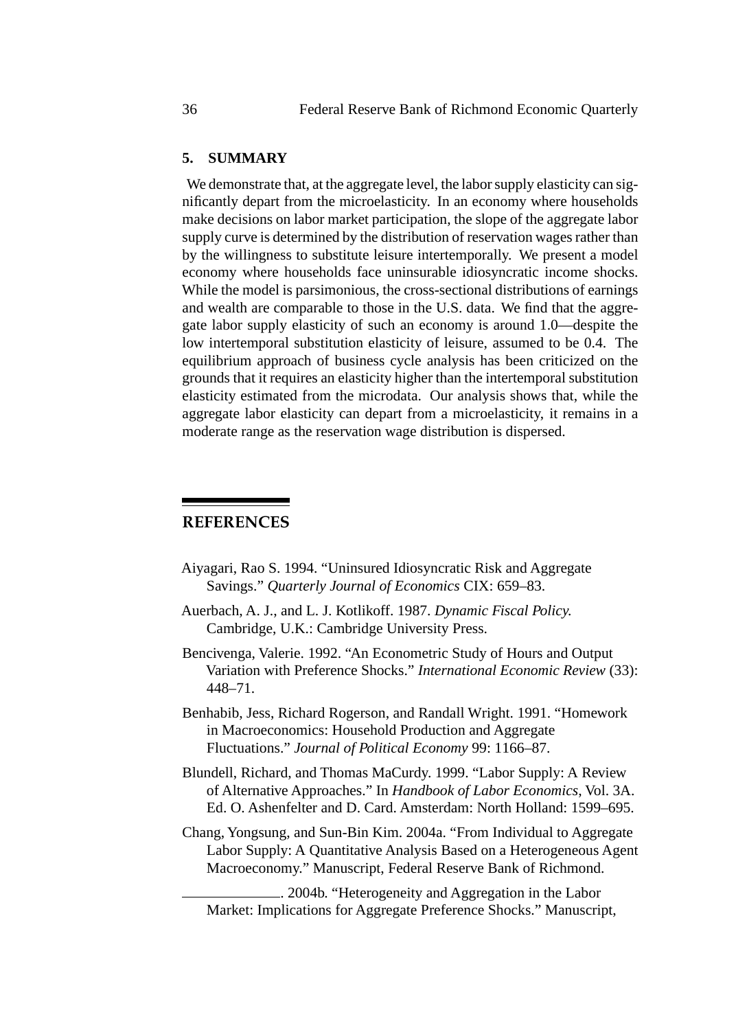## 5. SUMMARY

We demonstrate that, at the aggregate level, the labor supply elasticity can significantly depart from the microelasticity. In an economy where households make decisions on labor market participation, the slope of the aggregate labor supply curve is determined by the distribution of reservation wages rather than by the willingness to substitute leisure intertemporally. We present a model economy where households face uninsurable idiosyncratic income shocks. While the model is parsimonious, the cross-sectional distributions of earnings and wealth are comparable to those in the U.S. data. We find that the aggregate labor supply elasticity of such an economy is around 1.0—despite the low intertemporal substitution elasticity of leisure, assumed to be 0.4. The equilibrium approach of business cycle analysis has been criticized on the grounds that it requires an elasticity higher than the intertemporal substitution elasticity estimated from the microdata. Our analysis shows that, while the aggregate labor elasticity can depart from a microelasticity, it remains in a moderate range as the reservation wage distribution is dispersed.

## REFERENCES

Aiyagari, Rao S. 1994. "Uninsured Idiosyncratic Risk and Aggregate Savings." *Quarterly Journal of Economics* CIX: 659–83.

Auerbach, A. J., and L. J. Kotlikoff. 1987. *Dynamic Fiscal Policy.* Cambridge, U.K.: Cambridge University Press.

Bencivenga, Valerie. 1992. "An Econometric Study of Hours and Output Variation with Preference Shocks." *International Economic Review* (33): 448–71.

Benhabib, Jess, Richard Rogerson, and Randall Wright. 1991. "Homework in Macroeconomics: Household Production and Aggregate Fluctuations." *Journal of Political Economy* 99: 1166–87.

Blundell, Richard, and Thomas MaCurdy. 1999. "Labor Supply: A Review of Alternative Approaches." In *Handbook of Labor Economics*, Vol. 3A. Ed. O. Ashenfelter and D. Card. Amsterdam: North Holland: 1599–695.

Chang, Yongsung, and Sun-Bin Kim. 2004a. "From Individual to Aggregate Labor Supply: A Quantitative Analysis Based on a Heterogeneous Agent Macroeconomy." Manuscript, Federal Reserve Bank of Richmond.

———. 2004b. "Heterogeneity and Aggregation in the Labor Market: Implications for Aggregate Preference Shocks." Manuscript,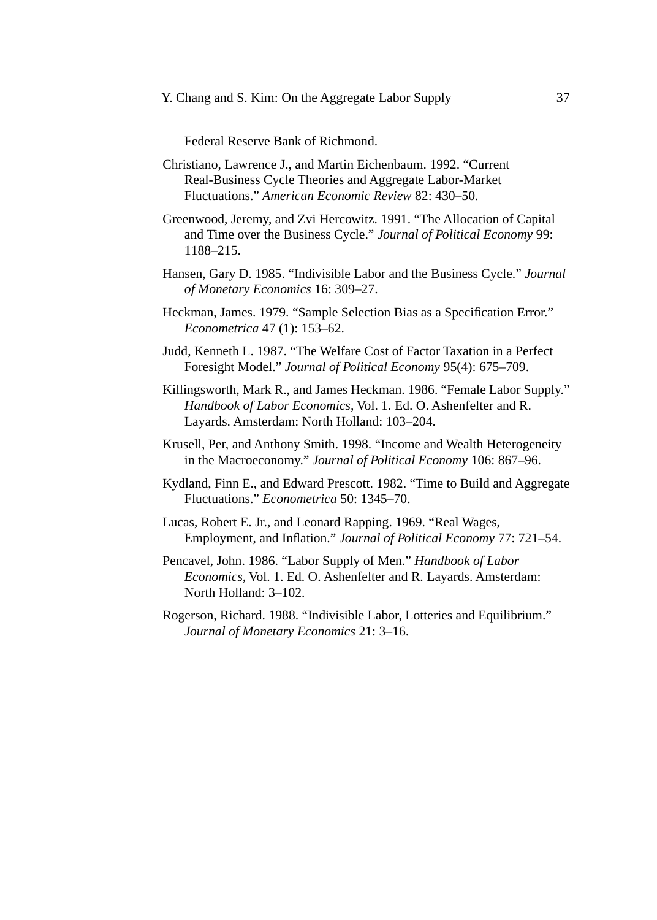Federal Reserve Bank of Richmond.

Christiano, Lawrence J., and Martin Eichenbaum. 1992. "Current Real-Business Cycle Theories and Aggregate Labor-Market Fluctuations." *American Economic Review* 82: 430–50.

Greenwood, Jeremy, and Zvi Hercowitz. 1991. "The Allocation of Capital and Time over the Business Cycle." *Journal of Political Economy* 99: 1188–215.

Hansen, Gary D. 1985. "Indivisible Labor and the Business Cycle." *Journal of Monetary Economics* 16: 309–27.

Heckman, James. 1979. "Sample Selection Bias as a Specification Error." *Econometrica* 47 (1): 153–62.

Judd, Kenneth L. 1987. "The Welfare Cost of Factor Taxation in a Perfect Foresight Model." *Journal of Political Economy* 95(4): 675–709.

Killingsworth, Mark R., and James Heckman. 1986. "Female Labor Supply." *Handbook of Labor Economics*, Vol. 1. Ed. O. Ashenfelter and R. Layards. Amsterdam: North Holland: 103–204.

Krusell, Per, and Anthony Smith. 1998. "Income and Wealth Heterogeneity in the Macroeconomy." *Journal of Political Economy* 106: 867–96.

Kydland, Finn E., and Edward Prescott. 1982. "Time to Build and Aggregate Fluctuations." *Econometrica* 50: 1345–70.

Lucas, Robert E. Jr., and Leonard Rapping. 1969. "Real Wages, Employment, and Inflation." *Journal of Political Economy* 77: 721–54.

Pencavel, John. 1986. "Labor Supply of Men." *Handbook of Labor Economics*, Vol. 1. Ed. O. Ashenfelter and R. Layards. Amsterdam: North Holland: 3–102.

Rogerson, Richard. 1988. "Indivisible Labor, Lotteries and Equilibrium." *Journal of Monetary Economics* 21: 3–16.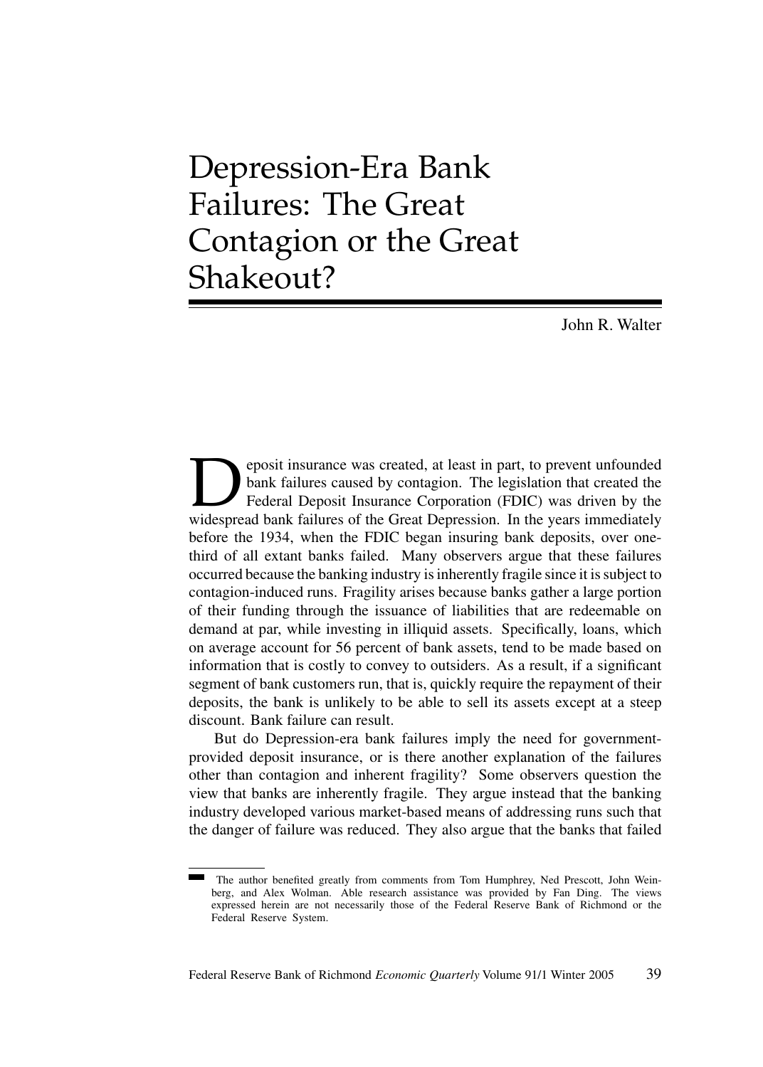# Depression-Era Bank Failures: The Great Contagion or the Great Shakeout?

John R. Walter

Deposit insurance was created, at least in part, to prevent unfounded bank failures caused by contagion. The legislation that created the Federal Deposit Insurance Corporation (FDIC) was driven by the widespread bank failures of the Great Depression. In the years immediately before the 1934, when the FDIC began insuring bank deposits, over one-third of all extant banks failed. Many observers argue that these failures occurred because the banking industry is inherently fragile since it is subject to contagion-induced runs. Fragility arises because banks gather a large portion of their funding through the issuance of liabilities that are redeemable on demand at par, while investing in illiquid assets. Specifically, loans, which on average account for 56 percent of bank assets, tend to be made based on information that is costly to convey to outsiders. As a result, if a significant segment of bank customers run, that is, quickly require the repayment of their deposits, the bank is unlikely to be able to sell its assets except at a steep discount. Bank failure can result.

But do Depression-era bank failures imply the need for government-provided deposit insurance, or is there another explanation of the failures other than contagion and inherent fragility? Some observers question the view that banks are inherently fragile. They argue instead that the banking industry developed various market-based means of addressing runs such that the danger of failure was reduced. They also argue that the banks that failed

---

The author benefited greatly from comments from Tom Humphrey, Ned Prescott, John Weinberg, and Alex Wolman. Able research assistance was provided by Fan Ding. The views expressed herein are not necessarily those of the Federal Reserve Bank of Richmond or the Federal Reserve System.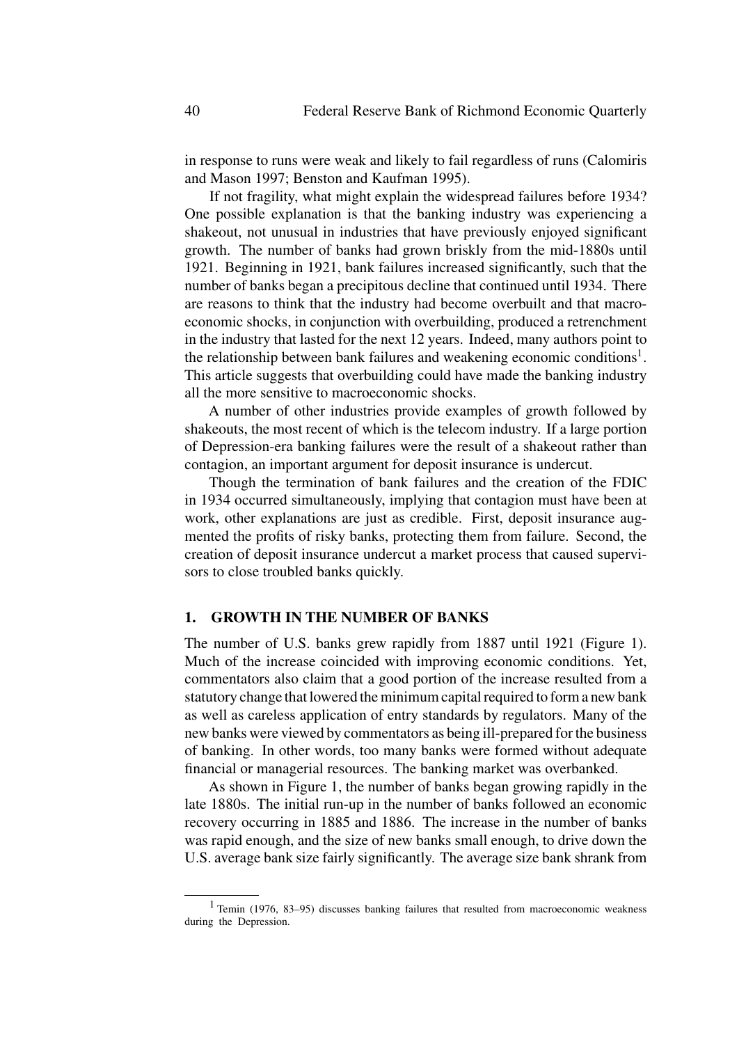in response to runs were weak and likely to fail regardless of runs (Calomiris and Mason 1997; Benston and Kaufman 1995).

If not fragility, what might explain the widespread failures before 1934? One possible explanation is that the banking industry was experiencing a shakeout, not unusual in industries that have previously enjoyed significant growth. The number of banks had grown briskly from the mid-1880s until 1921. Beginning in 1921, bank failures increased significantly, such that the number of banks began a precipitous decline that continued until 1934. There are reasons to think that the industry had become overbuilt and that macroeconomic shocks, in conjunction with overbuilding, produced a retrenchment in the industry that lasted for the next 12 years. Indeed, many authors point to the relationship between bank failures and weakening economic conditions[1]. This article suggests that overbuilding could have made the banking industry all the more sensitive to macroeconomic shocks.

A number of other industries provide examples of growth followed by shakeouts, the most recent of which is the telecom industry. If a large portion of Depression-era banking failures were the result of a shakeout rather than contagion, an important argument for deposit insurance is undercut.

Though the termination of bank failures and the creation of the FDIC in 1934 occurred simultaneously, implying that contagion must have been at work, other explanations are just as credible. First, deposit insurance augmented the profits of risky banks, protecting them from failure. Second, the creation of deposit insurance undercut a market process that caused supervisors to close troubled banks quickly.

## 1. GROWTH IN THE NUMBER OF BANKS

The number of U.S. banks grew rapidly from 1887 until 1921 (Figure 1). Much of the increase coincided with improving economic conditions. Yet, commentators also claim that a good portion of the increase resulted from a statutory change that lowered the minimum capital required to form a new bank as well as careless application of entry standards by regulators. Many of the new banks were viewed by commentators as being ill-prepared for the business of banking. In other words, too many banks were formed without adequate financial or managerial resources. The banking market was overbanked.

As shown in Figure 1, the number of banks began growing rapidly in the late 1880s. The initial run-up in the number of banks followed an economic recovery occurring in 1885 and 1886. The increase in the number of banks was rapid enough, and the size of new banks small enough, to drive down the U.S. average bank size fairly significantly. The average size bank shrank from

[1] Temin (1976, 83–95) discusses banking failures that resulted from macroeconomic weakness during the Depression.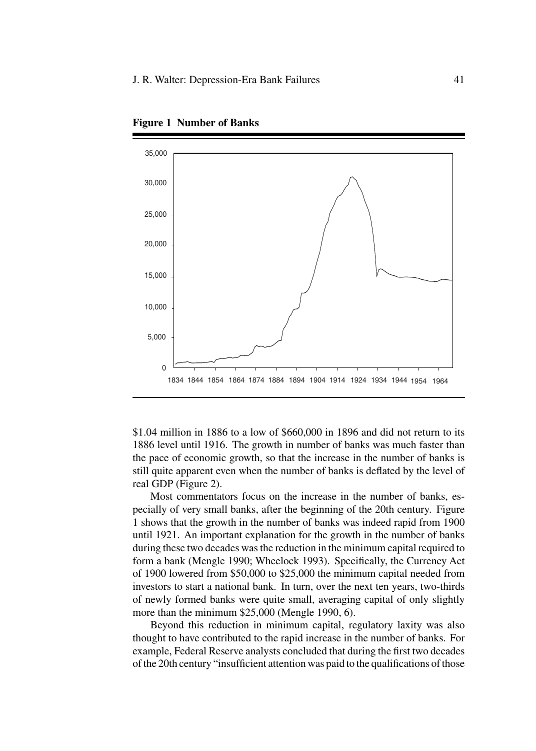**Figure 1 Number of Banks**

$1.04 million in 1886 to a low of $660,000 in 1896 and did not return to its 1886 level until 1916. The growth in number of banks was much faster than the pace of economic growth, so that the increase in the number of banks is still quite apparent even when the number of banks is deflated by the level of real GDP (Figure 2).

Most commentators focus on the increase in the number of banks, especially of very small banks, after the beginning of the 20th century. Figure 1 shows that the growth in the number of banks was indeed rapid from 1900 until 1921. An important explanation for the growth in the number of banks during these two decades was the reduction in the minimum capital required to form a bank (Mengle 1990; Wheelock 1993). Specifically, the Currency Act of 1900 lowered from $50,000 to $25,000 the minimum capital needed from investors to start a national bank. In turn, over the next ten years, two-thirds of newly formed banks were quite small, averaging capital of only slightly more than the minimum $25,000 (Mengle 1990, 6).

Beyond this reduction in minimum capital, regulatory laxity was also thought to have contributed to the rapid increase in the number of banks. For example, Federal Reserve analysts concluded that during the first two decades of the 20th century "insufficient attention was paid to the qualifications of those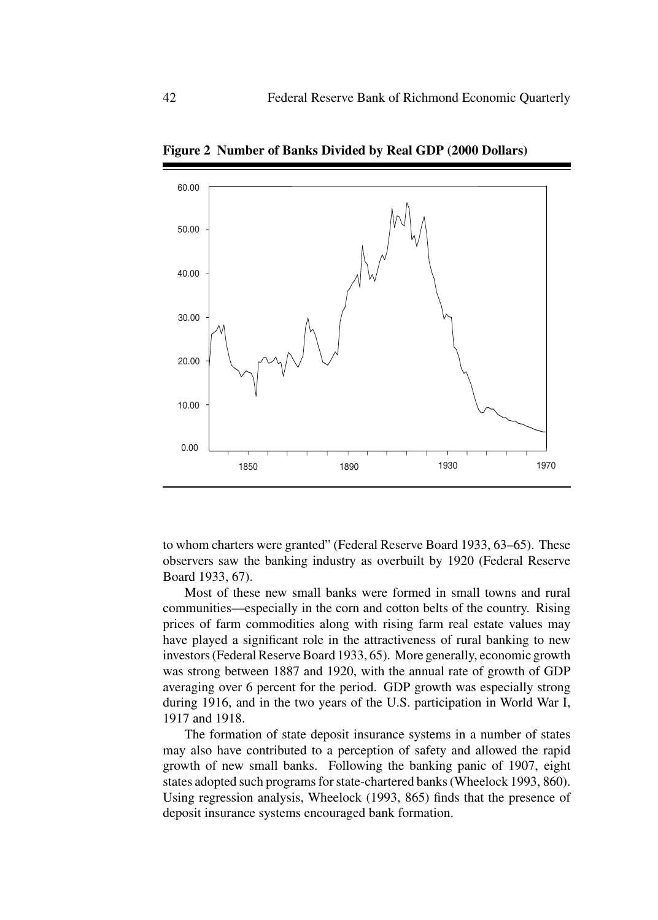**Figure 2 Number of Banks Divided by Real GDP (2000 Dollars)**

to whom charters were granted" (Federal Reserve Board 1933, 63–65). These observers saw the banking industry as overbuilt by 1920 (Federal Reserve Board 1933, 67).

Most of these new small banks were formed in small towns and rural communities—especially in the corn and cotton belts of the country. Rising prices of farm commodities along with rising farm real estate values may have played a significant role in the attractiveness of rural banking to new investors (Federal Reserve Board 1933, 65). More generally, economic growth was strong between 1887 and 1920, with the annual rate of growth of GDP averaging over 6 percent for the period. GDP growth was especially strong during 1916, and in the two years of the U.S. participation in World War I, 1917 and 1918.

The formation of state deposit insurance systems in a number of states may also have contributed to a perception of safety and allowed the rapid growth of new small banks. Following the banking panic of 1907, eight states adopted such programs for state-chartered banks (Wheelock 1993, 860). Using regression analysis, Wheelock (1993, 865) finds that the presence of deposit insurance systems encouraged bank formation.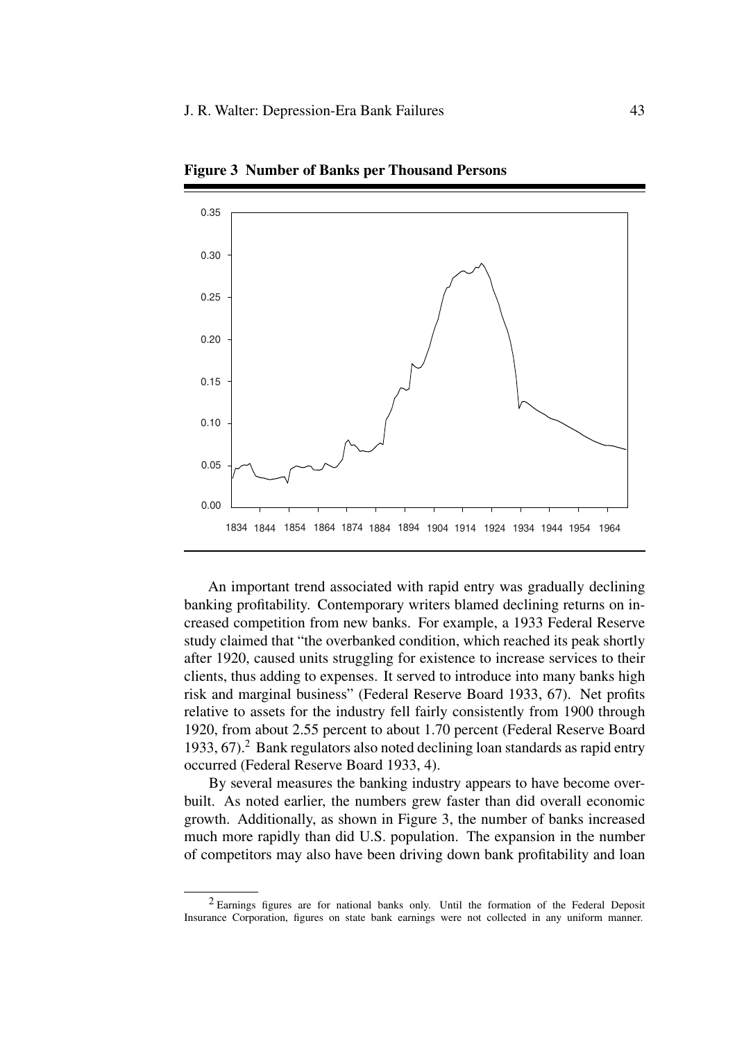**Figure 3 Number of Banks per Thousand Persons**

An important trend associated with rapid entry was gradually declining banking profitability. Contemporary writers blamed declining returns on increased competition from new banks. For example, a 1933 Federal Reserve study claimed that "the overbanked condition, which reached its peak shortly after 1920, caused units struggling for existence to increase services to their clients, thus adding to expenses. It served to introduce into many banks high risk and marginal business" (Federal Reserve Board 1933, 67). Net profits relative to assets for the industry fell fairly consistently from 1900 through 1920, from about 2.55 percent to about 1.70 percent (Federal Reserve Board 1933, 67).[2] Bank regulators also noted declining loan standards as rapid entry occurred (Federal Reserve Board 1933, 4).

By several measures the banking industry appears to have become overbuilt. As noted earlier, the numbers grew faster than did overall economic growth. Additionally, as shown in Figure 3, the number of banks increased much more rapidly than did U.S. population. The expansion in the number of competitors may also have been driving down bank profitability and loan

[2] Earnings figures are for national banks only. Until the formation of the Federal Deposit Insurance Corporation, figures on state bank earnings were not collected in any uniform manner.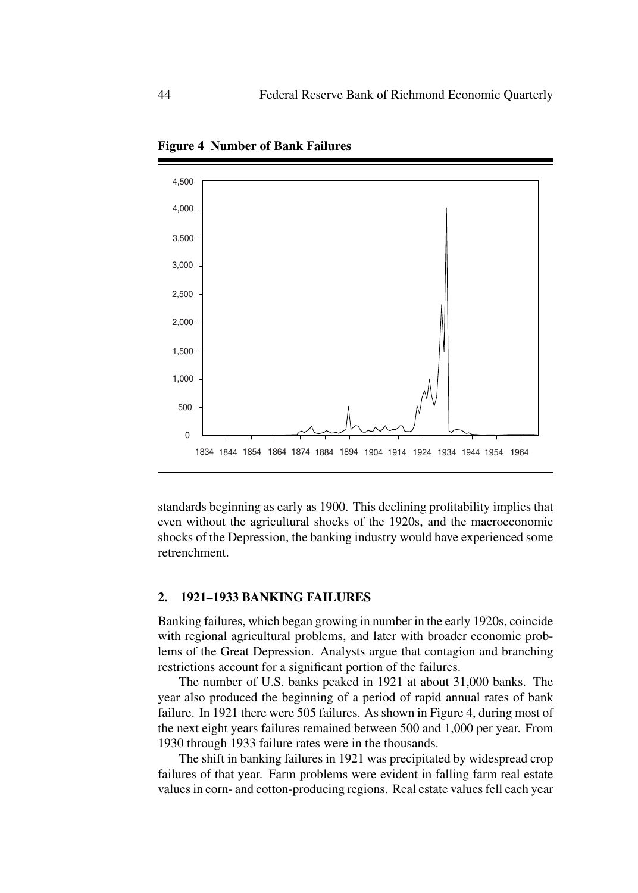**Figure 4 Number of Bank Failures**

standards beginning as early as 1900. This declining profitability implies that even without the agricultural shocks of the 1920s, and the macroeconomic shocks of the Depression, the banking industry would have experienced some retrenchment.

## 2. 1921–1933 BANKING FAILURES

Banking failures, which began growing in number in the early 1920s, coincide with regional agricultural problems, and later with broader economic problems of the Great Depression. Analysts argue that contagion and branching restrictions account for a significant portion of the failures.

The number of U.S. banks peaked in 1921 at about 31,000 banks. The year also produced the beginning of a period of rapid annual rates of bank failure. In 1921 there were 505 failures. As shown in Figure 4, during most of the next eight years failures remained between 500 and 1,000 per year. From 1930 through 1933 failure rates were in the thousands.

The shift in banking failures in 1921 was precipitated by widespread crop failures of that year. Farm problems were evident in falling farm real estate values in corn- and cotton-producing regions. Real estate values fell each year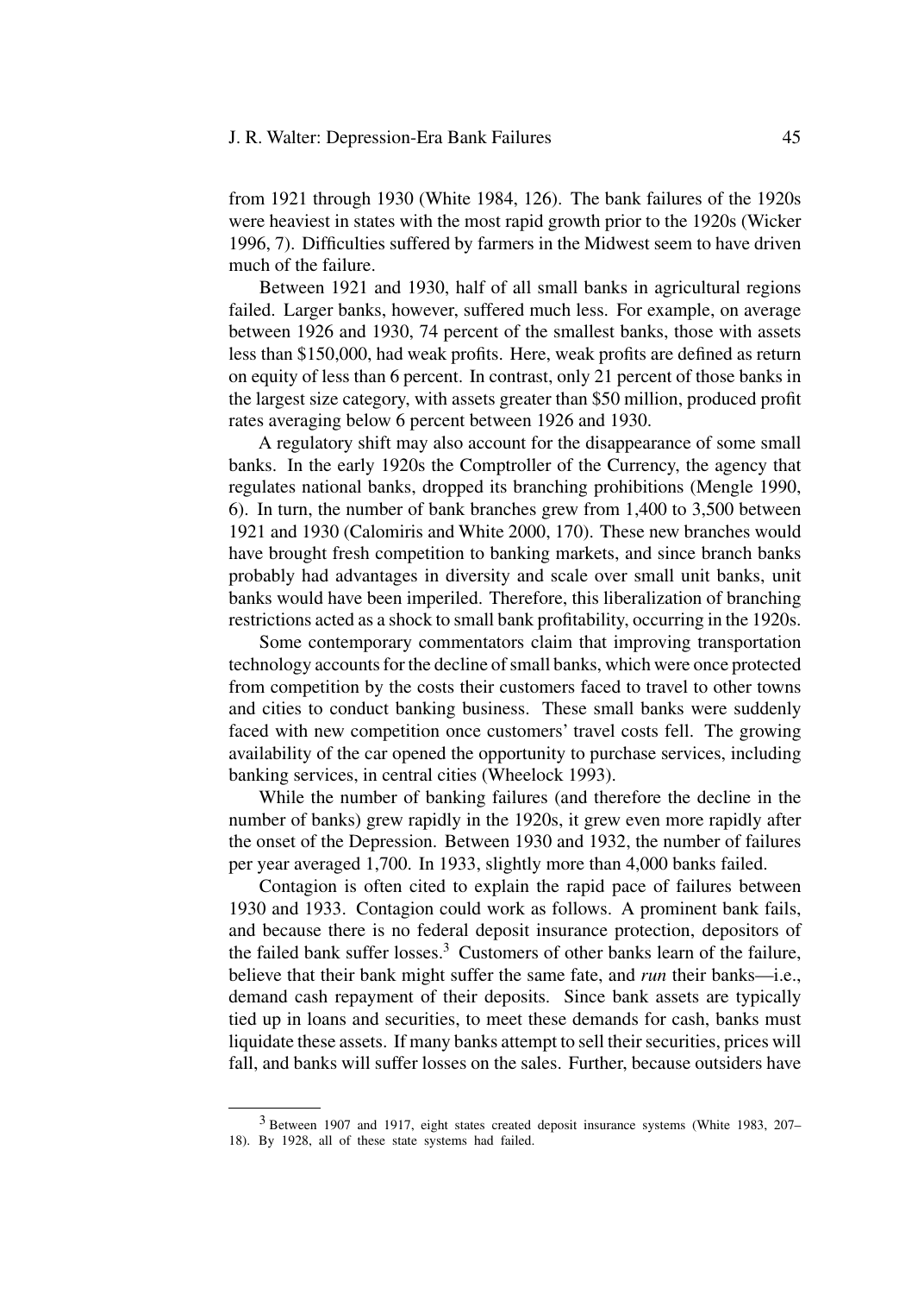from 1921 through 1930 (White 1984, 126). The bank failures of the 1920s were heaviest in states with the most rapid growth prior to the 1920s (Wicker 1996, 7). Difficulties suffered by farmers in the Midwest seem to have driven much of the failure.

Between 1921 and 1930, half of all small banks in agricultural regions failed. Larger banks, however, suffered much less. For example, on average between 1926 and 1930, 74 percent of the smallest banks, those with assets less than $150,000, had weak profits. Here, weak profits are defined as return on equity of less than 6 percent. In contrast, only 21 percent of those banks in the largest size category, with assets greater than $50 million, produced profit rates averaging below 6 percent between 1926 and 1930.

A regulatory shift may also account for the disappearance of some small banks. In the early 1920s the Comptroller of the Currency, the agency that regulates national banks, dropped its branching prohibitions (Mengle 1990, 6). In turn, the number of bank branches grew from 1,400 to 3,500 between 1921 and 1930 (Calomiris and White 2000, 170). These new branches would have brought fresh competition to banking markets, and since branch banks probably had advantages in diversity and scale over small unit banks, unit banks would have been imperiled. Therefore, this liberalization of branching restrictions acted as a shock to small bank profitability, occurring in the 1920s.

Some contemporary commentators claim that improving transportation technology accounts for the decline of small banks, which were once protected from competition by the costs their customers faced to travel to other towns and cities to conduct banking business. These small banks were suddenly faced with new competition once customers' travel costs fell. The growing availability of the car opened the opportunity to purchase services, including banking services, in central cities (Wheelock 1993).

While the number of banking failures (and therefore the decline in the number of banks) grew rapidly in the 1920s, it grew even more rapidly after the onset of the Depression. Between 1930 and 1932, the number of failures per year averaged 1,700. In 1933, slightly more than 4,000 banks failed.

Contagion is often cited to explain the rapid pace of failures between 1930 and 1933. Contagion could work as follows. A prominent bank fails, and because there is no federal deposit insurance protection, depositors of the failed bank suffer losses.[3] Customers of other banks learn of the failure, believe that their bank might suffer the same fate, and *run* their banks—i.e., demand cash repayment of their deposits. Since bank assets are typically tied up in loans and securities, to meet these demands for cash, banks must liquidate these assets. If many banks attempt to sell their securities, prices will fall, and banks will suffer losses on the sales. Further, because outsiders have

[3] Between 1907 and 1917, eight states created deposit insurance systems (White 1983, 207–18). By 1928, all of these state systems had failed.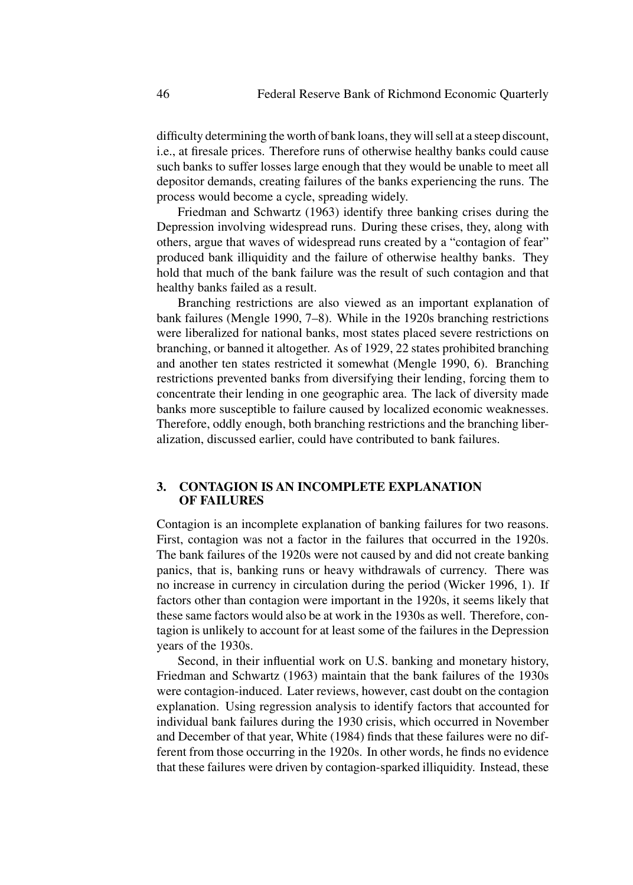difficulty determining the worth of bank loans, they will sell at a steep discount, i.e., at firesale prices. Therefore runs of otherwise healthy banks could cause such banks to suffer losses large enough that they would be unable to meet all depositor demands, creating failures of the banks experiencing the runs. The process would become a cycle, spreading widely.

Friedman and Schwartz (1963) identify three banking crises during the Depression involving widespread runs. During these crises, they, along with others, argue that waves of widespread runs created by a "contagion of fear" produced bank illiquidity and the failure of otherwise healthy banks. They hold that much of the bank failure was the result of such contagion and that healthy banks failed as a result.

Branching restrictions are also viewed as an important explanation of bank failures (Mengle 1990, 7–8). While in the 1920s branching restrictions were liberalized for national banks, most states placed severe restrictions on branching, or banned it altogether. As of 1929, 22 states prohibited branching and another ten states restricted it somewhat (Mengle 1990, 6). Branching restrictions prevented banks from diversifying their lending, forcing them to concentrate their lending in one geographic area. The lack of diversity made banks more susceptible to failure caused by localized economic weaknesses. Therefore, oddly enough, both branching restrictions and the branching liberalization, discussed earlier, could have contributed to bank failures.

## 3. CONTAGION IS AN INCOMPLETE EXPLANATION OF FAILURES

Contagion is an incomplete explanation of banking failures for two reasons. First, contagion was not a factor in the failures that occurred in the 1920s. The bank failures of the 1920s were not caused by and did not create banking panics, that is, banking runs or heavy withdrawals of currency. There was no increase in currency in circulation during the period (Wicker 1996, 1). If factors other than contagion were important in the 1920s, it seems likely that these same factors would also be at work in the 1930s as well. Therefore, contagion is unlikely to account for at least some of the failures in the Depression years of the 1930s.

Second, in their influential work on U.S. banking and monetary history, Friedman and Schwartz (1963) maintain that the bank failures of the 1930s were contagion-induced. Later reviews, however, cast doubt on the contagion explanation. Using regression analysis to identify factors that accounted for individual bank failures during the 1930 crisis, which occurred in November and December of that year, White (1984) finds that these failures were no different from those occurring in the 1920s. In other words, he finds no evidence that these failures were driven by contagion-sparked illiquidity. Instead, these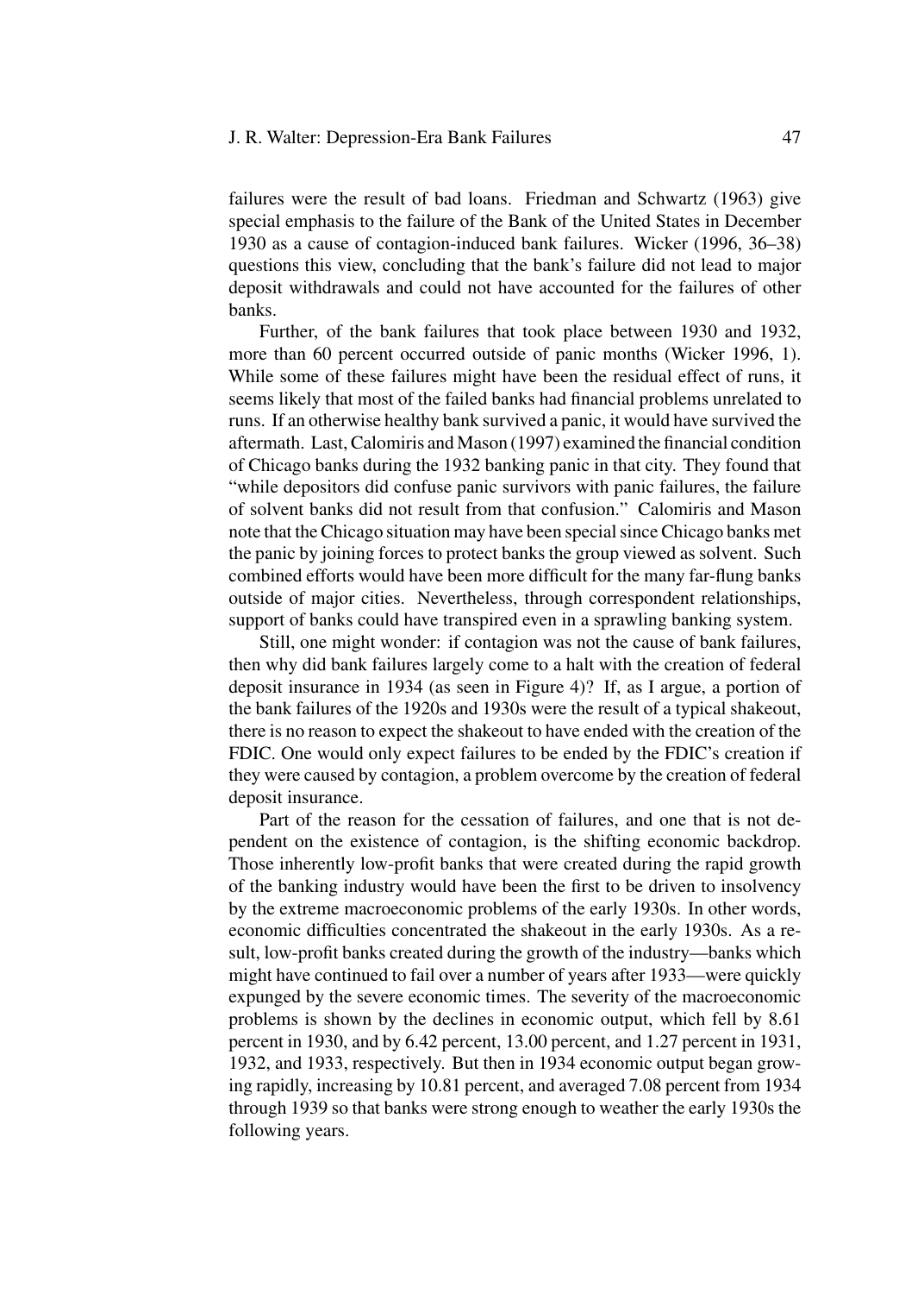failures were the result of bad loans. Friedman and Schwartz (1963) give special emphasis to the failure of the Bank of the United States in December 1930 as a cause of contagion-induced bank failures. Wicker (1996, 36–38) questions this view, concluding that the bank's failure did not lead to major deposit withdrawals and could not have accounted for the failures of other banks.

Further, of the bank failures that took place between 1930 and 1932, more than 60 percent occurred outside of panic months (Wicker 1996, 1). While some of these failures might have been the residual effect of runs, it seems likely that most of the failed banks had financial problems unrelated to runs. If an otherwise healthy bank survived a panic, it would have survived the aftermath. Last, Calomiris and Mason (1997) examined the financial condition of Chicago banks during the 1932 banking panic in that city. They found that "while depositors did confuse panic survivors with panic failures, the failure of solvent banks did not result from that confusion." Calomiris and Mason note that the Chicago situation may have been special since Chicago banks met the panic by joining forces to protect banks the group viewed as solvent. Such combined efforts would have been more difficult for the many far-flung banks outside of major cities. Nevertheless, through correspondent relationships, support of banks could have transpired even in a sprawling banking system.

Still, one might wonder: if contagion was not the cause of bank failures, then why did bank failures largely come to a halt with the creation of federal deposit insurance in 1934 (as seen in Figure 4)? If, as I argue, a portion of the bank failures of the 1920s and 1930s were the result of a typical shakeout, there is no reason to expect the shakeout to have ended with the creation of the FDIC. One would only expect failures to be ended by the FDIC's creation if they were caused by contagion, a problem overcome by the creation of federal deposit insurance.

Part of the reason for the cessation of failures, and one that is not dependent on the existence of contagion, is the shifting economic backdrop. Those inherently low-profit banks that were created during the rapid growth of the banking industry would have been the first to be driven to insolvency by the extreme macroeconomic problems of the early 1930s. In other words, economic difficulties concentrated the shakeout in the early 1930s. As a result, low-profit banks created during the growth of the industry—banks which might have continued to fail over a number of years after 1933—were quickly expunged by the severe economic times. The severity of the macroeconomic problems is shown by the declines in economic output, which fell by 8.61 percent in 1930, and by 6.42 percent, 13.00 percent, and 1.27 percent in 1931, 1932, and 1933, respectively. But then in 1934 economic output began growing rapidly, increasing by 10.81 percent, and averaged 7.08 percent from 1934 through 1939 so that banks were strong enough to weather the early 1930s the following years.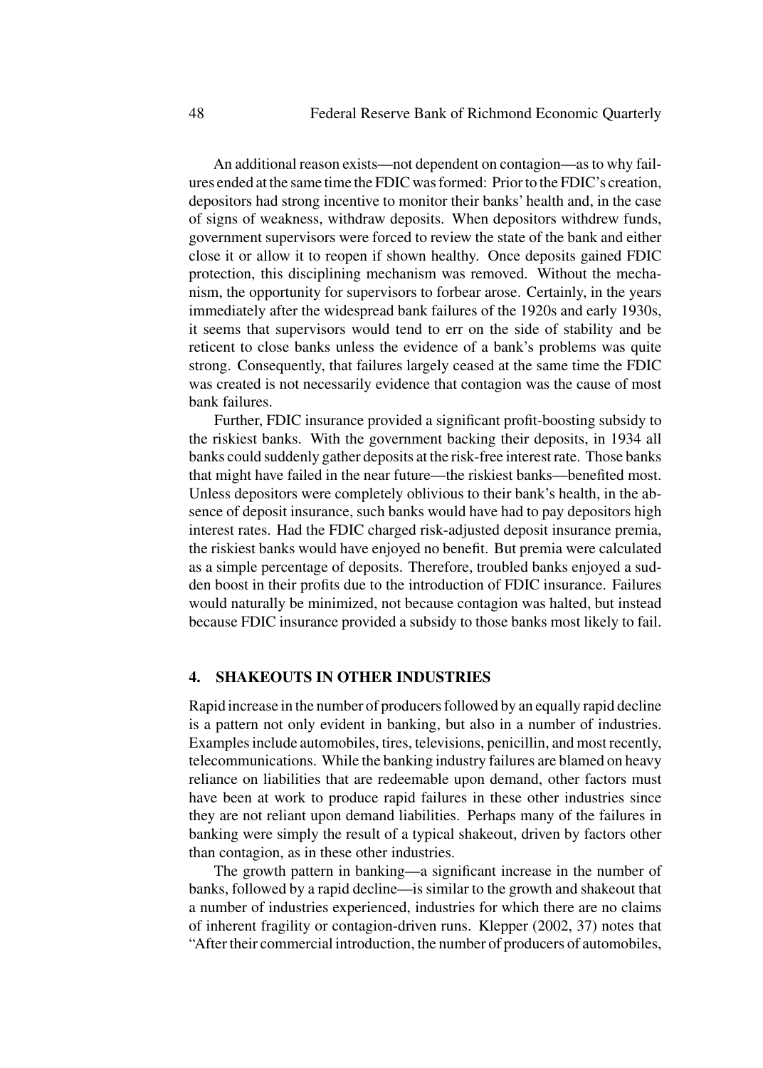An additional reason exists—not dependent on contagion—as to why failures ended at the same time the FDIC was formed: Prior to the FDIC's creation, depositors had strong incentive to monitor their banks' health and, in the case of signs of weakness, withdraw deposits. When depositors withdrew funds, government supervisors were forced to review the state of the bank and either close it or allow it to reopen if shown healthy. Once deposits gained FDIC protection, this disciplining mechanism was removed. Without the mechanism, the opportunity for supervisors to forbear arose. Certainly, in the years immediately after the widespread bank failures of the 1920s and early 1930s, it seems that supervisors would tend to err on the side of stability and be reticent to close banks unless the evidence of a bank's problems was quite strong. Consequently, that failures largely ceased at the same time the FDIC was created is not necessarily evidence that contagion was the cause of most bank failures.

Further, FDIC insurance provided a significant profit-boosting subsidy to the riskiest banks. With the government backing their deposits, in 1934 all banks could suddenly gather deposits at the risk-free interest rate. Those banks that might have failed in the near future—the riskiest banks—benefited most. Unless depositors were completely oblivious to their bank's health, in the absence of deposit insurance, such banks would have had to pay depositors high interest rates. Had the FDIC charged risk-adjusted deposit insurance premia, the riskiest banks would have enjoyed no benefit. But premia were calculated as a simple percentage of deposits. Therefore, troubled banks enjoyed a sudden boost in their profits due to the introduction of FDIC insurance. Failures would naturally be minimized, not because contagion was halted, but instead because FDIC insurance provided a subsidy to those banks most likely to fail.

## 4. SHAKEOUTS IN OTHER INDUSTRIES

Rapid increase in the number of producers followed by an equally rapid decline is a pattern not only evident in banking, but also in a number of industries. Examples include automobiles, tires, televisions, penicillin, and most recently, telecommunications. While the banking industry failures are blamed on heavy reliance on liabilities that are redeemable upon demand, other factors must have been at work to produce rapid failures in these other industries since they are not reliant upon demand liabilities. Perhaps many of the failures in banking were simply the result of a typical shakeout, driven by factors other than contagion, as in these other industries.

The growth pattern in banking—a significant increase in the number of banks, followed by a rapid decline—is similar to the growth and shakeout that a number of industries experienced, industries for which there are no claims of inherent fragility or contagion-driven runs. Klepper (2002, 37) notes that "After their commercial introduction, the number of producers of automobiles,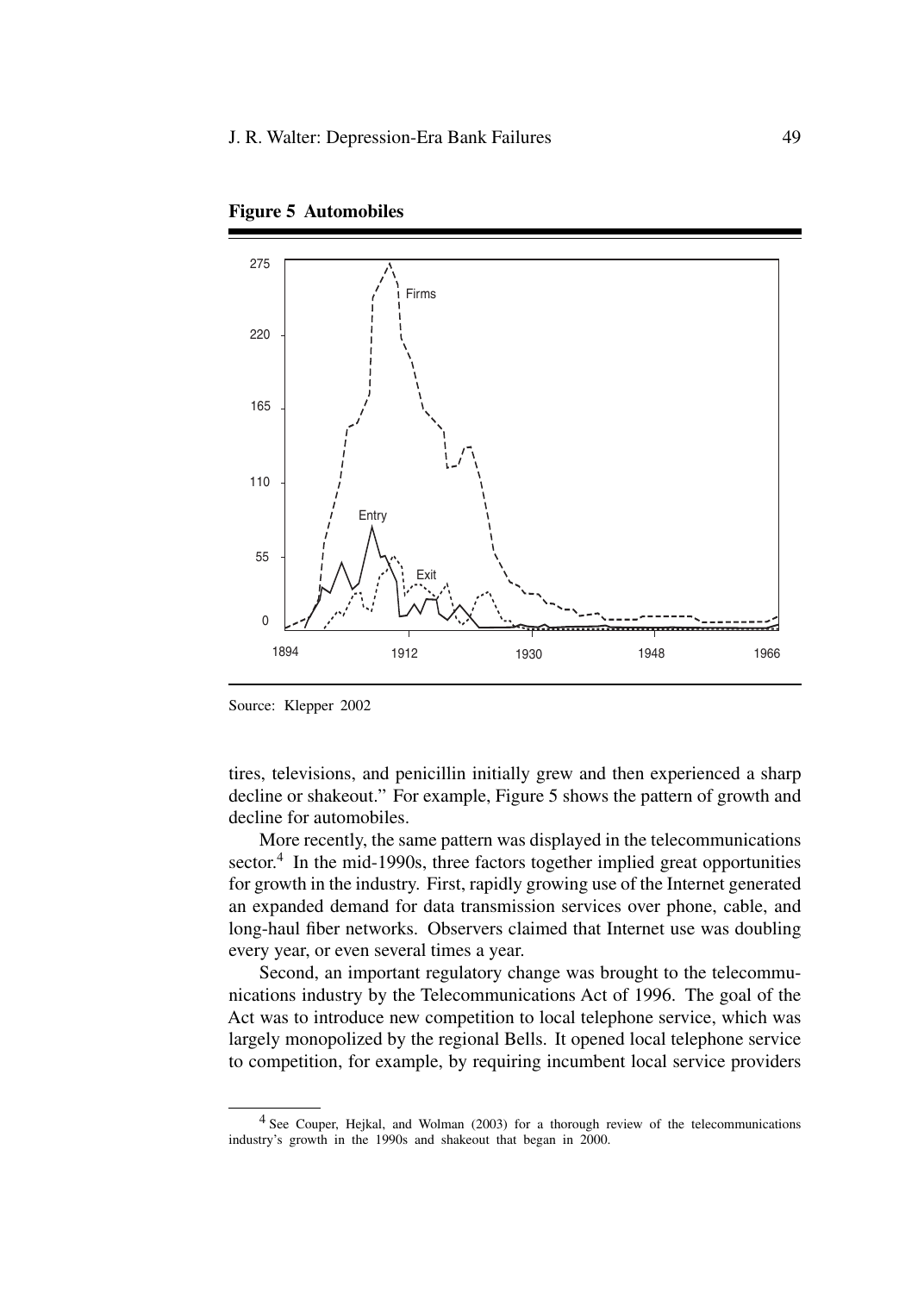**Figure 5 Automobiles**

Source: Klepper 2002

tires, televisions, and penicillin initially grew and then experienced a sharp decline or shakeout." For example, Figure 5 shows the pattern of growth and decline for automobiles.

More recently, the same pattern was displayed in the telecommunications sector.[4] In the mid-1990s, three factors together implied great opportunities for growth in the industry. First, rapidly growing use of the Internet generated an expanded demand for data transmission services over phone, cable, and long-haul fiber networks. Observers claimed that Internet use was doubling every year, or even several times a year.

Second, an important regulatory change was brought to the telecommunications industry by the Telecommunications Act of 1996. The goal of the Act was to introduce new competition to local telephone service, which was largely monopolized by the regional Bells. It opened local telephone service to competition, for example, by requiring incumbent local service providers

---

[4] See Couper, Hejkal, and Wolman (2003) for a thorough review of the telecommunications industry's growth in the 1990s and shakeout that began in 2000.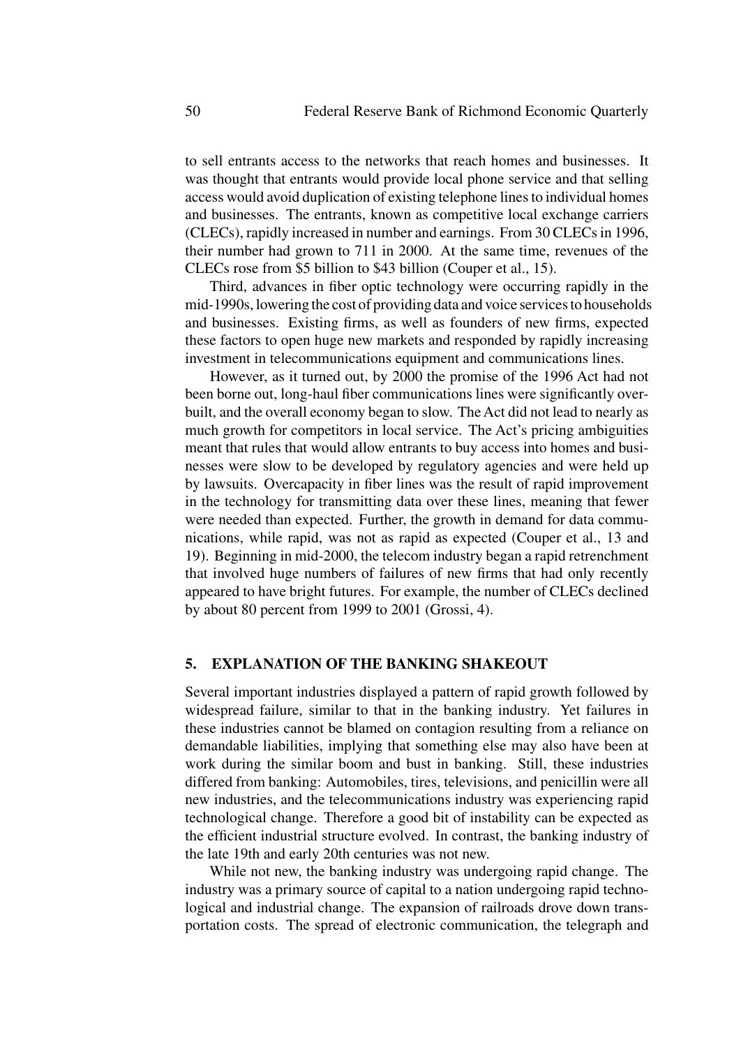to sell entrants access to the networks that reach homes and businesses. It was thought that entrants would provide local phone service and that selling access would avoid duplication of existing telephone lines to individual homes and businesses. The entrants, known as competitive local exchange carriers (CLECs), rapidly increased in number and earnings. From 30 CLECs in 1996, their number had grown to 711 in 2000. At the same time, revenues of the CLECs rose from $5 billion to $43 billion (Couper et al., 15).

Third, advances in fiber optic technology were occurring rapidly in the mid-1990s, lowering the cost of providing data and voice services to households and businesses. Existing firms, as well as founders of new firms, expected these factors to open huge new markets and responded by rapidly increasing investment in telecommunications equipment and communications lines.

However, as it turned out, by 2000 the promise of the 1996 Act had not been borne out, long-haul fiber communications lines were significantly overbuilt, and the overall economy began to slow. The Act did not lead to nearly as much growth for competitors in local service. The Act's pricing ambiguities meant that rules that would allow entrants to buy access into homes and businesses were slow to be developed by regulatory agencies and were held up by lawsuits. Overcapacity in fiber lines was the result of rapid improvement in the technology for transmitting data over these lines, meaning that fewer were needed than expected. Further, the growth in demand for data communications, while rapid, was not as rapid as expected (Couper et al., 13 and 19). Beginning in mid-2000, the telecom industry began a rapid retrenchment that involved huge numbers of failures of new firms that had only recently appeared to have bright futures. For example, the number of CLECs declined by about 80 percent from 1999 to 2001 (Grossi, 4).

## 5. EXPLANATION OF THE BANKING SHAKEOUT

Several important industries displayed a pattern of rapid growth followed by widespread failure, similar to that in the banking industry. Yet failures in these industries cannot be blamed on contagion resulting from a reliance on demandable liabilities, implying that something else may also have been at work during the similar boom and bust in banking. Still, these industries differed from banking: Automobiles, tires, televisions, and penicillin were all new industries, and the telecommunications industry was experiencing rapid technological change. Therefore a good bit of instability can be expected as the efficient industrial structure evolved. In contrast, the banking industry of the late 19th and early 20th centuries was not new.

While not new, the banking industry was undergoing rapid change. The industry was a primary source of capital to a nation undergoing rapid technological and industrial change. The expansion of railroads drove down transportation costs. The spread of electronic communication, the telegraph and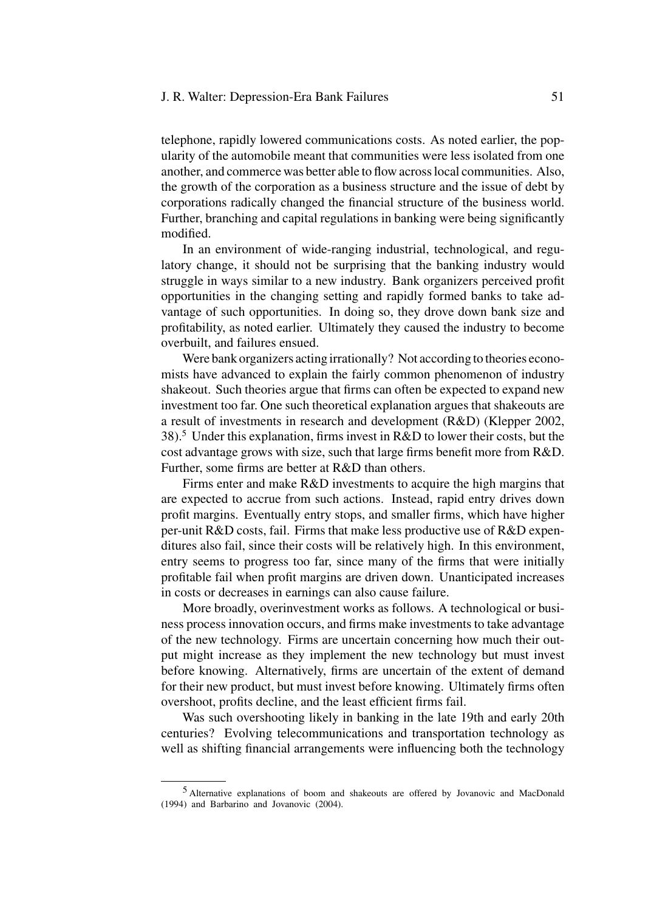telephone, rapidly lowered communications costs. As noted earlier, the popularity of the automobile meant that communities were less isolated from one another, and commerce was better able to flow across local communities. Also, the growth of the corporation as a business structure and the issue of debt by corporations radically changed the financial structure of the business world. Further, branching and capital regulations in banking were being significantly modified.

In an environment of wide-ranging industrial, technological, and regulatory change, it should not be surprising that the banking industry would struggle in ways similar to a new industry. Bank organizers perceived profit opportunities in the changing setting and rapidly formed banks to take advantage of such opportunities. In doing so, they drove down bank size and profitability, as noted earlier. Ultimately they caused the industry to become overbuilt, and failures ensued.

Were bank organizers acting irrationally? Not according to theories economists have advanced to explain the fairly common phenomenon of industry shakeout. Such theories argue that firms can often be expected to expand new investment too far. One such theoretical explanation argues that shakeouts are a result of investments in research and development (R&D) (Klepper 2002, 38).[5] Under this explanation, firms invest in R&D to lower their costs, but the cost advantage grows with size, such that large firms benefit more from R&D. Further, some firms are better at R&D than others.

Firms enter and make R&D investments to acquire the high margins that are expected to accrue from such actions. Instead, rapid entry drives down profit margins. Eventually entry stops, and smaller firms, which have higher per-unit R&D costs, fail. Firms that make less productive use of R&D expenditures also fail, since their costs will be relatively high. In this environment, entry seems to progress too far, since many of the firms that were initially profitable fail when profit margins are driven down. Unanticipated increases in costs or decreases in earnings can also cause failure.

More broadly, overinvestment works as follows. A technological or business process innovation occurs, and firms make investments to take advantage of the new technology. Firms are uncertain concerning how much their output might increase as they implement the new technology but must invest before knowing. Alternatively, firms are uncertain of the extent of demand for their new product, but must invest before knowing. Ultimately firms often overshoot, profits decline, and the least efficient firms fail.

Was such overshooting likely in banking in the late 19th and early 20th centuries? Evolving telecommunications and transportation technology as well as shifting financial arrangements were influencing both the technology

---

[5] Alternative explanations of boom and shakeouts are offered by Jovanovic and MacDonald (1994) and Barbarino and Jovanovic (2004).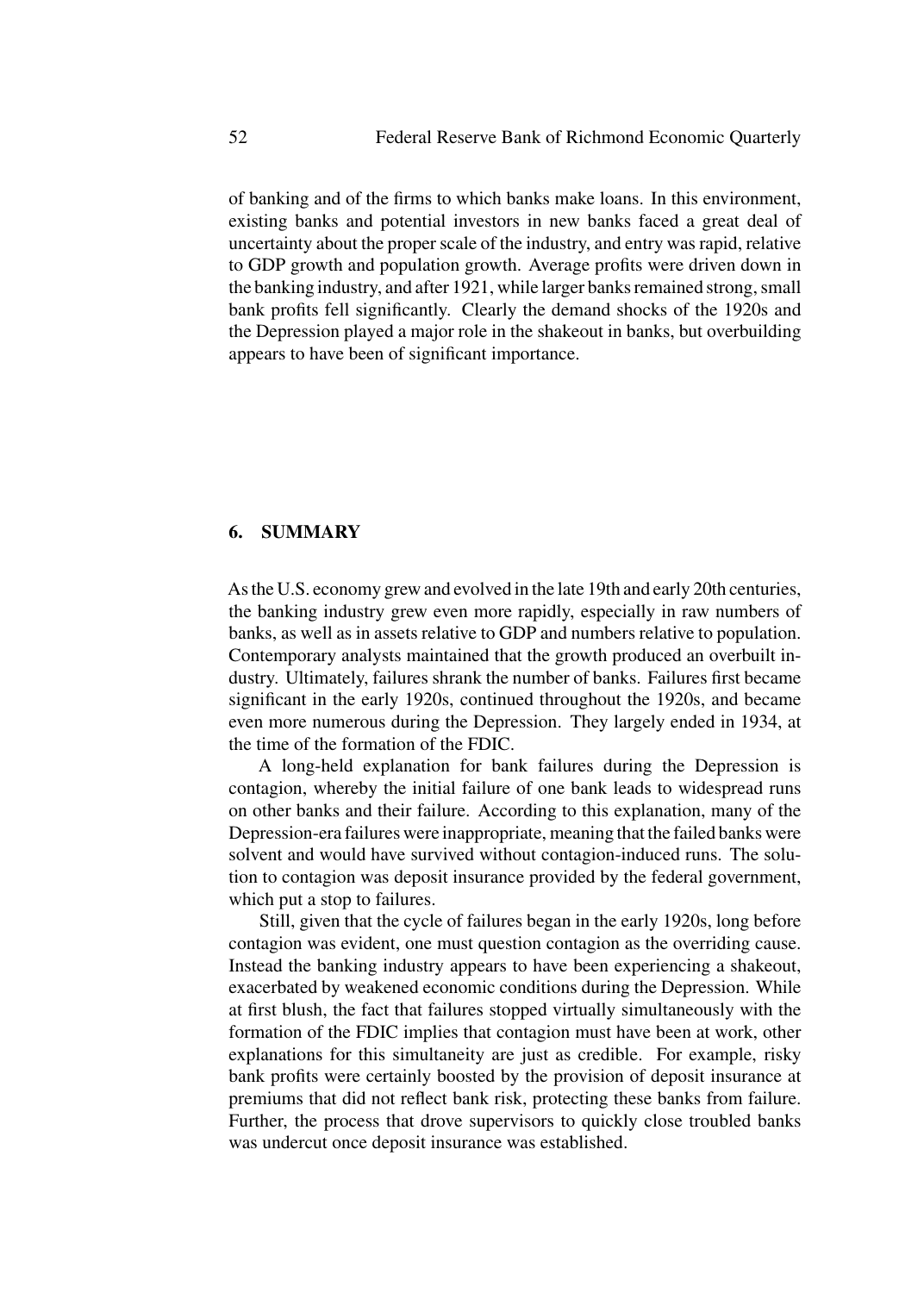of banking and of the firms to which banks make loans. In this environment, existing banks and potential investors in new banks faced a great deal of uncertainty about the proper scale of the industry, and entry was rapid, relative to GDP growth and population growth. Average profits were driven down in the banking industry, and after 1921, while larger banks remained strong, small bank profits fell significantly. Clearly the demand shocks of the 1920s and the Depression played a major role in the shakeout in banks, but overbuilding appears to have been of significant importance.

## 6. SUMMARY

As the U.S. economy grew and evolved in the late 19th and early 20th centuries, the banking industry grew even more rapidly, especially in raw numbers of banks, as well as in assets relative to GDP and numbers relative to population. Contemporary analysts maintained that the growth produced an overbuilt industry. Ultimately, failures shrank the number of banks. Failures first became significant in the early 1920s, continued throughout the 1920s, and became even more numerous during the Depression. They largely ended in 1934, at the time of the formation of the FDIC.

A long-held explanation for bank failures during the Depression is contagion, whereby the initial failure of one bank leads to widespread runs on other banks and their failure. According to this explanation, many of the Depression-era failures were inappropriate, meaning that the failed banks were solvent and would have survived without contagion-induced runs. The solution to contagion was deposit insurance provided by the federal government, which put a stop to failures.

Still, given that the cycle of failures began in the early 1920s, long before contagion was evident, one must question contagion as the overriding cause. Instead the banking industry appears to have been experiencing a shakeout, exacerbated by weakened economic conditions during the Depression. While at first blush, the fact that failures stopped virtually simultaneously with the formation of the FDIC implies that contagion must have been at work, other explanations for this simultaneity are just as credible. For example, risky bank profits were certainly boosted by the provision of deposit insurance at premiums that did not reflect bank risk, protecting these banks from failure. Further, the process that drove supervisors to quickly close troubled banks was undercut once deposit insurance was established.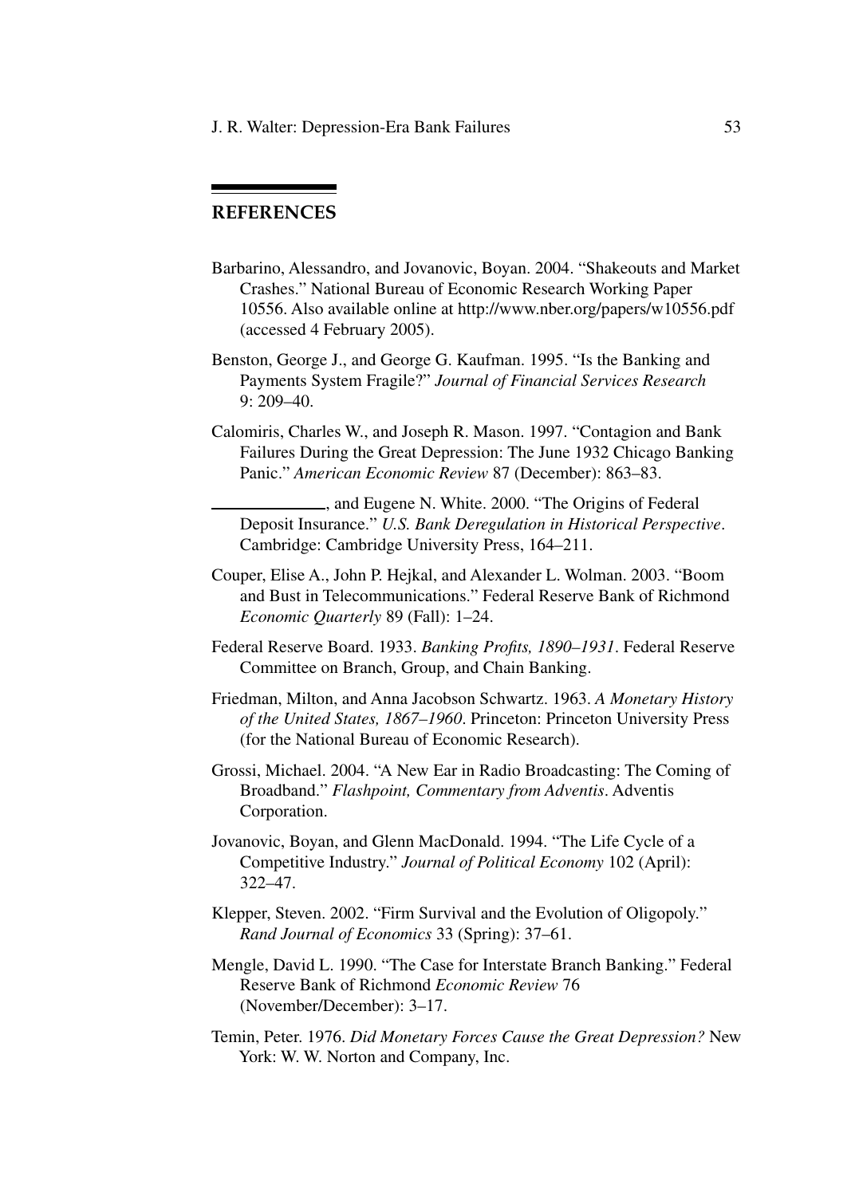## REFERENCES

Barbarino, Alessandro, and Jovanovic, Boyan. 2004. "Shakeouts and Market Crashes." National Bureau of Economic Research Working Paper 10556. Also available online at http://www.nber.org/papers/w10556.pdf (accessed 4 February 2005).

Benston, George J., and George G. Kaufman. 1995. "Is the Banking and Payments System Fragile?" *Journal of Financial Services Research* 9: 209–40.

Calomiris, Charles W., and Joseph R. Mason. 1997. "Contagion and Bank Failures During the Great Depression: The June 1932 Chicago Banking Panic." *American Economic Review* 87 (December): 863–83.

\_\_\_\_\_\_\_\_\_\_\_\_, and Eugene N. White. 2000. "The Origins of Federal Deposit Insurance." *U.S. Bank Deregulation in Historical Perspective*. Cambridge: Cambridge University Press, 164–211.

Couper, Elise A., John P. Hejkal, and Alexander L. Wolman. 2003. "Boom and Bust in Telecommunications." Federal Reserve Bank of Richmond *Economic Quarterly* 89 (Fall): 1–24.

Federal Reserve Board. 1933. *Banking Profits, 1890–1931*. Federal Reserve Committee on Branch, Group, and Chain Banking.

Friedman, Milton, and Anna Jacobson Schwartz. 1963. *A Monetary History of the United States, 1867–1960*. Princeton: Princeton University Press (for the National Bureau of Economic Research).

Grossi, Michael. 2004. "A New Ear in Radio Broadcasting: The Coming of Broadband." *Flashpoint, Commentary from Adventis*. Adventis Corporation.

Jovanovic, Boyan, and Glenn MacDonald. 1994. "The Life Cycle of a Competitive Industry." *Journal of Political Economy* 102 (April): 322–47.

Klepper, Steven. 2002. "Firm Survival and the Evolution of Oligopoly." *Rand Journal of Economics* 33 (Spring): 37–61.

Mengle, David L. 1990. "The Case for Interstate Branch Banking." Federal Reserve Bank of Richmond *Economic Review* 76 (November/December): 3–17.

Temin, Peter. 1976. *Did Monetary Forces Cause the Great Depression?* New York: W. W. Norton and Company, Inc.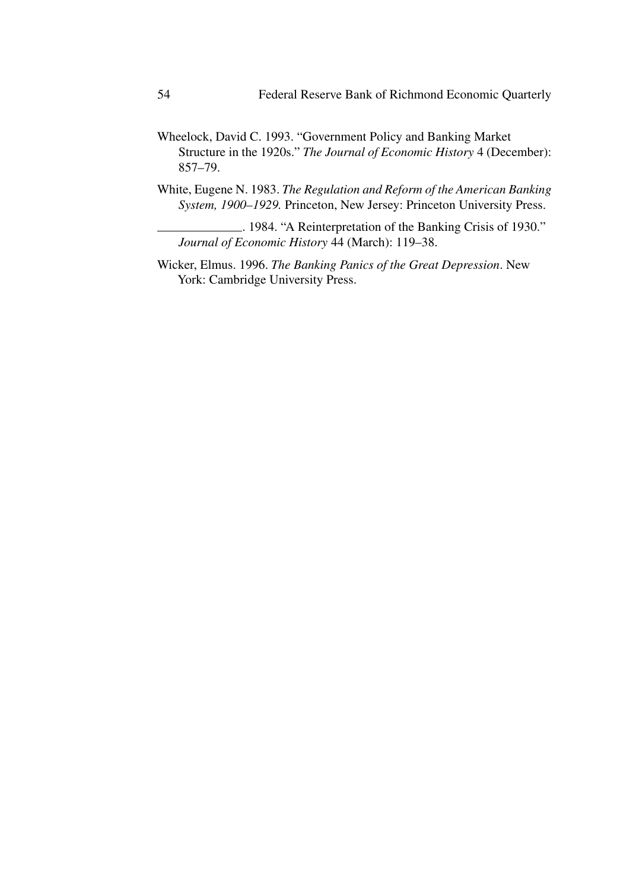Wheelock, David C. 1993. "Government Policy and Banking Market Structure in the 1920s." *The Journal of Economic History* 4 (December): 857–79.

White, Eugene N. 1983. *The Regulation and Reform of the American Banking System, 1900–1929.* Princeton, New Jersey: Princeton University Press.

\_\_\_\_\_\_\_\_\_\_\_\_\_. 1984. "A Reinterpretation of the Banking Crisis of 1930." *Journal of Economic History* 44 (March): 119–38.

Wicker, Elmus. 1996. *The Banking Panics of the Great Depression*. New York: Cambridge University Press.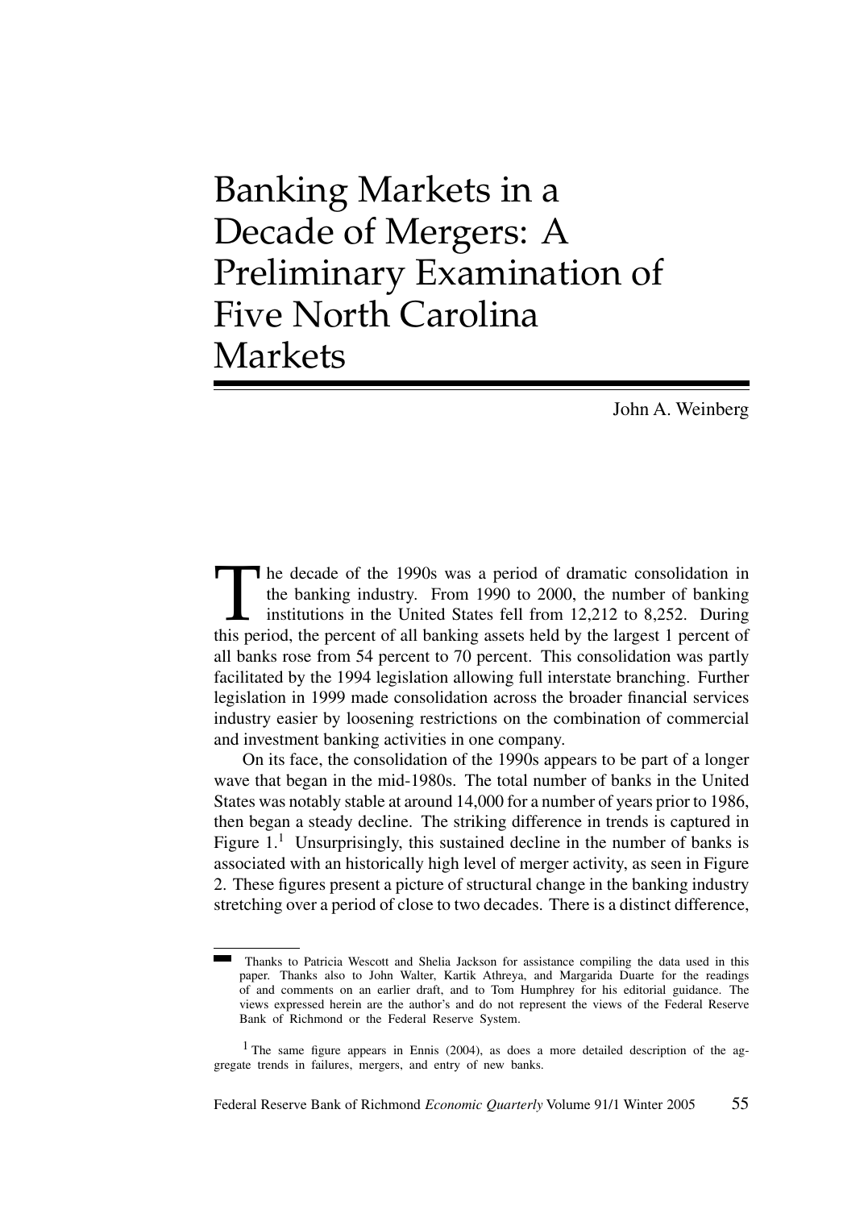# Banking Markets in a Decade of Mergers: A Preliminary Examination of Five North Carolina Markets

John A. Weinberg

The decade of the 1990s was a period of dramatic consolidation in the banking industry. From 1990 to 2000, the number of banking institutions in the United States fell from 12,212 to 8,252. During this period, the percent of all banking assets held by the largest 1 percent of all banks rose from 54 percent to 70 percent. This consolidation was partly facilitated by the 1994 legislation allowing full interstate branching. Further legislation in 1999 made consolidation across the broader financial services industry easier by loosening restrictions on the combination of commercial and investment banking activities in one company.

On its face, the consolidation of the 1990s appears to be part of a longer wave that began in the mid-1980s. The total number of banks in the United States was notably stable at around 14,000 for a number of years prior to 1986, then began a steady decline. The striking difference in trends is captured in Figure 1.[1] Unsurprisingly, this sustained decline in the number of banks is associated with an historically high level of merger activity, as seen in Figure 2. These figures present a picture of structural change in the banking industry stretching over a period of close to two decades. There is a distinct difference,

Thanks to Patricia Wescott and Shelia Jackson for assistance compiling the data used in this paper. Thanks also to John Walter, Kartik Athreya, and Margarida Duarte for the readings of and comments on an earlier draft, and to Tom Humphrey for his editorial guidance. The views expressed herein are the author's and do not represent the views of the Federal Reserve Bank of Richmond or the Federal Reserve System.

[1] The same figure appears in Ennis (2004), as does a more detailed description of the aggregate trends in failures, mergers, and entry of new banks.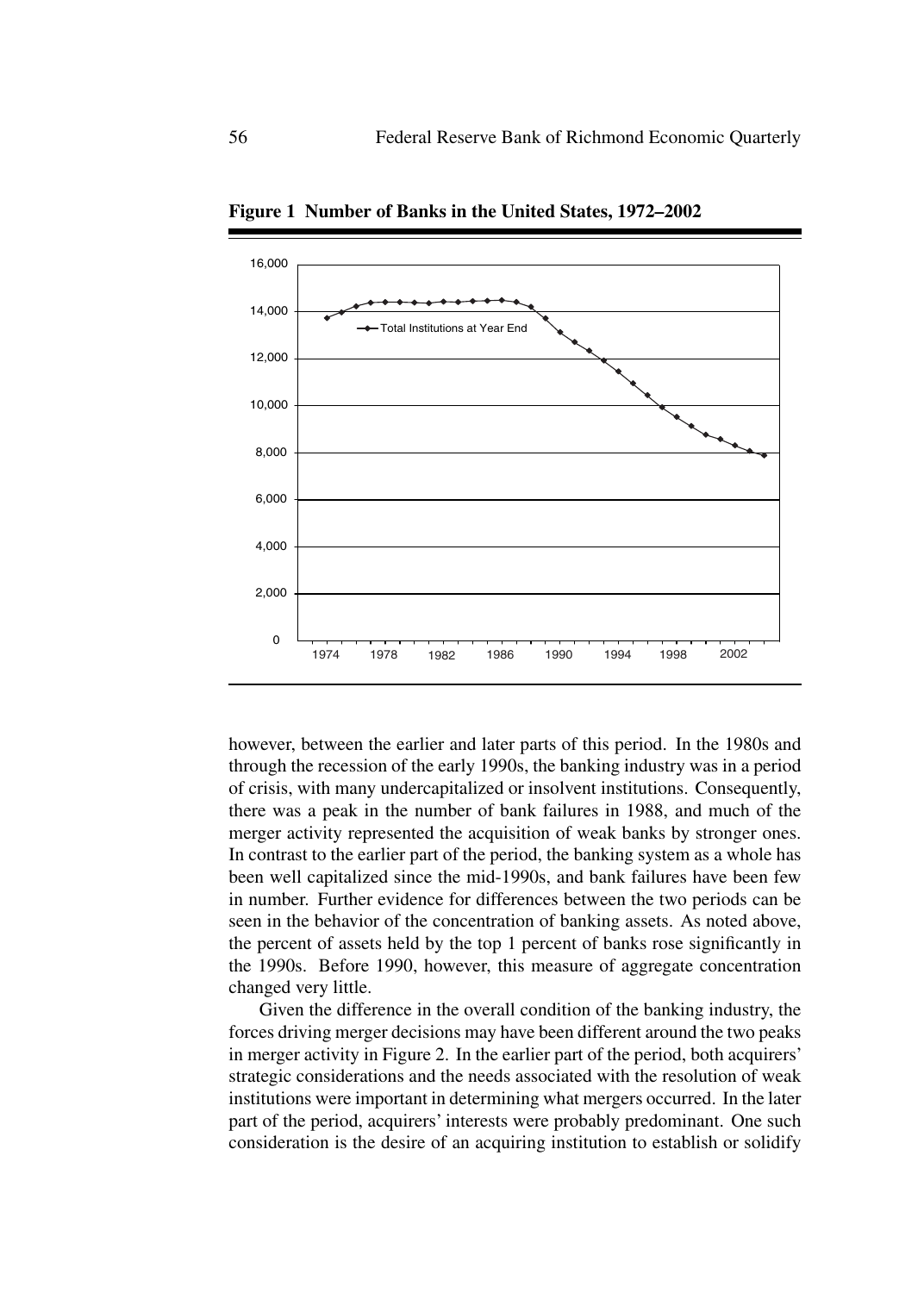**Figure 1 Number of Banks in the United States, 1972–2002**

however, between the earlier and later parts of this period. In the 1980s and through the recession of the early 1990s, the banking industry was in a period of crisis, with many undercapitalized or insolvent institutions. Consequently, there was a peak in the number of bank failures in 1988, and much of the merger activity represented the acquisition of weak banks by stronger ones. In contrast to the earlier part of the period, the banking system as a whole has been well capitalized since the mid-1990s, and bank failures have been few in number. Further evidence for differences between the two periods can be seen in the behavior of the concentration of banking assets. As noted above, the percent of assets held by the top 1 percent of banks rose significantly in the 1990s. Before 1990, however, this measure of aggregate concentration changed very little.

Given the difference in the overall condition of the banking industry, the forces driving merger decisions may have been different around the two peaks in merger activity in Figure 2. In the earlier part of the period, both acquirers' strategic considerations and the needs associated with the resolution of weak institutions were important in determining what mergers occurred. In the later part of the period, acquirers' interests were probably predominant. One such consideration is the desire of an acquiring institution to establish or solidify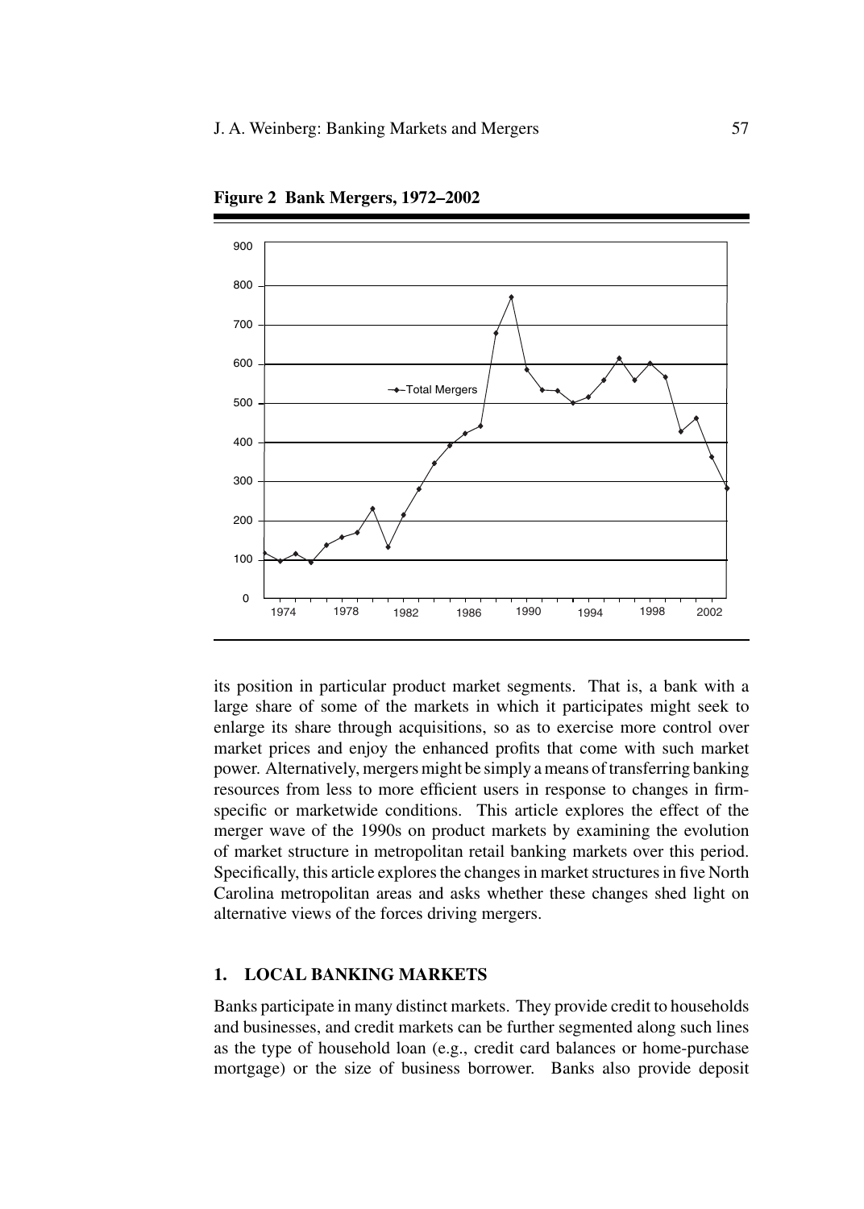**Figure 2 Bank Mergers, 1972–2002**

its position in particular product market segments. That is, a bank with a large share of some of the markets in which it participates might seek to enlarge its share through acquisitions, so as to exercise more control over market prices and enjoy the enhanced profits that come with such market power. Alternatively, mergers might be simply a means of transferring banking resources from less to more efficient users in response to changes in firm-specific or marketwide conditions. This article explores the effect of the merger wave of the 1990s on product markets by examining the evolution of market structure in metropolitan retail banking markets over this period. Specifically, this article explores the changes in market structures in five North Carolina metropolitan areas and asks whether these changes shed light on alternative views of the forces driving mergers.

## 1. LOCAL BANKING MARKETS

Banks participate in many distinct markets. They provide credit to households and businesses, and credit markets can be further segmented along such lines as the type of household loan (e.g., credit card balances or home-purchase mortgage) or the size of business borrower. Banks also provide deposit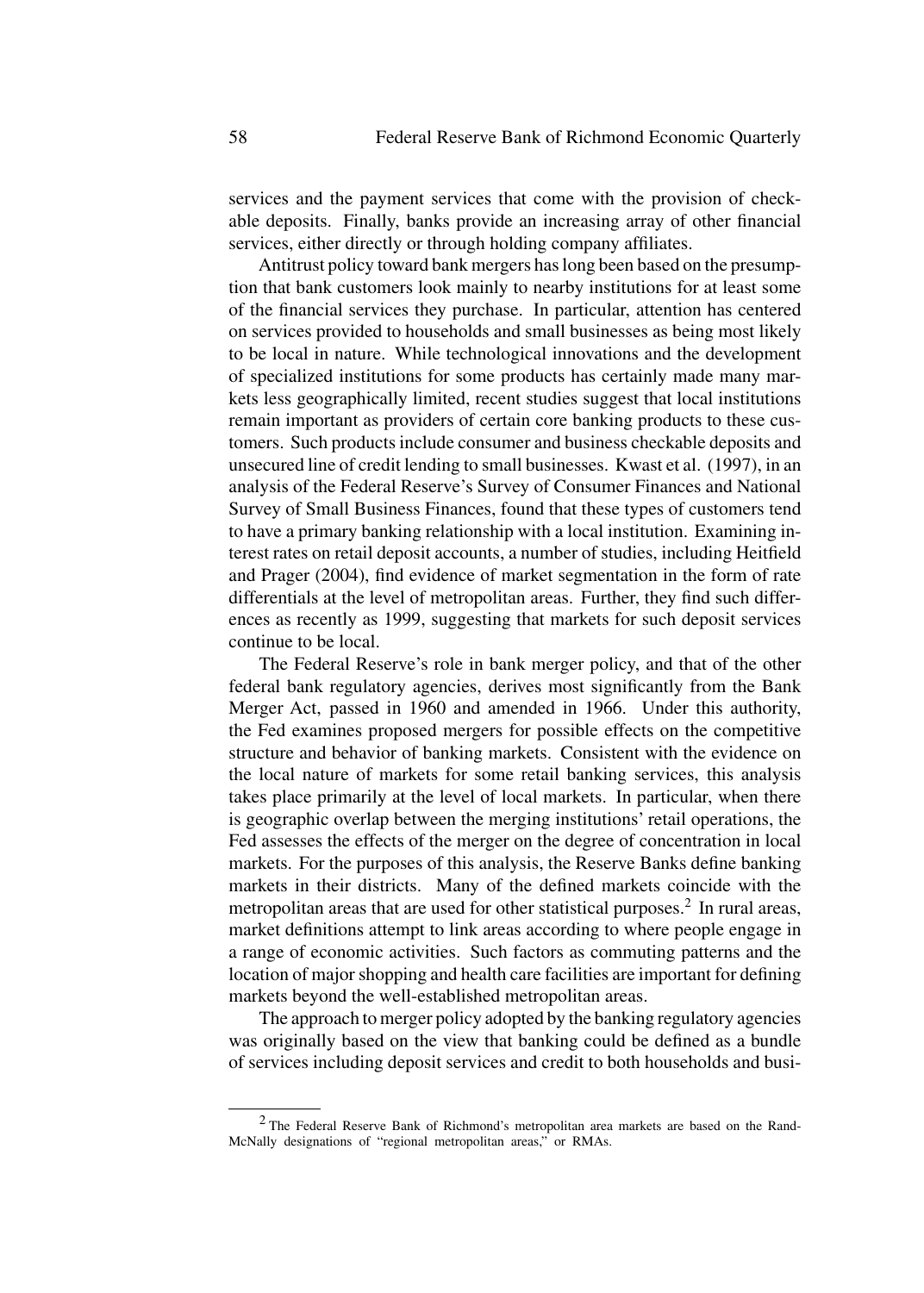services and the payment services that come with the provision of checkable deposits. Finally, banks provide an increasing array of other financial services, either directly or through holding company affiliates.

Antitrust policy toward bank mergers has long been based on the presumption that bank customers look mainly to nearby institutions for at least some of the financial services they purchase. In particular, attention has centered on services provided to households and small businesses as being most likely to be local in nature. While technological innovations and the development of specialized institutions for some products has certainly made many markets less geographically limited, recent studies suggest that local institutions remain important as providers of certain core banking products to these customers. Such products include consumer and business checkable deposits and unsecured line of credit lending to small businesses. Kwast et al. (1997), in an analysis of the Federal Reserve's Survey of Consumer Finances and National Survey of Small Business Finances, found that these types of customers tend to have a primary banking relationship with a local institution. Examining interest rates on retail deposit accounts, a number of studies, including Heitfield and Prager (2004), find evidence of market segmentation in the form of rate differentials at the level of metropolitan areas. Further, they find such differences as recently as 1999, suggesting that markets for such deposit services continue to be local.

The Federal Reserve's role in bank merger policy, and that of the other federal bank regulatory agencies, derives most significantly from the Bank Merger Act, passed in 1960 and amended in 1966. Under this authority, the Fed examines proposed mergers for possible effects on the competitive structure and behavior of banking markets. Consistent with the evidence on the local nature of markets for some retail banking services, this analysis takes place primarily at the level of local markets. In particular, when there is geographic overlap between the merging institutions' retail operations, the Fed assesses the effects of the merger on the degree of concentration in local markets. For the purposes of this analysis, the Reserve Banks define banking markets in their districts. Many of the defined markets coincide with the metropolitan areas that are used for other statistical purposes.[2] In rural areas, market definitions attempt to link areas according to where people engage in a range of economic activities. Such factors as commuting patterns and the location of major shopping and health care facilities are important for defining markets beyond the well-established metropolitan areas.

The approach to merger policy adopted by the banking regulatory agencies was originally based on the view that banking could be defined as a bundle of services including deposit services and credit to both households and busi-

---

[2] The Federal Reserve Bank of Richmond's metropolitan area markets are based on the Rand-McNally designations of "regional metropolitan areas," or RMAs.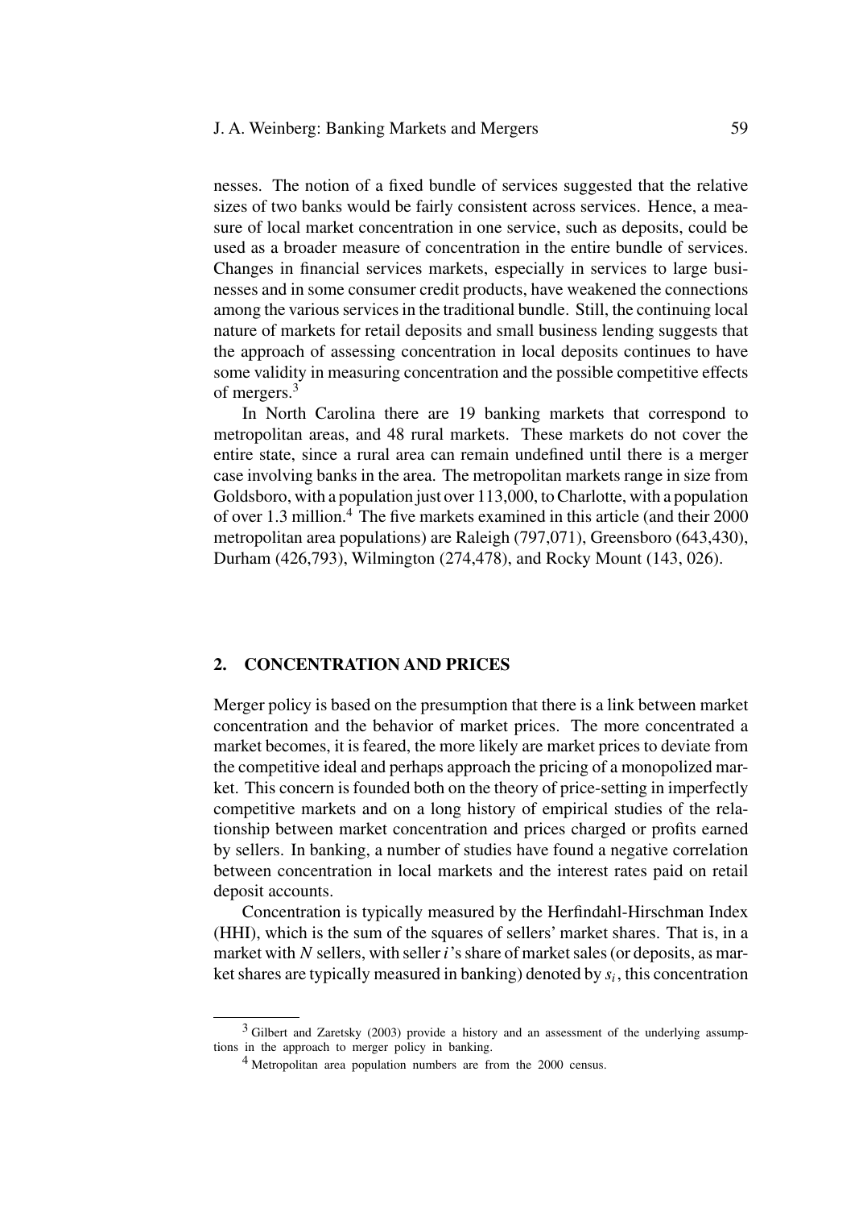nesses. The notion of a fixed bundle of services suggested that the relative sizes of two banks would be fairly consistent across services. Hence, a measure of local market concentration in one service, such as deposits, could be used as a broader measure of concentration in the entire bundle of services. Changes in financial services markets, especially in services to large businesses and in some consumer credit products, have weakened the connections among the various services in the traditional bundle. Still, the continuing local nature of markets for retail deposits and small business lending suggests that the approach of assessing concentration in local deposits continues to have some validity in measuring concentration and the possible competitive effects of mergers.[3]

In North Carolina there are 19 banking markets that correspond to metropolitan areas, and 48 rural markets. These markets do not cover the entire state, since a rural area can remain undefined until there is a merger case involving banks in the area. The metropolitan markets range in size from Goldsboro, with a population just over 113,000, to Charlotte, with a population of over 1.3 million.[4] The five markets examined in this article (and their 2000 metropolitan area populations) are Raleigh (797,071), Greensboro (643,430), Durham (426,793), Wilmington (274,478), and Rocky Mount (143, 026).

## 2. CONCENTRATION AND PRICES

Merger policy is based on the presumption that there is a link between market concentration and the behavior of market prices. The more concentrated a market becomes, it is feared, the more likely are market prices to deviate from the competitive ideal and perhaps approach the pricing of a monopolized market. This concern is founded both on the theory of price-setting in imperfectly competitive markets and on a long history of empirical studies of the relationship between market concentration and prices charged or profits earned by sellers. In banking, a number of studies have found a negative correlation between concentration in local markets and the interest rates paid on retail deposit accounts.

Concentration is typically measured by the Herfindahl-Hirschman Index (HHI), which is the sum of the squares of sellers' market shares. That is, in a market with $N$ sellers, with seller $i$'s share of market sales (or deposits, as market shares are typically measured in banking) denoted by $s_i$, this concentration

[3] Gilbert and Zaretsky (2003) provide a history and an assessment of the underlying assumptions in the approach to merger policy in banking.

[4] Metropolitan area population numbers are from the 2000 census.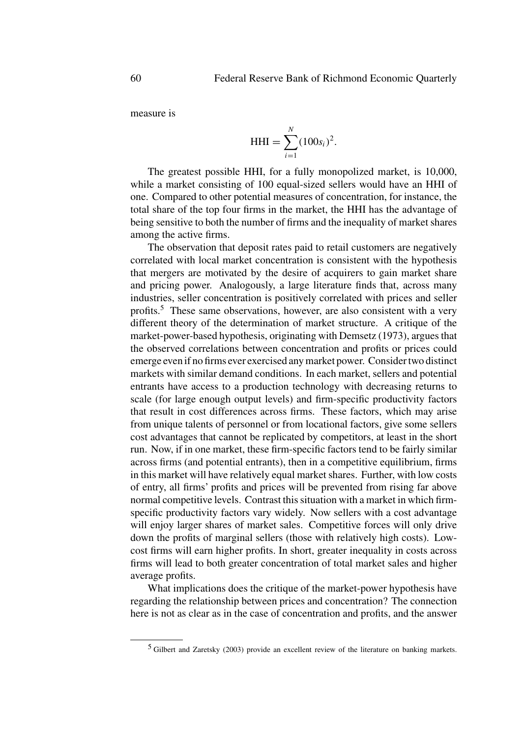measure is

$$\text{HHI} = \sum_{i=1}^{N} (100s_i)^2.$$

The greatest possible HHI, for a fully monopolized market, is 10,000, while a market consisting of 100 equal-sized sellers would have an HHI of one. Compared to other potential measures of concentration, for instance, the total share of the top four firms in the market, the HHI has the advantage of being sensitive to both the number of firms and the inequality of market shares among the active firms.

The observation that deposit rates paid to retail customers are negatively correlated with local market concentration is consistent with the hypothesis that mergers are motivated by the desire of acquirers to gain market share and pricing power. Analogously, a large literature finds that, across many industries, seller concentration is positively correlated with prices and seller profits.[5] These same observations, however, are also consistent with a very different theory of the determination of market structure. A critique of the market-power-based hypothesis, originating with Demsetz (1973), argues that the observed correlations between concentration and profits or prices could emerge even if no firms ever exercised any market power. Consider two distinct markets with similar demand conditions. In each market, sellers and potential entrants have access to a production technology with decreasing returns to scale (for large enough output levels) and firm-specific productivity factors that result in cost differences across firms. These factors, which may arise from unique talents of personnel or from locational factors, give some sellers cost advantages that cannot be replicated by competitors, at least in the short run. Now, if in one market, these firm-specific factors tend to be fairly similar across firms (and potential entrants), then in a competitive equilibrium, firms in this market will have relatively equal market shares. Further, with low costs of entry, all firms' profits and prices will be prevented from rising far above normal competitive levels. Contrast this situation with a market in which firm-specific productivity factors vary widely. Now sellers with a cost advantage will enjoy larger shares of market sales. Competitive forces will only drive down the profits of marginal sellers (those with relatively high costs). Low-cost firms will earn higher profits. In short, greater inequality in costs across firms will lead to both greater concentration of total market sales and higher average profits.

What implications does the critique of the market-power hypothesis have regarding the relationship between prices and concentration? The connection here is not as clear as in the case of concentration and profits, and the answer

[5] Gilbert and Zaretsky (2003) provide an excellent review of the literature on banking markets.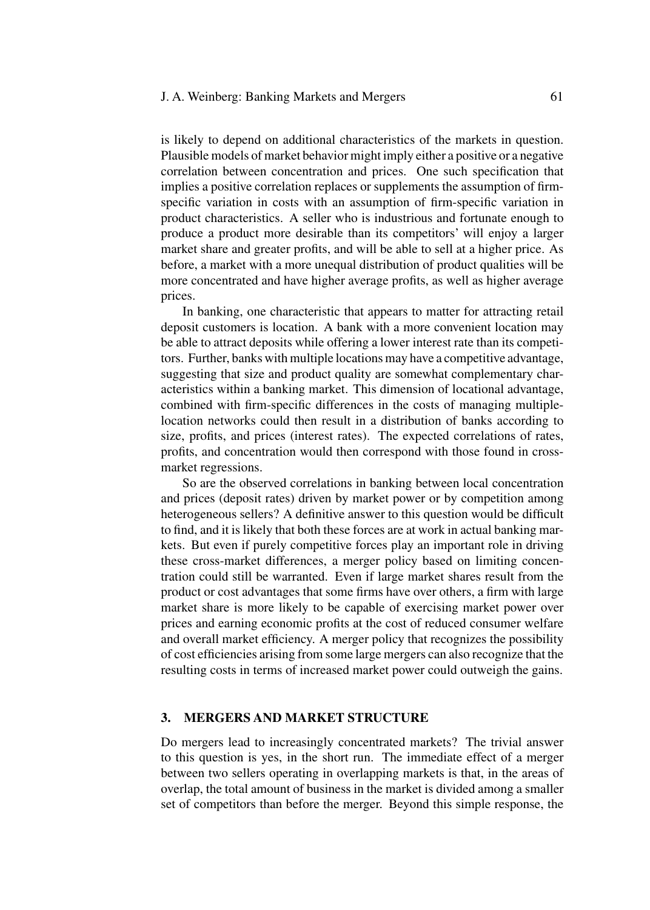is likely to depend on additional characteristics of the markets in question. Plausible models of market behavior might imply either a positive or a negative correlation between concentration and prices. One such specification that implies a positive correlation replaces or supplements the assumption of firm-specific variation in costs with an assumption of firm-specific variation in product characteristics. A seller who is industrious and fortunate enough to produce a product more desirable than its competitors' will enjoy a larger market share and greater profits, and will be able to sell at a higher price. As before, a market with a more unequal distribution of product qualities will be more concentrated and have higher average profits, as well as higher average prices.

In banking, one characteristic that appears to matter for attracting retail deposit customers is location. A bank with a more convenient location may be able to attract deposits while offering a lower interest rate than its competitors. Further, banks with multiple locations may have a competitive advantage, suggesting that size and product quality are somewhat complementary characteristics within a banking market. This dimension of locational advantage, combined with firm-specific differences in the costs of managing multiple-location networks could then result in a distribution of banks according to size, profits, and prices (interest rates). The expected correlations of rates, profits, and concentration would then correspond with those found in cross-market regressions.

So are the observed correlations in banking between local concentration and prices (deposit rates) driven by market power or by competition among heterogeneous sellers? A definitive answer to this question would be difficult to find, and it is likely that both these forces are at work in actual banking markets. But even if purely competitive forces play an important role in driving these cross-market differences, a merger policy based on limiting concentration could still be warranted. Even if large market shares result from the product or cost advantages that some firms have over others, a firm with large market share is more likely to be capable of exercising market power over prices and earning economic profits at the cost of reduced consumer welfare and overall market efficiency. A merger policy that recognizes the possibility of cost efficiencies arising from some large mergers can also recognize that the resulting costs in terms of increased market power could outweigh the gains.

## 3. MERGERS AND MARKET STRUCTURE

Do mergers lead to increasingly concentrated markets? The trivial answer to this question is yes, in the short run. The immediate effect of a merger between two sellers operating in overlapping markets is that, in the areas of overlap, the total amount of business in the market is divided among a smaller set of competitors than before the merger. Beyond this simple response, the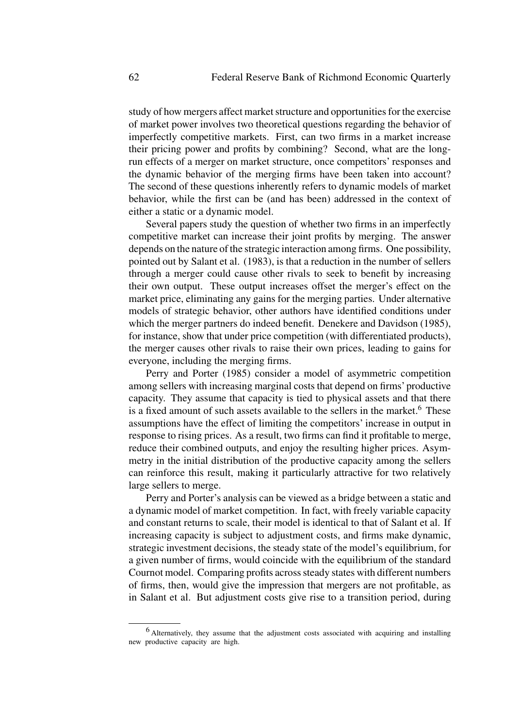study of how mergers affect market structure and opportunities for the exercise of market power involves two theoretical questions regarding the behavior of imperfectly competitive markets. First, can two firms in a market increase their pricing power and profits by combining? Second, what are the long-run effects of a merger on market structure, once competitors' responses and the dynamic behavior of the merging firms have been taken into account? The second of these questions inherently refers to dynamic models of market behavior, while the first can be (and has been) addressed in the context of either a static or a dynamic model.

Several papers study the question of whether two firms in an imperfectly competitive market can increase their joint profits by merging. The answer depends on the nature of the strategic interaction among firms. One possibility, pointed out by Salant et al. (1983), is that a reduction in the number of sellers through a merger could cause other rivals to seek to benefit by increasing their own output. These output increases offset the merger's effect on the market price, eliminating any gains for the merging parties. Under alternative models of strategic behavior, other authors have identified conditions under which the merger partners do indeed benefit. Denekere and Davidson (1985), for instance, show that under price competition (with differentiated products), the merger causes other rivals to raise their own prices, leading to gains for everyone, including the merging firms.

Perry and Porter (1985) consider a model of asymmetric competition among sellers with increasing marginal costs that depend on firms' productive capacity. They assume that capacity is tied to physical assets and that there is a fixed amount of such assets available to the sellers in the market.[6] These assumptions have the effect of limiting the competitors' increase in output in response to rising prices. As a result, two firms can find it profitable to merge, reduce their combined outputs, and enjoy the resulting higher prices. Asymmetry in the initial distribution of the productive capacity among the sellers can reinforce this result, making it particularly attractive for two relatively large sellers to merge.

Perry and Porter's analysis can be viewed as a bridge between a static and a dynamic model of market competition. In fact, with freely variable capacity and constant returns to scale, their model is identical to that of Salant et al. If increasing capacity is subject to adjustment costs, and firms make dynamic, strategic investment decisions, the steady state of the model's equilibrium, for a given number of firms, would coincide with the equilibrium of the standard Cournot model. Comparing profits across steady states with different numbers of firms, then, would give the impression that mergers are not profitable, as in Salant et al. But adjustment costs give rise to a transition period, during

[6] Alternatively, they assume that the adjustment costs associated with acquiring and installing new productive capacity are high.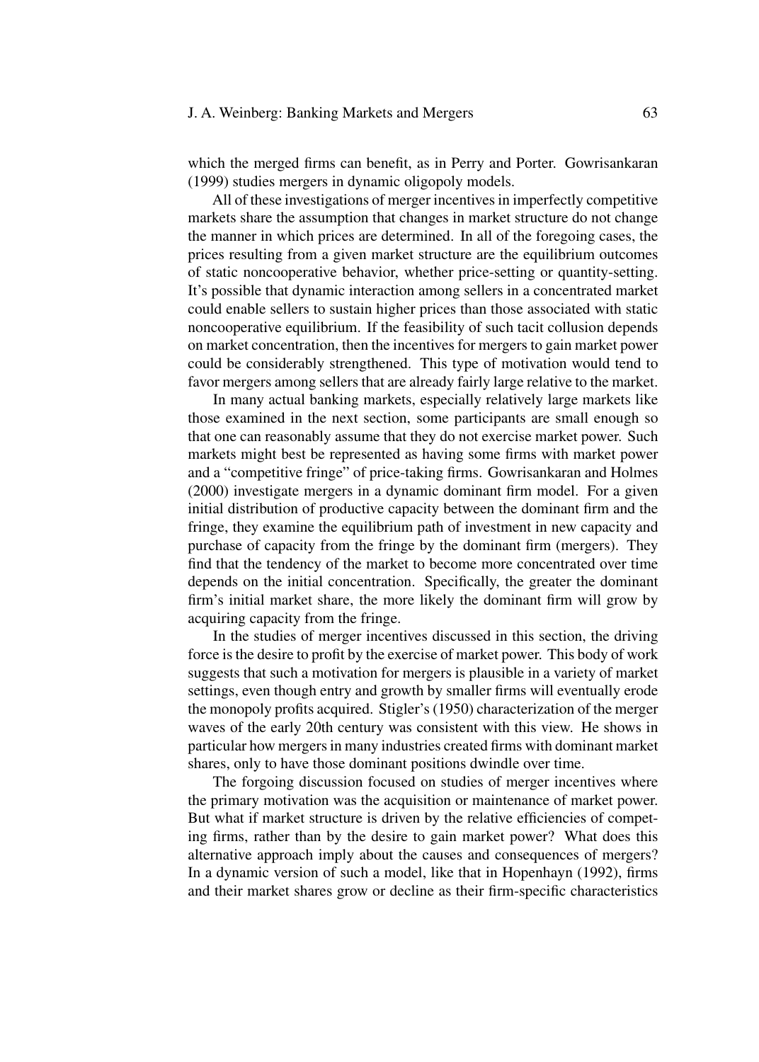which the merged firms can benefit, as in Perry and Porter. Gowrisankaran (1999) studies mergers in dynamic oligopoly models.

All of these investigations of merger incentives in imperfectly competitive markets share the assumption that changes in market structure do not change the manner in which prices are determined. In all of the foregoing cases, the prices resulting from a given market structure are the equilibrium outcomes of static noncooperative behavior, whether price-setting or quantity-setting. It's possible that dynamic interaction among sellers in a concentrated market could enable sellers to sustain higher prices than those associated with static noncooperative equilibrium. If the feasibility of such tacit collusion depends on market concentration, then the incentives for mergers to gain market power could be considerably strengthened. This type of motivation would tend to favor mergers among sellers that are already fairly large relative to the market.

In many actual banking markets, especially relatively large markets like those examined in the next section, some participants are small enough so that one can reasonably assume that they do not exercise market power. Such markets might best be represented as having some firms with market power and a "competitive fringe" of price-taking firms. Gowrisankaran and Holmes (2000) investigate mergers in a dynamic dominant firm model. For a given initial distribution of productive capacity between the dominant firm and the fringe, they examine the equilibrium path of investment in new capacity and purchase of capacity from the fringe by the dominant firm (mergers). They find that the tendency of the market to become more concentrated over time depends on the initial concentration. Specifically, the greater the dominant firm's initial market share, the more likely the dominant firm will grow by acquiring capacity from the fringe.

In the studies of merger incentives discussed in this section, the driving force is the desire to profit by the exercise of market power. This body of work suggests that such a motivation for mergers is plausible in a variety of market settings, even though entry and growth by smaller firms will eventually erode the monopoly profits acquired. Stigler's (1950) characterization of the merger waves of the early 20th century was consistent with this view. He shows in particular how mergers in many industries created firms with dominant market shares, only to have those dominant positions dwindle over time.

The forgoing discussion focused on studies of merger incentives where the primary motivation was the acquisition or maintenance of market power. But what if market structure is driven by the relative efficiencies of competing firms, rather than by the desire to gain market power? What does this alternative approach imply about the causes and consequences of mergers? In a dynamic version of such a model, like that in Hopenhayn (1992), firms and their market shares grow or decline as their firm-specific characteristics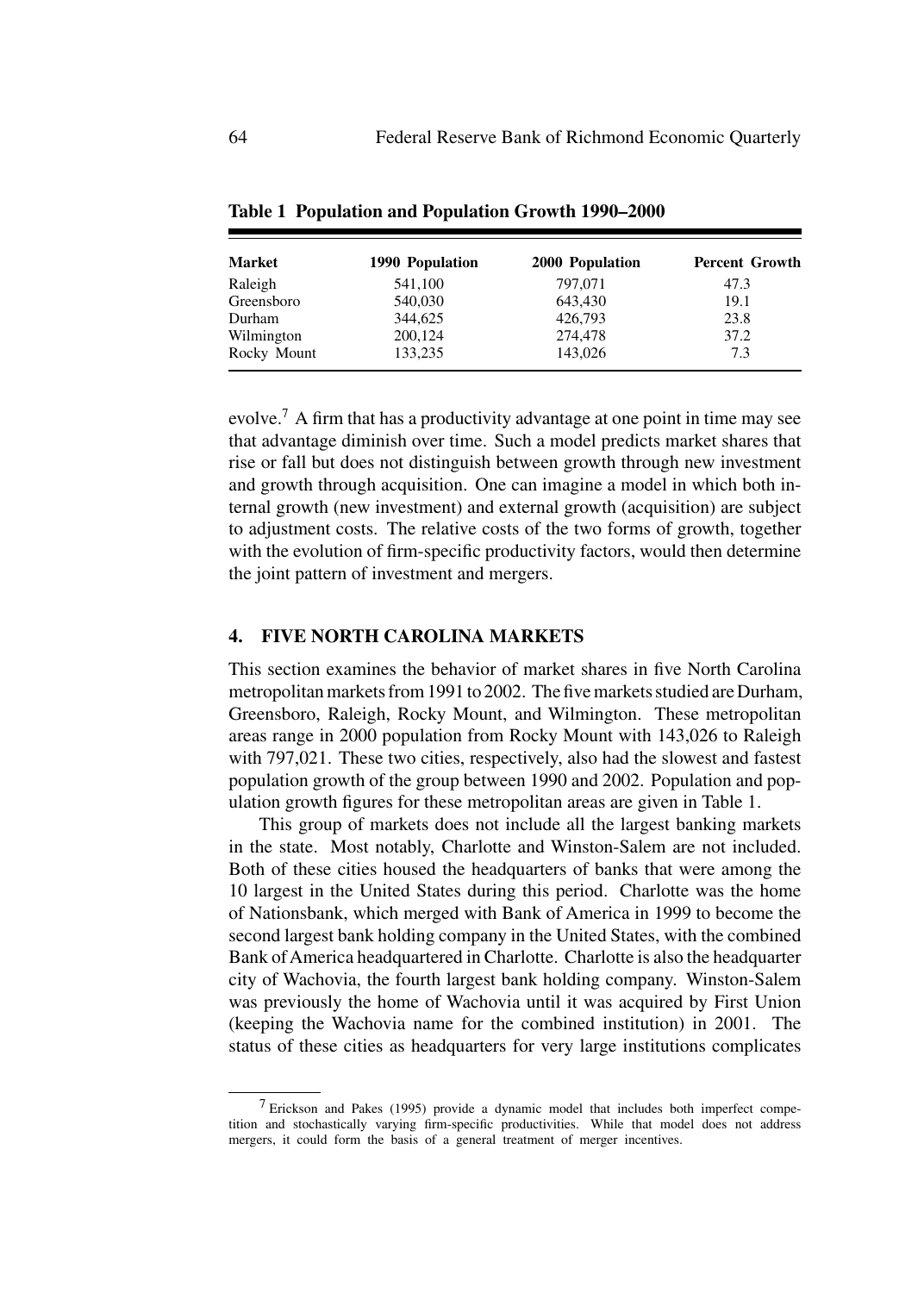**Table 1 Population and Population Growth 1990–2000**

| Market | 1990 Population | 2000 Population | Percent Growth |
|---|---|---|---|
| Raleigh | 541,100 | 797,071 | 47.3 |
| Greensboro | 540,030 | 643,430 | 19.1 |
| Durham | 344,625 | 426,793 | 23.8 |
| Wilmington | 200,124 | 274,478 | 37.2 |
| Rocky Mount | 133,235 | 143,026 | 7.3 |

evolve.[7] A firm that has a productivity advantage at one point in time may see that advantage diminish over time. Such a model predicts market shares that rise or fall but does not distinguish between growth through new investment and growth through acquisition. One can imagine a model in which both internal growth (new investment) and external growth (acquisition) are subject to adjustment costs. The relative costs of the two forms of growth, together with the evolution of firm-specific productivity factors, would then determine the joint pattern of investment and mergers.

## 4. FIVE NORTH CAROLINA MARKETS

This section examines the behavior of market shares in five North Carolina metropolitan markets from 1991 to 2002. The five markets studied are Durham, Greensboro, Raleigh, Rocky Mount, and Wilmington. These metropolitan areas range in 2000 population from Rocky Mount with 143,026 to Raleigh with 797,021. These two cities, respectively, also had the slowest and fastest population growth of the group between 1990 and 2002. Population and population growth figures for these metropolitan areas are given in Table 1.

This group of markets does not include all the largest banking markets in the state. Most notably, Charlotte and Winston-Salem are not included. Both of these cities housed the headquarters of banks that were among the 10 largest in the United States during this period. Charlotte was the home of Nationsbank, which merged with Bank of America in 1999 to become the second largest bank holding company in the United States, with the combined Bank of America headquartered in Charlotte. Charlotte is also the headquarter city of Wachovia, the fourth largest bank holding company. Winston-Salem was previously the home of Wachovia until it was acquired by First Union (keeping the Wachovia name for the combined institution) in 2001. The status of these cities as headquarters for very large institutions complicates

[7] Erickson and Pakes (1995) provide a dynamic model that includes both imperfect competition and stochastically varying firm-specific productivities. While that model does not address mergers, it could form the basis of a general treatment of merger incentives.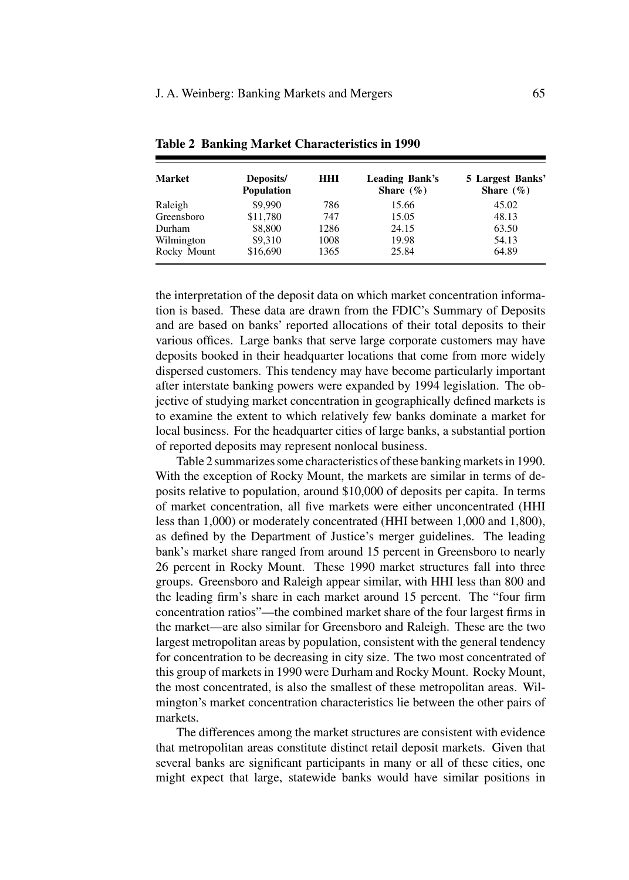**Table 2 Banking Market Characteristics in 1990**

| Market | Deposits/ Population | HHI | Leading Bank's Share (%) | 5 Largest Banks' Share (%) |
|---|---|---|---|---|
| Raleigh | \$9,990 | 786 | 15.66 | 45.02 |
| Greensboro | \$11,780 | 747 | 15.05 | 48.13 |
| Durham | \$8,800 | 1286 | 24.15 | 63.50 |
| Wilmington | \$9,310 | 1008 | 19.98 | 54.13 |
| Rocky Mount | \$16,690 | 1365 | 25.84 | 64.89 |

the interpretation of the deposit data on which market concentration information is based. These data are drawn from the FDIC's Summary of Deposits and are based on banks' reported allocations of their total deposits to their various offices. Large banks that serve large corporate customers may have deposits booked in their headquarter locations that come from more widely dispersed customers. This tendency may have become particularly important after interstate banking powers were expanded by 1994 legislation. The objective of studying market concentration in geographically defined markets is to examine the extent to which relatively few banks dominate a market for local business. For the headquarter cities of large banks, a substantial portion of reported deposits may represent nonlocal business.

Table 2 summarizes some characteristics of these banking markets in 1990. With the exception of Rocky Mount, the markets are similar in terms of deposits relative to population, around \$10,000 of deposits per capita. In terms of market concentration, all five markets were either unconcentrated (HHI less than 1,000) or moderately concentrated (HHI between 1,000 and 1,800), as defined by the Department of Justice's merger guidelines. The leading bank's market share ranged from around 15 percent in Greensboro to nearly 26 percent in Rocky Mount. These 1990 market structures fall into three groups. Greensboro and Raleigh appear similar, with HHI less than 800 and the leading firm's share in each market around 15 percent. The "four firm concentration ratios"—the combined market share of the four largest firms in the market—are also similar for Greensboro and Raleigh. These are the two largest metropolitan areas by population, consistent with the general tendency for concentration to be decreasing in city size. The two most concentrated of this group of markets in 1990 were Durham and Rocky Mount. Rocky Mount, the most concentrated, is also the smallest of these metropolitan areas. Wilmington's market concentration characteristics lie between the other pairs of markets.

The differences among the market structures are consistent with evidence that metropolitan areas constitute distinct retail deposit markets. Given that several banks are significant participants in many or all of these cities, one might expect that large, statewide banks would have similar positions in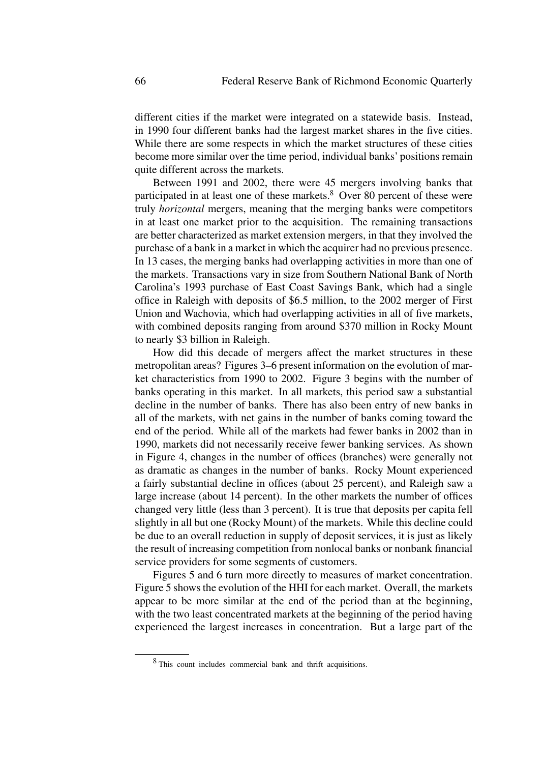different cities if the market were integrated on a statewide basis. Instead, in 1990 four different banks had the largest market shares in the five cities. While there are some respects in which the market structures of these cities become more similar over the time period, individual banks' positions remain quite different across the markets.

Between 1991 and 2002, there were 45 mergers involving banks that participated in at least one of these markets.[8] Over 80 percent of these were truly *horizontal* mergers, meaning that the merging banks were competitors in at least one market prior to the acquisition. The remaining transactions are better characterized as market extension mergers, in that they involved the purchase of a bank in a market in which the acquirer had no previous presence. In 13 cases, the merging banks had overlapping activities in more than one of the markets. Transactions vary in size from Southern National Bank of North Carolina's 1993 purchase of East Coast Savings Bank, which had a single office in Raleigh with deposits of $6.5 million, to the 2002 merger of First Union and Wachovia, which had overlapping activities in all of five markets, with combined deposits ranging from around $370 million in Rocky Mount to nearly $3 billion in Raleigh.

How did this decade of mergers affect the market structures in these metropolitan areas? Figures 3–6 present information on the evolution of market characteristics from 1990 to 2002. Figure 3 begins with the number of banks operating in this market. In all markets, this period saw a substantial decline in the number of banks. There has also been entry of new banks in all of the markets, with net gains in the number of banks coming toward the end of the period. While all of the markets had fewer banks in 2002 than in 1990, markets did not necessarily receive fewer banking services. As shown in Figure 4, changes in the number of offices (branches) were generally not as dramatic as changes in the number of banks. Rocky Mount experienced a fairly substantial decline in offices (about 25 percent), and Raleigh saw a large increase (about 14 percent). In the other markets the number of offices changed very little (less than 3 percent). It is true that deposits per capita fell slightly in all but one (Rocky Mount) of the markets. While this decline could be due to an overall reduction in supply of deposit services, it is just as likely the result of increasing competition from nonlocal banks or nonbank financial service providers for some segments of customers.

Figures 5 and 6 turn more directly to measures of market concentration. Figure 5 shows the evolution of the HHI for each market. Overall, the markets appear to be more similar at the end of the period than at the beginning, with the two least concentrated markets at the beginning of the period having experienced the largest increases in concentration. But a large part of the

[8] This count includes commercial bank and thrift acquisitions.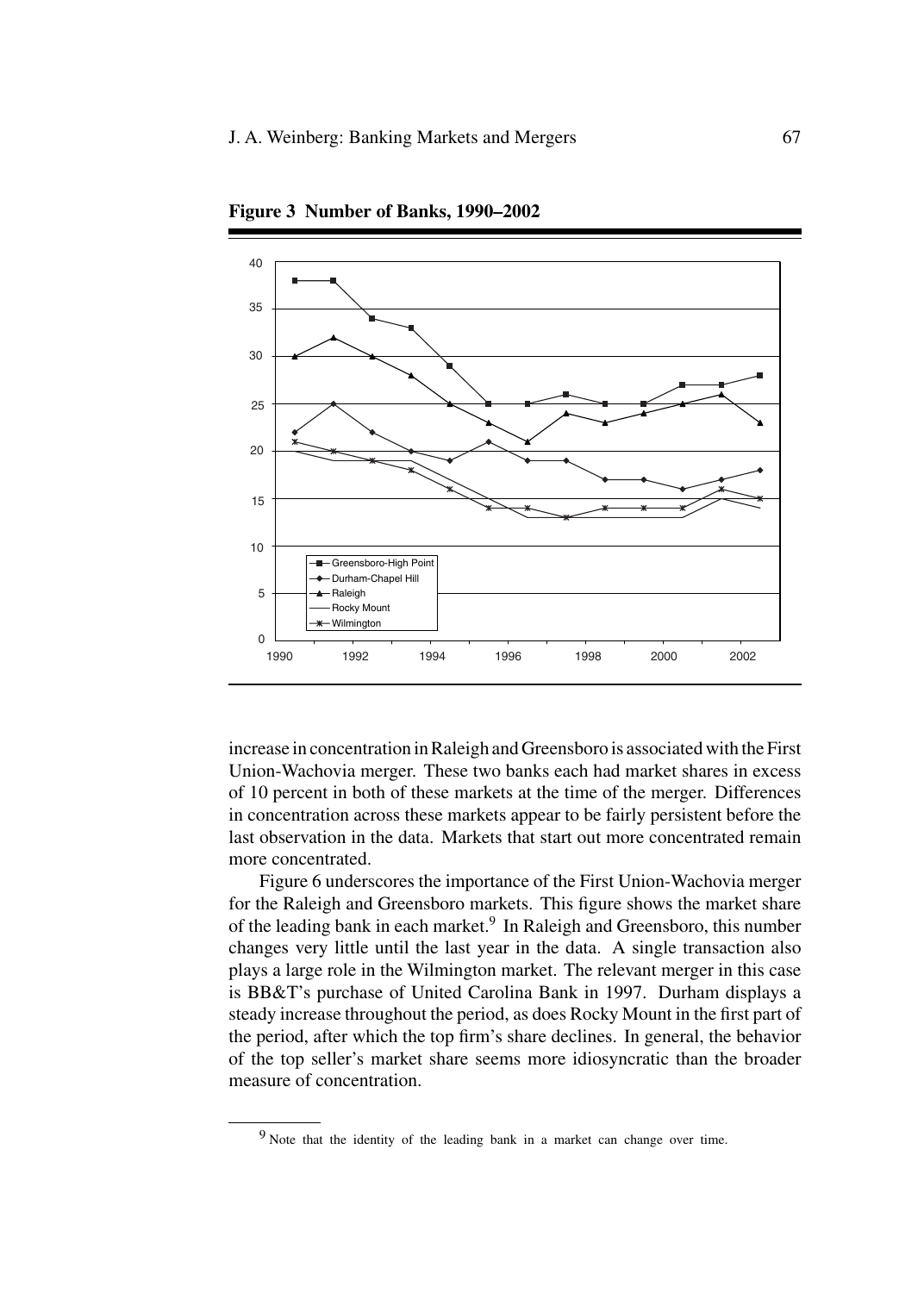**Figure 3 Number of Banks, 1990–2002**

increase in concentration in Raleigh and Greensboro is associated with the First Union-Wachovia merger. These two banks each had market shares in excess of 10 percent in both of these markets at the time of the merger. Differences in concentration across these markets appear to be fairly persistent before the last observation in the data. Markets that start out more concentrated remain more concentrated.

Figure 6 underscores the importance of the First Union-Wachovia merger for the Raleigh and Greensboro markets. This figure shows the market share of the leading bank in each market.[9] In Raleigh and Greensboro, this number changes very little until the last year in the data. A single transaction also plays a large role in the Wilmington market. The relevant merger in this case is BB&T's purchase of United Carolina Bank in 1997. Durham displays a steady increase throughout the period, as does Rocky Mount in the first part of the period, after which the top firm's share declines. In general, the behavior of the top seller's market share seems more idiosyncratic than the broader measure of concentration.

---

[9] Note that the identity of the leading bank in a market can change over time.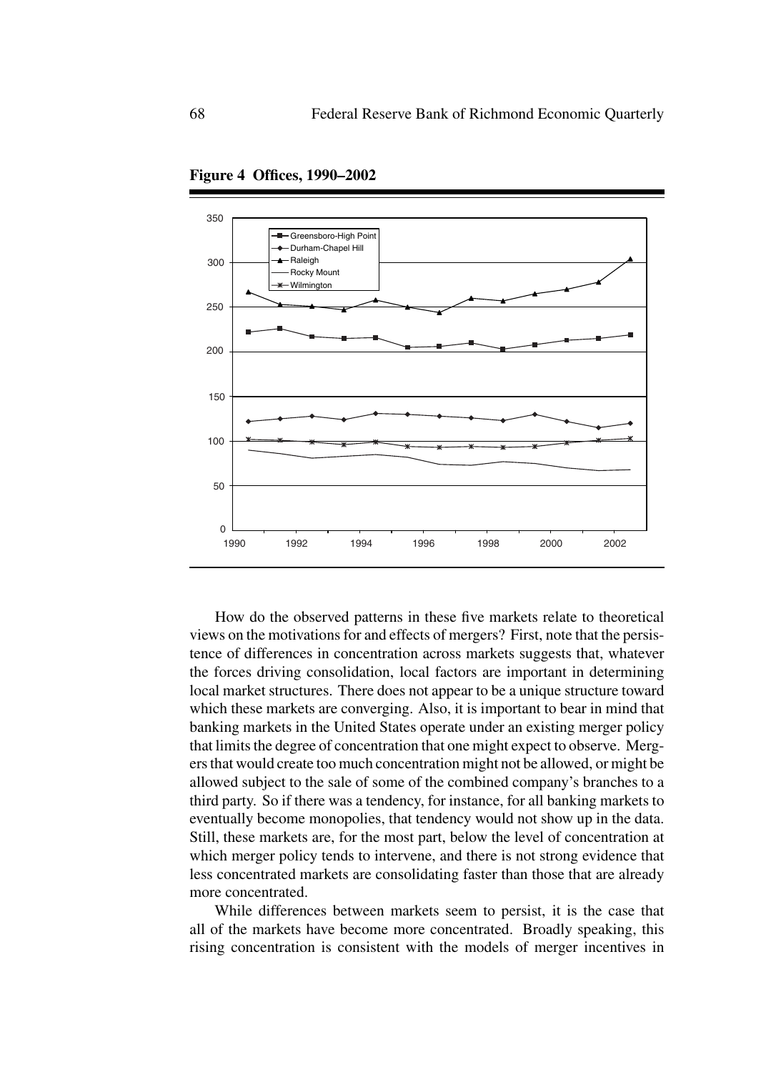**Figure 4 Offices, 1990–2002**

How do the observed patterns in these five markets relate to theoretical views on the motivations for and effects of mergers? First, note that the persistence of differences in concentration across markets suggests that, whatever the forces driving consolidation, local factors are important in determining local market structures. There does not appear to be a unique structure toward which these markets are converging. Also, it is important to bear in mind that banking markets in the United States operate under an existing merger policy that limits the degree of concentration that one might expect to observe. Mergers that would create too much concentration might not be allowed, or might be allowed subject to the sale of some of the combined company's branches to a third party. So if there was a tendency, for instance, for all banking markets to eventually become monopolies, that tendency would not show up in the data. Still, these markets are, for the most part, below the level of concentration at which merger policy tends to intervene, and there is not strong evidence that less concentrated markets are consolidating faster than those that are already more concentrated.

While differences between markets seem to persist, it is the case that all of the markets have become more concentrated. Broadly speaking, this rising concentration is consistent with the models of merger incentives in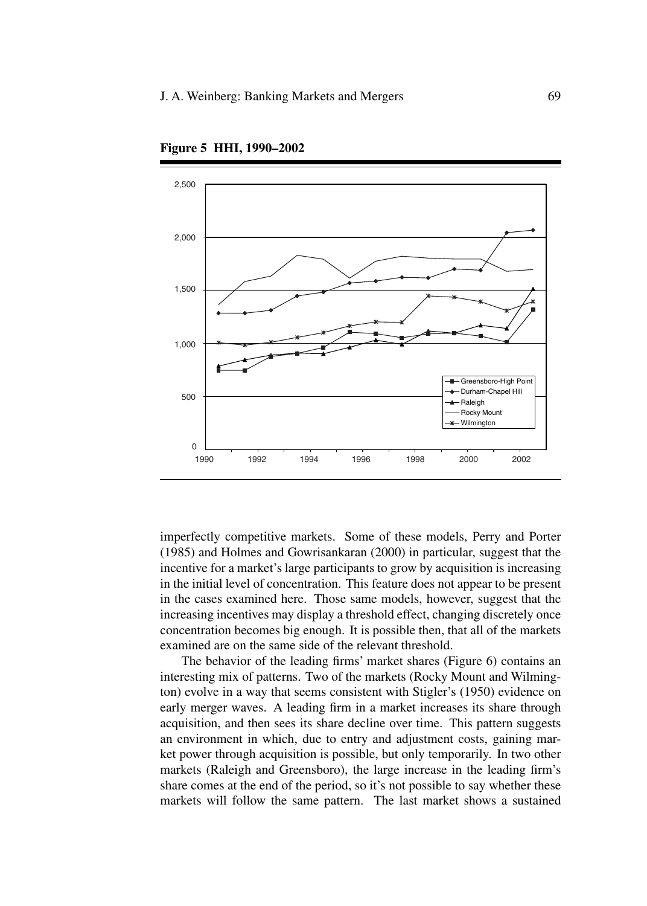**Figure 5 HHI, 1990–2002**

imperfectly competitive markets. Some of these models, Perry and Porter (1985) and Holmes and Gowrisankaran (2000) in particular, suggest that the incentive for a market's large participants to grow by acquisition is increasing in the initial level of concentration. This feature does not appear to be present in the cases examined here. Those same models, however, suggest that the increasing incentives may display a threshold effect, changing discretely once concentration becomes big enough. It is possible then, that all of the markets examined are on the same side of the relevant threshold.

The behavior of the leading firms' market shares (Figure 6) contains an interesting mix of patterns. Two of the markets (Rocky Mount and Wilmington) evolve in a way that seems consistent with Stigler's (1950) evidence on early merger waves. A leading firm in a market increases its share through acquisition, and then sees its share decline over time. This pattern suggests an environment in which, due to entry and adjustment costs, gaining market power through acquisition is possible, but only temporarily. In two other markets (Raleigh and Greensboro), the large increase in the leading firm's share comes at the end of the period, so it's not possible to say whether these markets will follow the same pattern. The last market shows a sustained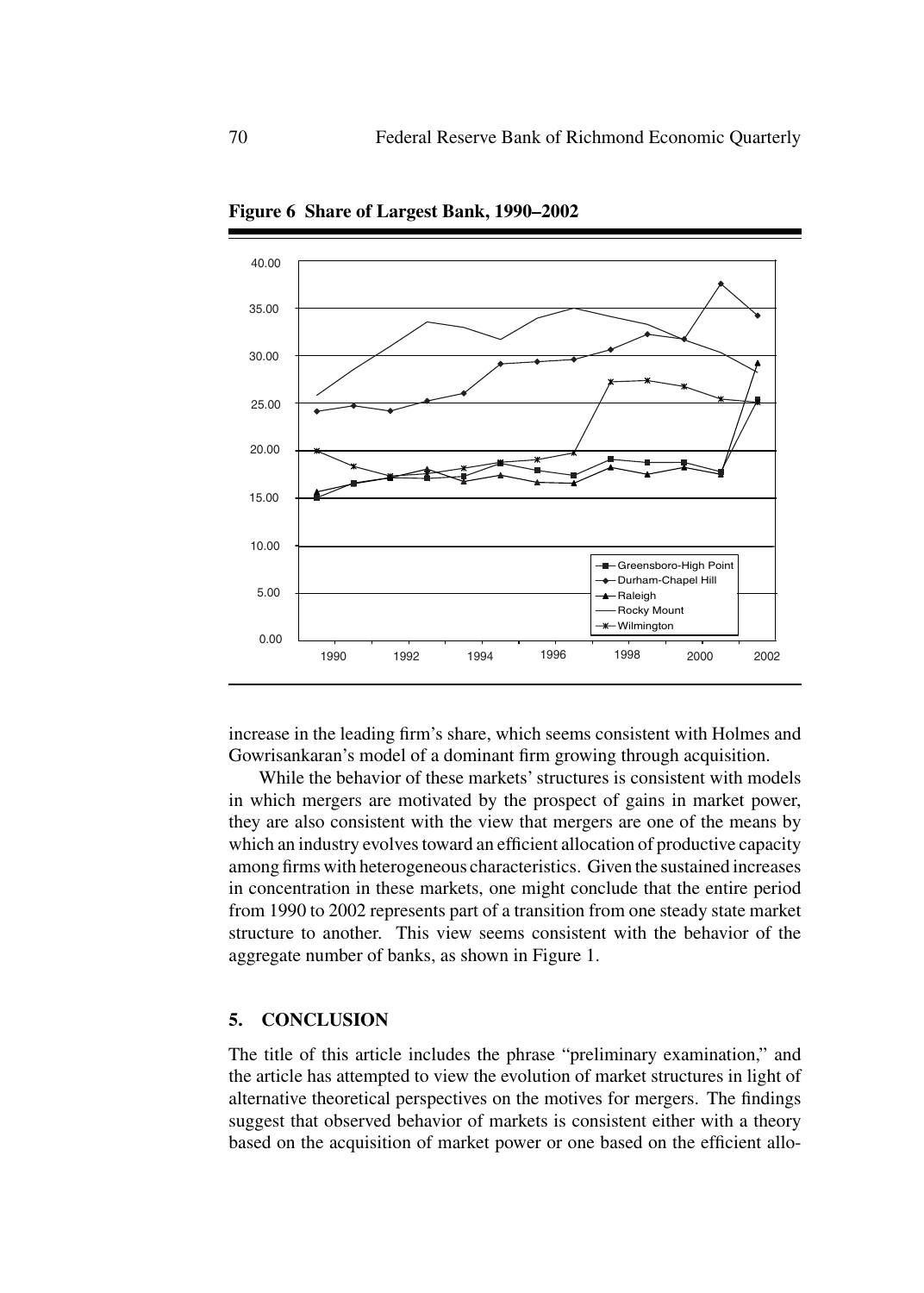**Figure 6 Share of Largest Bank, 1990–2002**

increase in the leading firm's share, which seems consistent with Holmes and Gowrisankaran's model of a dominant firm growing through acquisition.

While the behavior of these markets' structures is consistent with models in which mergers are motivated by the prospect of gains in market power, they are also consistent with the view that mergers are one of the means by which an industry evolves toward an efficient allocation of productive capacity among firms with heterogeneous characteristics. Given the sustained increases in concentration in these markets, one might conclude that the entire period from 1990 to 2002 represents part of a transition from one steady state market structure to another. This view seems consistent with the behavior of the aggregate number of banks, as shown in Figure 1.

## 5. CONCLUSION

The title of this article includes the phrase "preliminary examination," and the article has attempted to view the evolution of market structures in light of alternative theoretical perspectives on the motives for mergers. The findings suggest that observed behavior of markets is consistent either with a theory based on the acquisition of market power or one based on the efficient allo-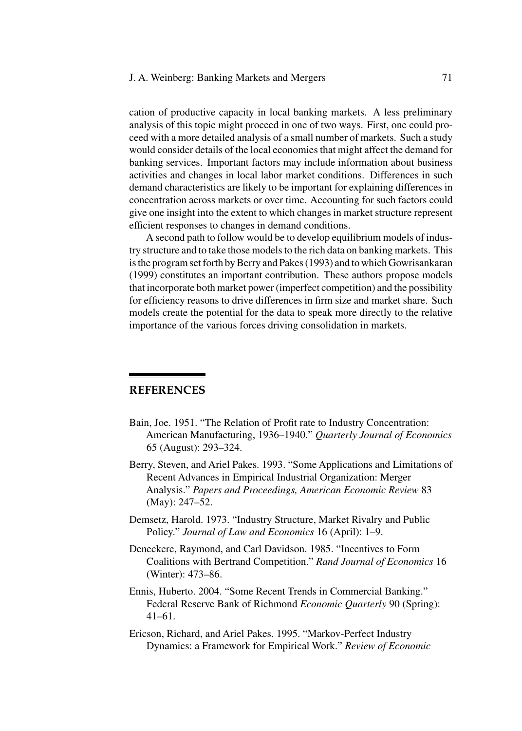cation of productive capacity in local banking markets. A less preliminary analysis of this topic might proceed in one of two ways. First, one could proceed with a more detailed analysis of a small number of markets. Such a study would consider details of the local economies that might affect the demand for banking services. Important factors may include information about business activities and changes in local labor market conditions. Differences in such demand characteristics are likely to be important for explaining differences in concentration across markets or over time. Accounting for such factors could give one insight into the extent to which changes in market structure represent efficient responses to changes in demand conditions.

A second path to follow would be to develop equilibrium models of industry structure and to take those models to the rich data on banking markets. This is the program set forth by Berry and Pakes (1993) and to which Gowrisankaran (1999) constitutes an important contribution. These authors propose models that incorporate both market power (imperfect competition) and the possibility for efficiency reasons to drive differences in firm size and market share. Such models create the potential for the data to speak more directly to the relative importance of the various forces driving consolidation in markets.

## REFERENCES

Bain, Joe. 1951. "The Relation of Profit rate to Industry Concentration: American Manufacturing, 1936–1940." *Quarterly Journal of Economics* 65 (August): 293–324.

Berry, Steven, and Ariel Pakes. 1993. "Some Applications and Limitations of Recent Advances in Empirical Industrial Organization: Merger Analysis." *Papers and Proceedings, American Economic Review* 83 (May): 247–52.

Demsetz, Harold. 1973. "Industry Structure, Market Rivalry and Public Policy." *Journal of Law and Economics* 16 (April): 1–9.

Deneckere, Raymond, and Carl Davidson. 1985. "Incentives to Form Coalitions with Bertrand Competition." *Rand Journal of Economics* 16 (Winter): 473–86.

Ennis, Huberto. 2004. "Some Recent Trends in Commercial Banking." Federal Reserve Bank of Richmond *Economic Quarterly* 90 (Spring): 41–61.

Ericson, Richard, and Ariel Pakes. 1995. "Markov-Perfect Industry Dynamics: a Framework for Empirical Work." *Review of Economic*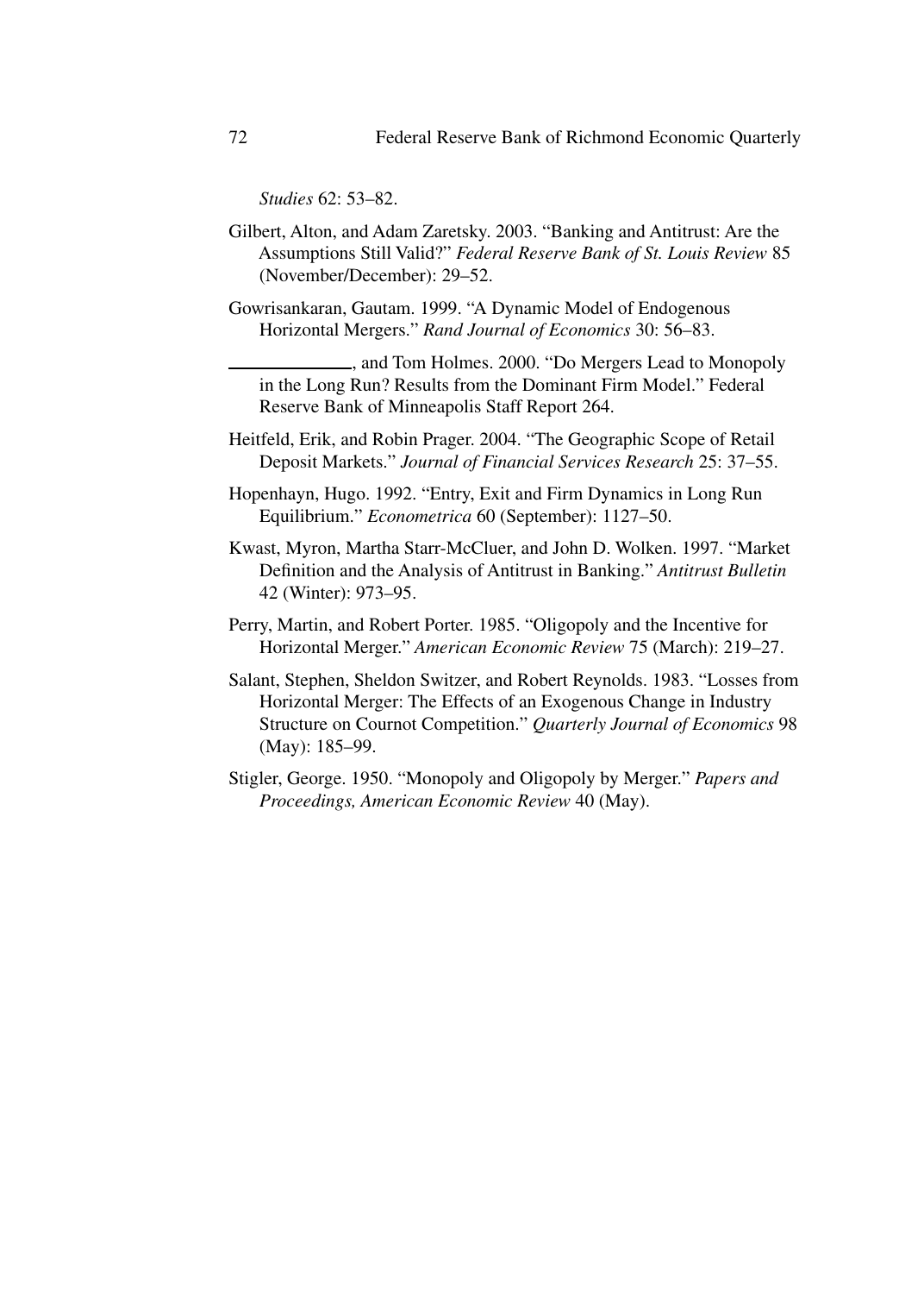*Studies* 62: 53–82.

Gilbert, Alton, and Adam Zaretsky. 2003. "Banking and Antitrust: Are the Assumptions Still Valid?" *Federal Reserve Bank of St. Louis Review* 85 (November/December): 29–52.

Gowrisankaran, Gautam. 1999. "A Dynamic Model of Endogenous Horizontal Mergers." *Rand Journal of Economics* 30: 56–83.

\_\_\_\_\_\_\_\_\_\_\_\_\_\_, and Tom Holmes. 2000. "Do Mergers Lead to Monopoly in the Long Run? Results from the Dominant Firm Model." Federal Reserve Bank of Minneapolis Staff Report 264.

Heitfeld, Erik, and Robin Prager. 2004. "The Geographic Scope of Retail Deposit Markets." *Journal of Financial Services Research* 25: 37–55.

Hopenhayn, Hugo. 1992. "Entry, Exit and Firm Dynamics in Long Run Equilibrium." *Econometrica* 60 (September): 1127–50.

Kwast, Myron, Martha Starr-McCluer, and John D. Wolken. 1997. "Market Definition and the Analysis of Antitrust in Banking." *Antitrust Bulletin* 42 (Winter): 973–95.

Perry, Martin, and Robert Porter. 1985. "Oligopoly and the Incentive for Horizontal Merger." *American Economic Review* 75 (March): 219–27.

Salant, Stephen, Sheldon Switzer, and Robert Reynolds. 1983. "Losses from Horizontal Merger: The Effects of an Exogenous Change in Industry Structure on Cournot Competition." *Quarterly Journal of Economics* 98 (May): 185–99.

Stigler, George. 1950. "Monopoly and Oligopoly by Merger." *Papers and Proceedings, American Economic Review* 40 (May).